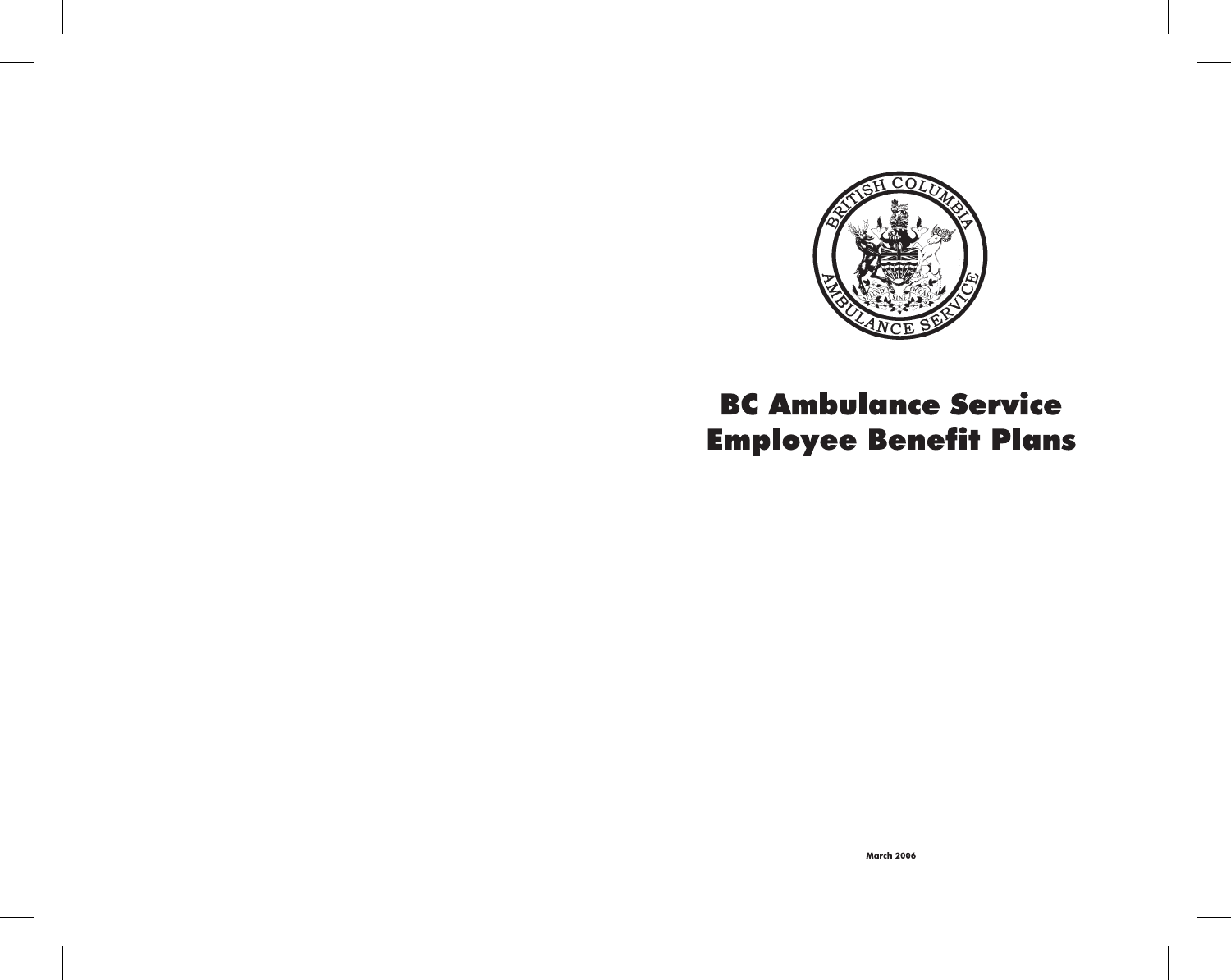# BC Ambulance Service Employee Benefit Plans

March 2006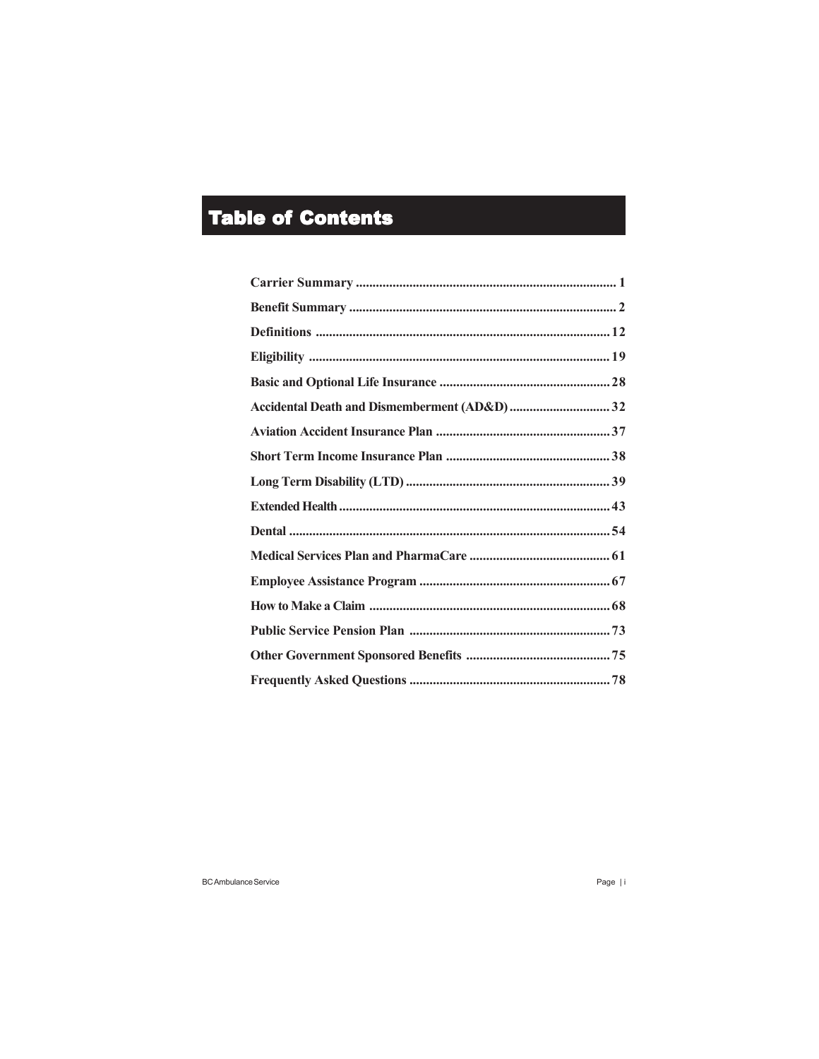# Table of Contents

| | |
|---|---|
| **Carrier Summary** | **1** |
| **Benefit Summary** | **2** |
| **Definitions** | **12** |
| **Eligibility** | **19** |
| **Basic and Optional Life Insurance** | **28** |
| **Accidental Death and Dismemberment (AD&D)** | **32** |
| **Aviation Accident Insurance Plan** | **37** |
| **Short Term Income Insurance Plan** | **38** |
| **Long Term Disability (LTD)** | **39** |
| **Extended Health** | **43** |
| **Dental** | **54** |
| **Medical Services Plan and PharmaCare** | **61** |
| **Employee Assistance Program** | **67** |
| **How to Make a Claim** | **68** |
| **Public Service Pension Plan** | **73** |
| **Other Government Sponsored Benefits** | **75** |
| **Frequently Asked Questions** | **78** |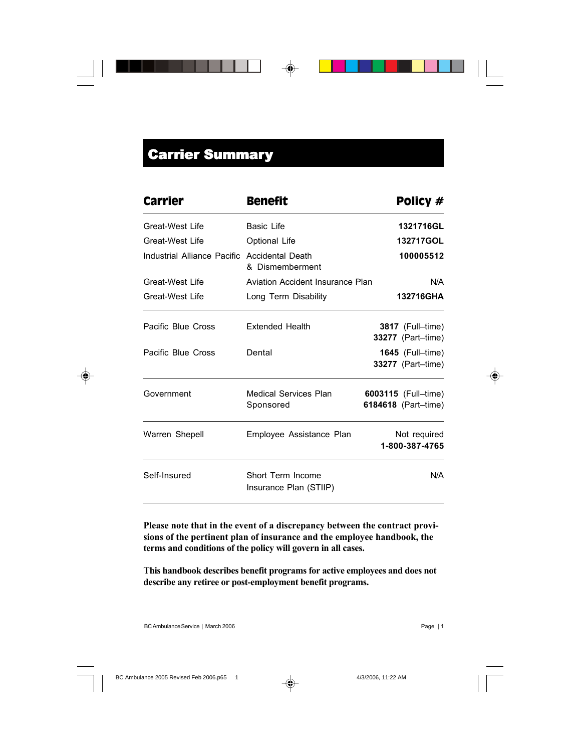# Carrier Summary

| Carrier | Benefit | Policy # |
|---|---|---|
| Great-West Life | Basic Life | **1321716GL** |
| Great-West Life | Optional Life | **132717GOL** |
| Industrial Alliance Pacific | Accidental Death & Dismemberment | **100005512** |
| Great-West Life | Aviation Accident Insurance Plan | N/A |
| Great-West Life | Long Term Disability | **132716GHA** |
| Pacific Blue Cross | Extended Health | **3817** (Full–time) **33277** (Part–time) |
| Pacific Blue Cross | Dental | **1645** (Full–time) **33277** (Part–time) |
| Government | Medical Services Plan Sponsored | **6003115** (Full–time) **6184618** (Part–time) |
| Warren Shepell | Employee Assistance Plan | Not required **1-800-387-4765** |
| Self-Insured | Short Term Income Insurance Plan (STIIP) | N/A |

**Please note that in the event of a discrepancy between the contract provisions of the pertinent plan of insurance and the employee handbook, the terms and conditions of the policy will govern in all cases.**

**This handbook describes benefit programs for active employees and does not describe any retiree or post-employment benefit programs.**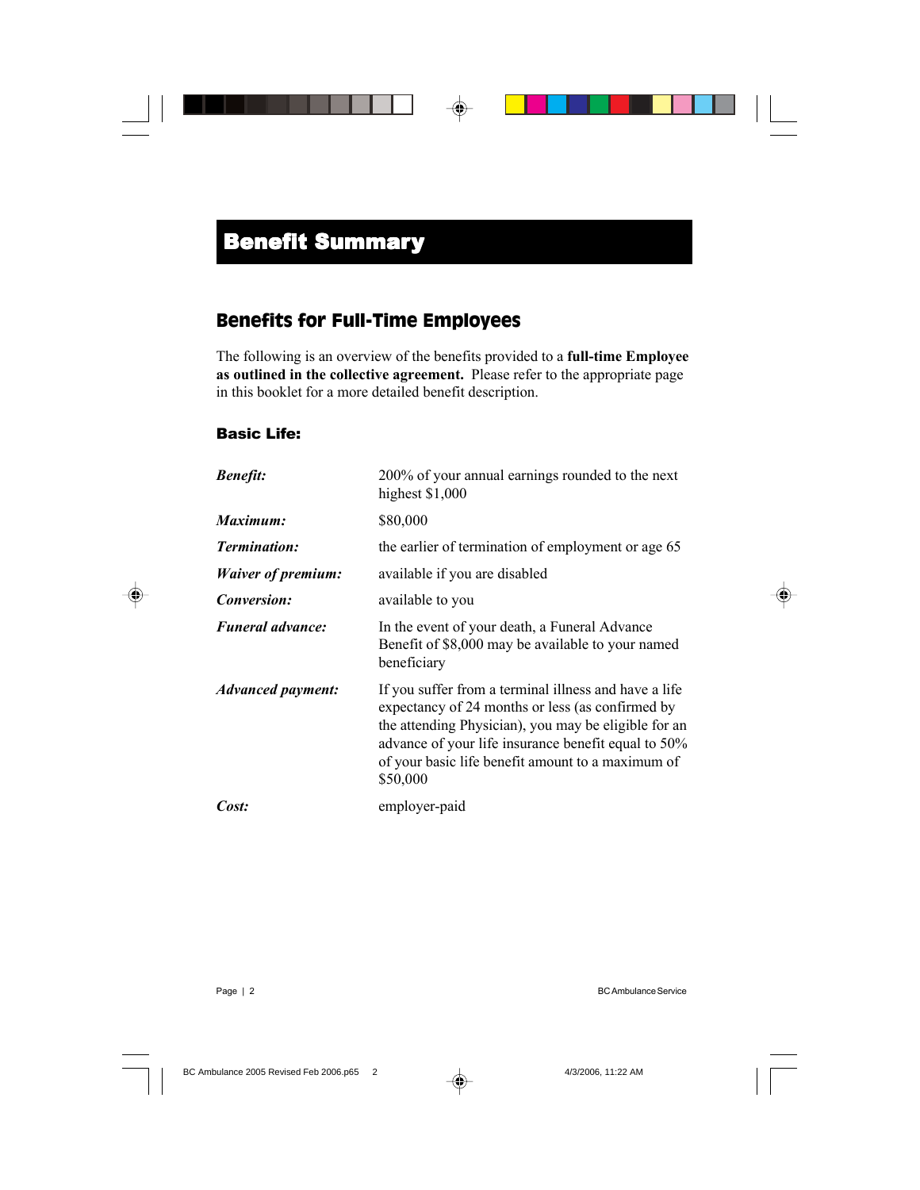# Benefit Summary

## Benefits for Full-Time Employees

The following is an overview of the benefits provided to a **full-time Employee as outlined in the collective agreement.** Please refer to the appropriate page in this booklet for a more detailed benefit description.

### Basic Life:

| | |
|---|---|
| ***Benefit:*** | 200% of your annual earnings rounded to the next highest $1,000 |
| ***Maximum:*** | $80,000 |
| ***Termination:*** | the earlier of termination of employment or age 65 |
| ***Waiver of premium:*** | available if you are disabled |
| ***Conversion:*** | available to you |
| ***Funeral advance:*** | In the event of your death, a Funeral Advance Benefit of $8,000 may be available to your named beneficiary |
| ***Advanced payment:*** | If you suffer from a terminal illness and have a life expectancy of 24 months or less (as confirmed by the attending Physician), you may be eligible for an advance of your life insurance benefit equal to 50% of your basic life benefit amount to a maximum of $50,000 |
| ***Cost:*** | employer-paid |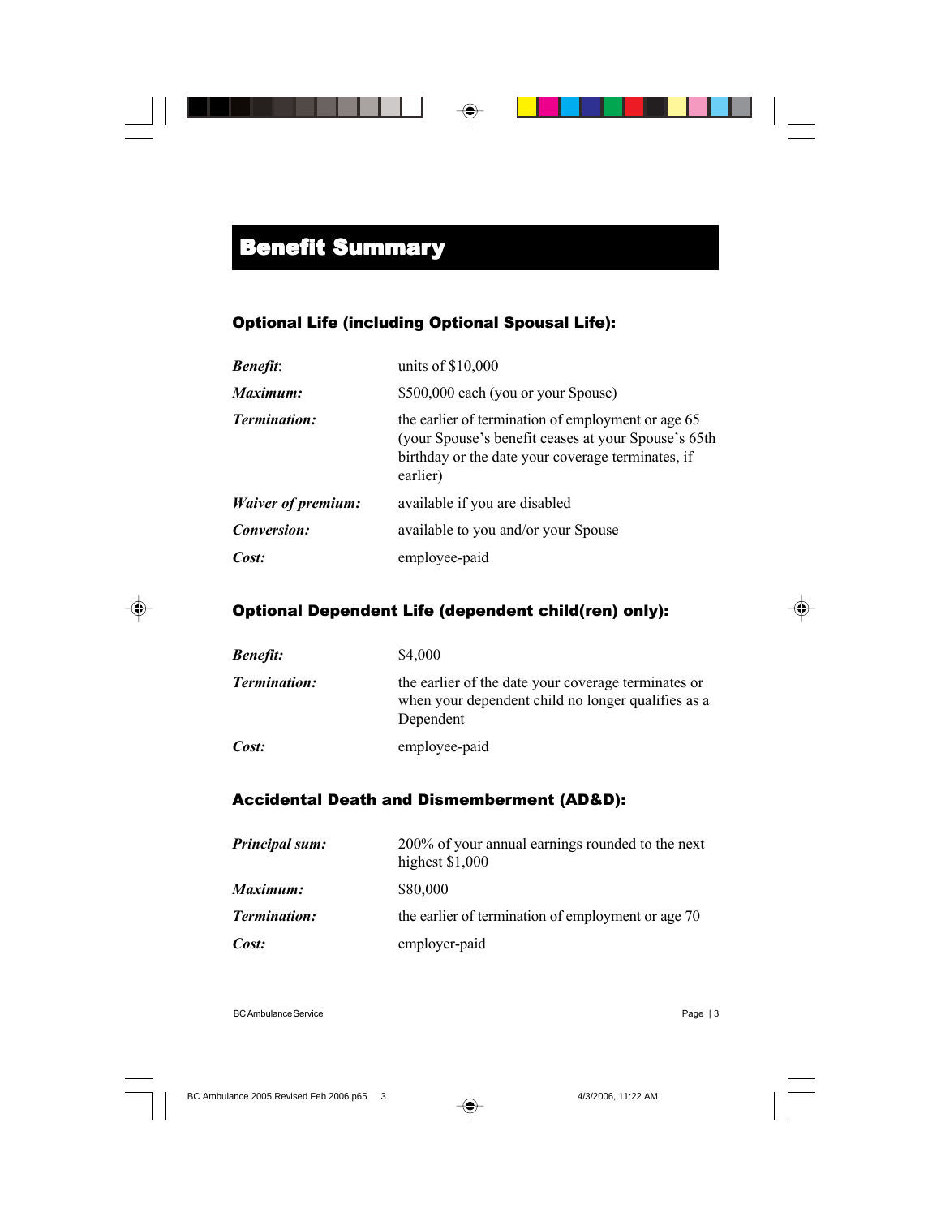# Benefit Summary

### Optional Life (including Optional Spousal Life):

| | |
|---|---|
| ***Benefit*:** | units of $10,000 |
| ***Maximum:*** | $500,000 each (you or your Spouse) |
| ***Termination:*** | the earlier of termination of employment or age 65 (your Spouse's benefit ceases at your Spouse's 65th birthday or the date your coverage terminates, if earlier) |
| ***Waiver of premium:*** | available if you are disabled |
| ***Conversion:*** | available to you and/or your Spouse |
| ***Cost:*** | employee-paid |

### Optional Dependent Life (dependent child(ren) only):

| | |
|---|---|
| ***Benefit:*** | $4,000 |
| ***Termination:*** | the earlier of the date your coverage terminates or when your dependent child no longer qualifies as a Dependent |
| ***Cost:*** | employee-paid |

### Accidental Death and Dismemberment (AD&D):

| | |
|---|---|
| ***Principal sum:*** | 200% of your annual earnings rounded to the next highest $1,000 |
| ***Maximum:*** | $80,000 |
| ***Termination:*** | the earlier of termination of employment or age 70 |
| ***Cost:*** | employer-paid |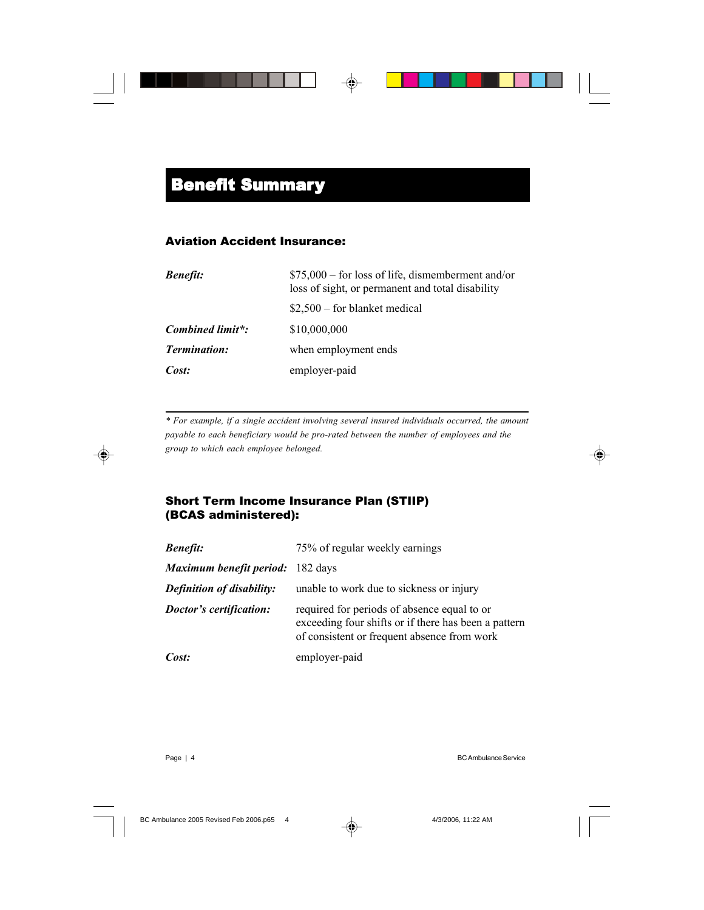# Benefit Summary

### Aviation Accident Insurance:

| | |
|---|---|
| ***Benefit:*** | $75,000 – for loss of life, dismemberment and/or loss of sight, or permanent and total disability |
| | $2,500 – for blanket medical |
| ***Combined limit*:*** | $10,000,000 |
| ***Termination:*** | when employment ends |
| ***Cost:*** | employer-paid |

---

*\* For example, if a single accident involving several insured individuals occurred, the amount payable to each beneficiary would be pro-rated between the number of employees and the group to which each employee belonged.*

### Short Term Income Insurance Plan (STIIP) (BCAS administered):

| | |
|---|---|
| ***Benefit:*** | 75% of regular weekly earnings |
| ***Maximum benefit period:*** | 182 days |
| ***Definition of disability:*** | unable to work due to sickness or injury |
| ***Doctor's certification:*** | required for periods of absence equal to or exceeding four shifts or if there has been a pattern of consistent or frequent absence from work |
| ***Cost:*** | employer-paid |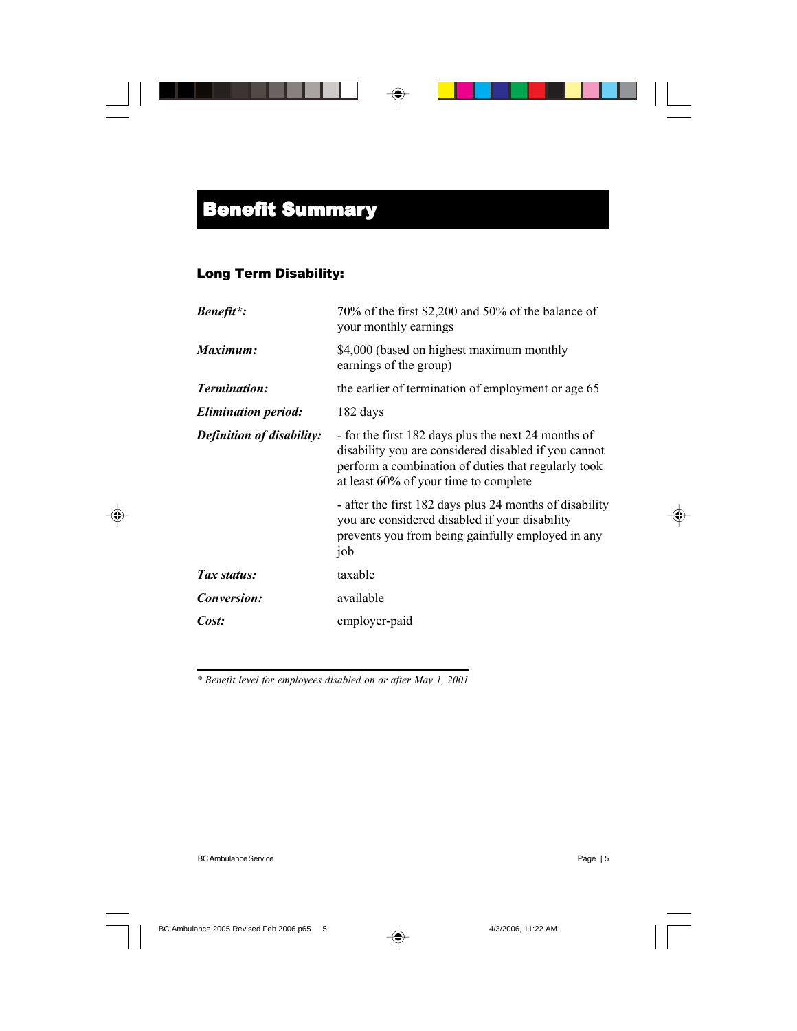# Benefit Summary

### Long Term Disability:

| | |
|---|---|
| ***Benefit*:*** | 70% of the first $2,200 and 50% of the balance of your monthly earnings |
| ***Maximum:*** | $4,000 (based on highest maximum monthly earnings of the group) |
| ***Termination:*** | the earlier of termination of employment or age 65 |
| ***Elimination period:*** | 182 days |
| ***Definition of disability:*** | - for the first 182 days plus the next 24 months of disability you are considered disabled if you cannot perform a combination of duties that regularly took at least 60% of your time to complete<br><br>- after the first 182 days plus 24 months of disability you are considered disabled if your disability prevents you from being gainfully employed in any job |
| ***Tax status:*** | taxable |
| ***Conversion:*** | available |
| ***Cost:*** | employer-paid |

---

*\* Benefit level for employees disabled on or after May 1, 2001*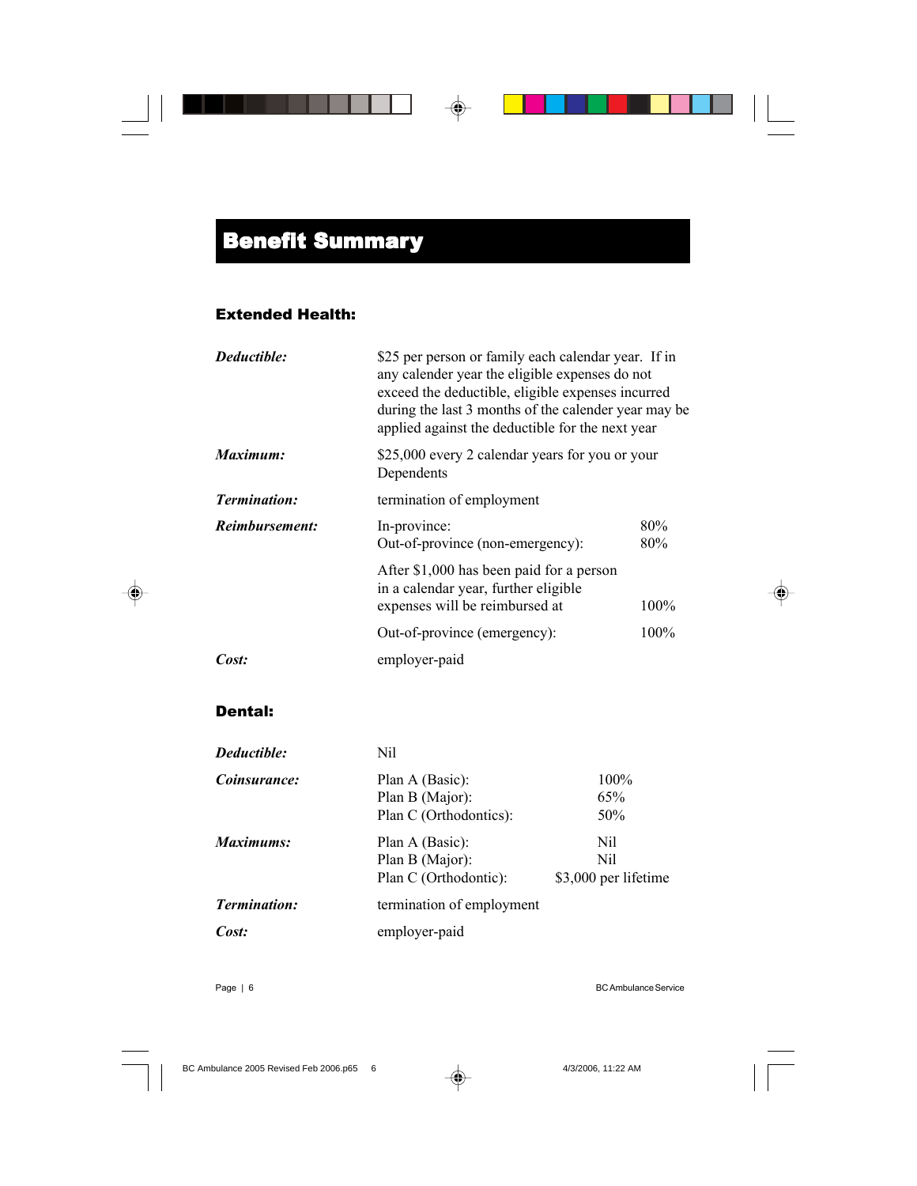# Benefit Summary

## Extended Health:

***Deductible:*** $25 per person or family each calendar year. If in any calender year the eligible expenses do not exceed the deductible, eligible expenses incurred during the last 3 months of the calender year may be applied against the deductible for the next year

***Maximum:*** $25,000 every 2 calendar years for you or your Dependents

***Termination:*** termination of employment

***Reimbursement:***

| | |
|---|---|
| In-province: | 80% |
| Out-of-province (non-emergency): | 80% |
| After $1,000 has been paid for a person in a calendar year, further eligible expenses will be reimbursed at | 100% |
| Out-of-province (emergency): | 100% |

***Cost:*** employer-paid

## Dental:

***Deductible:*** Nil

***Coinsurance:***

| | |
|---|---|
| Plan A (Basic): | 100% |
| Plan B (Major): | 65% |
| Plan C (Orthodontics): | 50% |

***Maximums:***

| | |
|---|---|
| Plan A (Basic): | Nil |
| Plan B (Major): | Nil |
| Plan C (Orthodontic): | $3,000 per lifetime |

***Termination:*** termination of employment

***Cost:*** employer-paid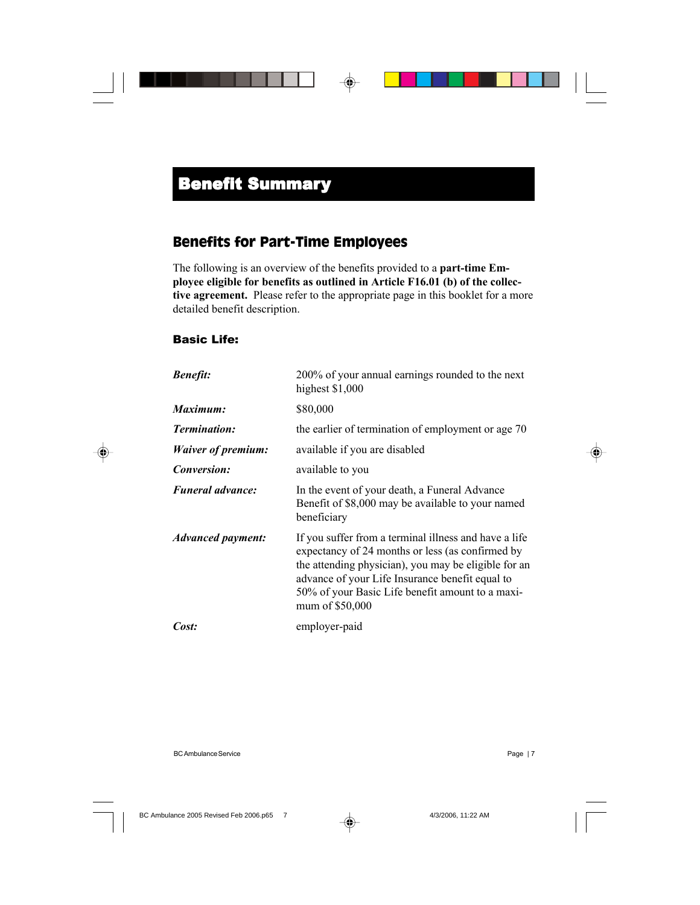# Benefit Summary

## Benefits for Part-Time Employees

The following is an overview of the benefits provided to a **part-time Employee eligible for benefits as outlined in Article F16.01 (b) of the collective agreement.** Please refer to the appropriate page in this booklet for a more detailed benefit description.

### Basic Life:

| | |
|---|---|
| ***Benefit:*** | 200% of your annual earnings rounded to the next highest $1,000 |
| ***Maximum:*** | $80,000 |
| ***Termination:*** | the earlier of termination of employment or age 70 |
| ***Waiver of premium:*** | available if you are disabled |
| ***Conversion:*** | available to you |
| ***Funeral advance:*** | In the event of your death, a Funeral Advance Benefit of $8,000 may be available to your named beneficiary |
| ***Advanced payment:*** | If you suffer from a terminal illness and have a life expectancy of 24 months or less (as confirmed by the attending physician), you may be eligible for an advance of your Life Insurance benefit equal to 50% of your Basic Life benefit amount to a maximum of $50,000 |
| ***Cost:*** | employer-paid |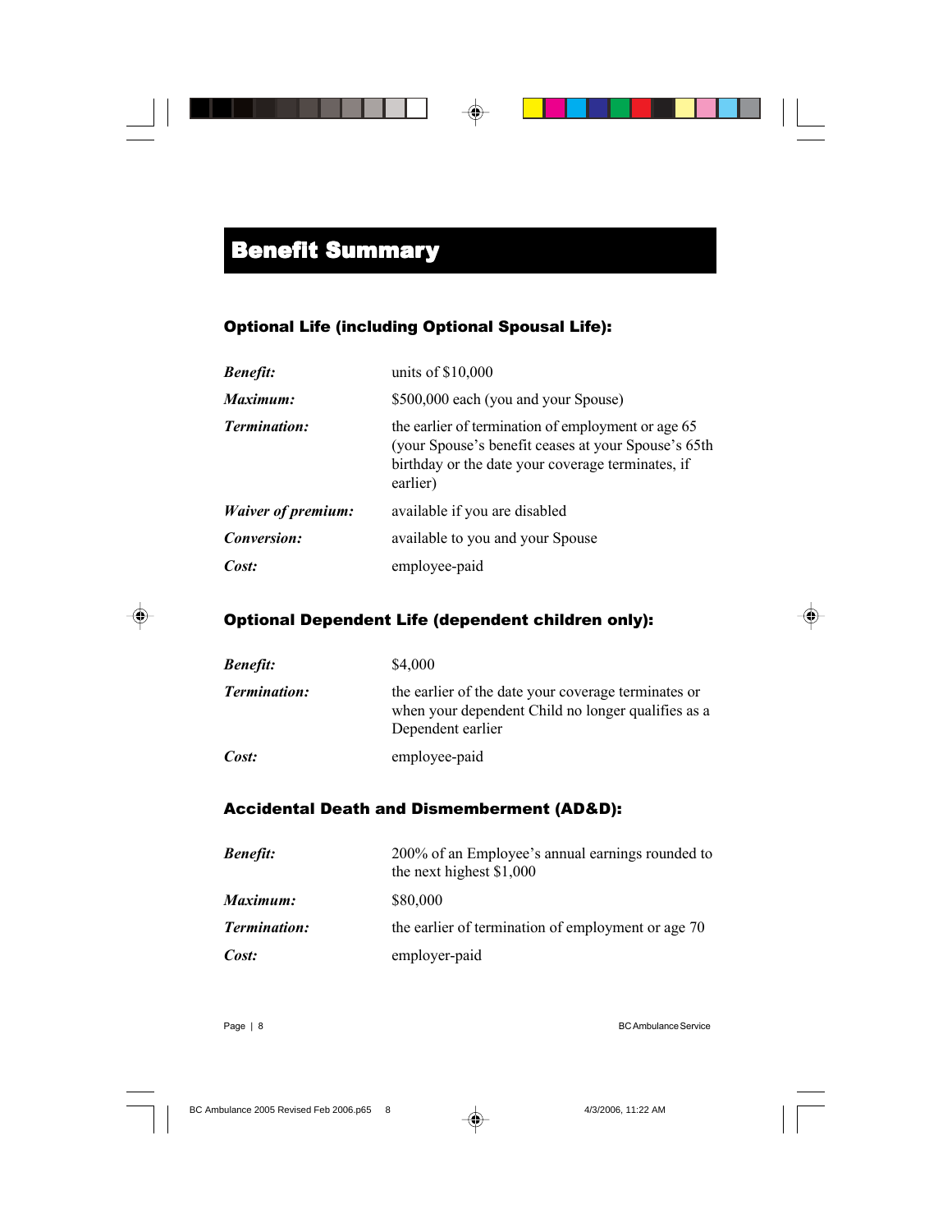# Benefit Summary

### Optional Life (including Optional Spousal Life):

| | |
|---|---|
| ***Benefit:*** | units of $10,000 |
| ***Maximum:*** | $500,000 each (you and your Spouse) |
| ***Termination:*** | the earlier of termination of employment or age 65 (your Spouse's benefit ceases at your Spouse's 65th birthday or the date your coverage terminates, if earlier) |
| ***Waiver of premium:*** | available if you are disabled |
| ***Conversion:*** | available to you and your Spouse |
| ***Cost:*** | employee-paid |

### Optional Dependent Life (dependent children only):

| | |
|---|---|
| ***Benefit:*** | $4,000 |
| ***Termination:*** | the earlier of the date your coverage terminates or when your dependent Child no longer qualifies as a Dependent earlier |
| ***Cost:*** | employee-paid |

### Accidental Death and Dismemberment (AD&D):

| | |
|---|---|
| ***Benefit:*** | 200% of an Employee's annual earnings rounded to the next highest $1,000 |
| ***Maximum:*** | $80,000 |
| ***Termination:*** | the earlier of termination of employment or age 70 |
| ***Cost:*** | employer-paid |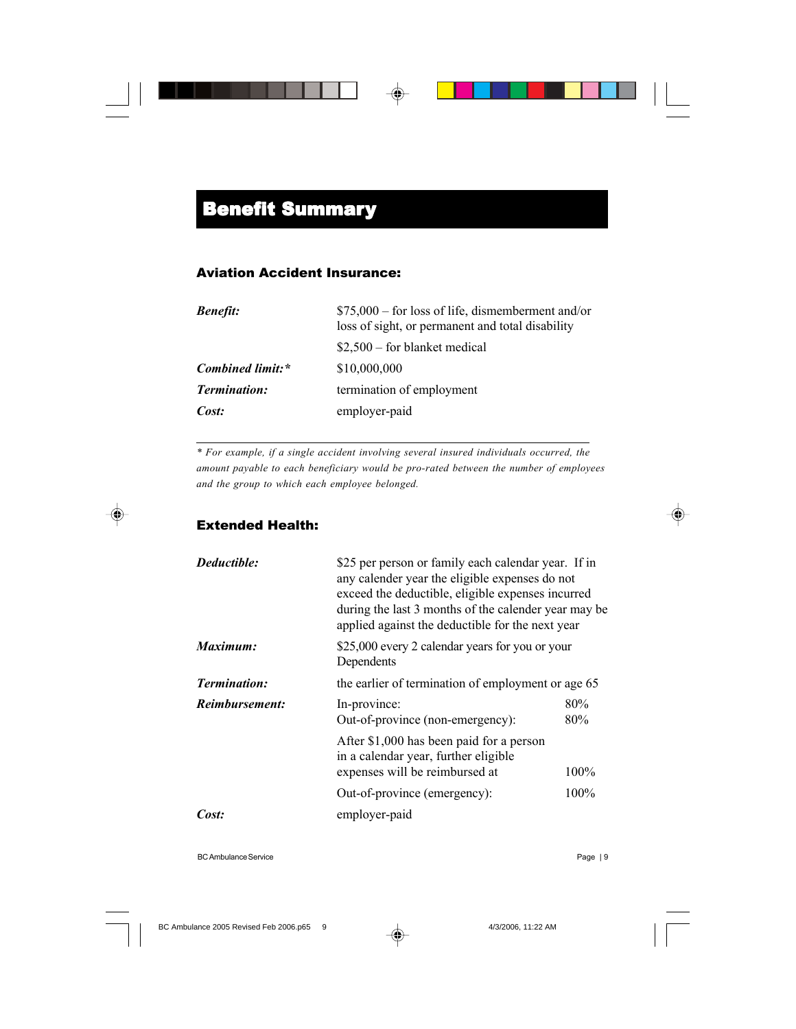# Benefit Summary

## Aviation Accident Insurance:

| | |
|---|---|
| ***Benefit:*** | $75,000 – for loss of life, dismemberment and/or loss of sight, or permanent and total disability |
| | $2,500 – for blanket medical |
| ***Combined limit:**** | $10,000,000 |
| ***Termination:*** | termination of employment |
| ***Cost:*** | employer-paid |

*\* For example, if a single accident involving several insured individuals occurred, the amount payable to each beneficiary would be pro-rated between the number of employees and the group to which each employee belonged.*

## Extended Health:

| | | |
|---|---|---|
| ***Deductible:*** | $25 per person or family each calendar year. If in any calender year the eligible expenses do not exceed the deductible, eligible expenses incurred during the last 3 months of the calender year may be applied against the deductible for the next year | |
| ***Maximum:*** | $25,000 every 2 calendar years for you or your Dependents | |
| ***Termination:*** | the earlier of termination of employment or age 65 | |
| ***Reimbursement:*** | In-province: | 80% |
| | Out-of-province (non-emergency): | 80% |
| | After $1,000 has been paid for a person in a calendar year, further eligible expenses will be reimbursed at | 100% |
| | Out-of-province (emergency): | 100% |
| ***Cost:*** | employer-paid | |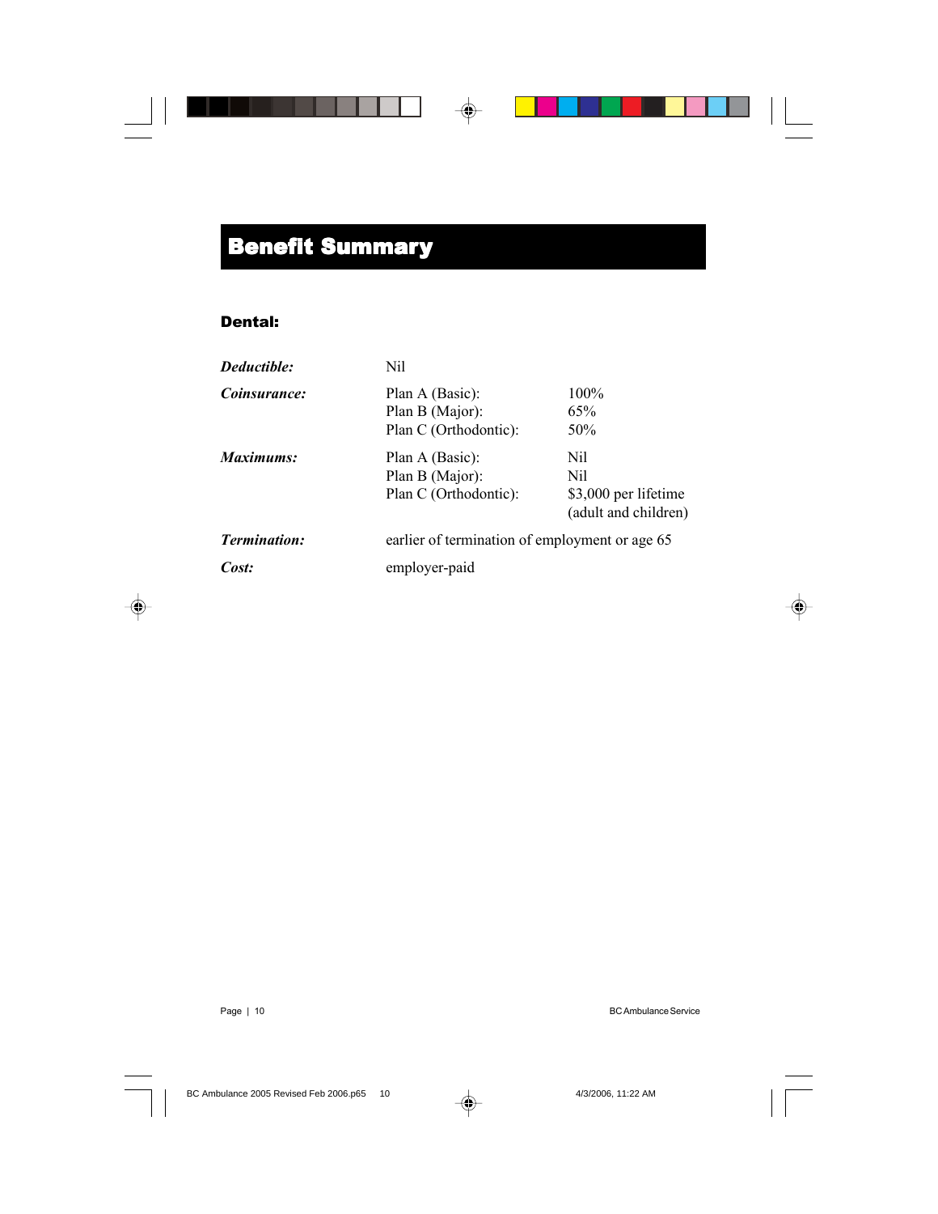# Benefit Summary

## Dental:

| | | |
|---|---|---|
| ***Deductible:*** | Nil | |
| ***Coinsurance:*** | Plan A (Basic): | 100% |
| | Plan B (Major): | 65% |
| | Plan C (Orthodontic): | 50% |
| ***Maximums:*** | Plan A (Basic): | Nil |
| | Plan B (Major): | Nil |
| | Plan C (Orthodontic): | $3,000 per lifetime (adult and children) |
| ***Termination:*** | earlier of termination of employment or age 65 | |
| ***Cost:*** | employer-paid | |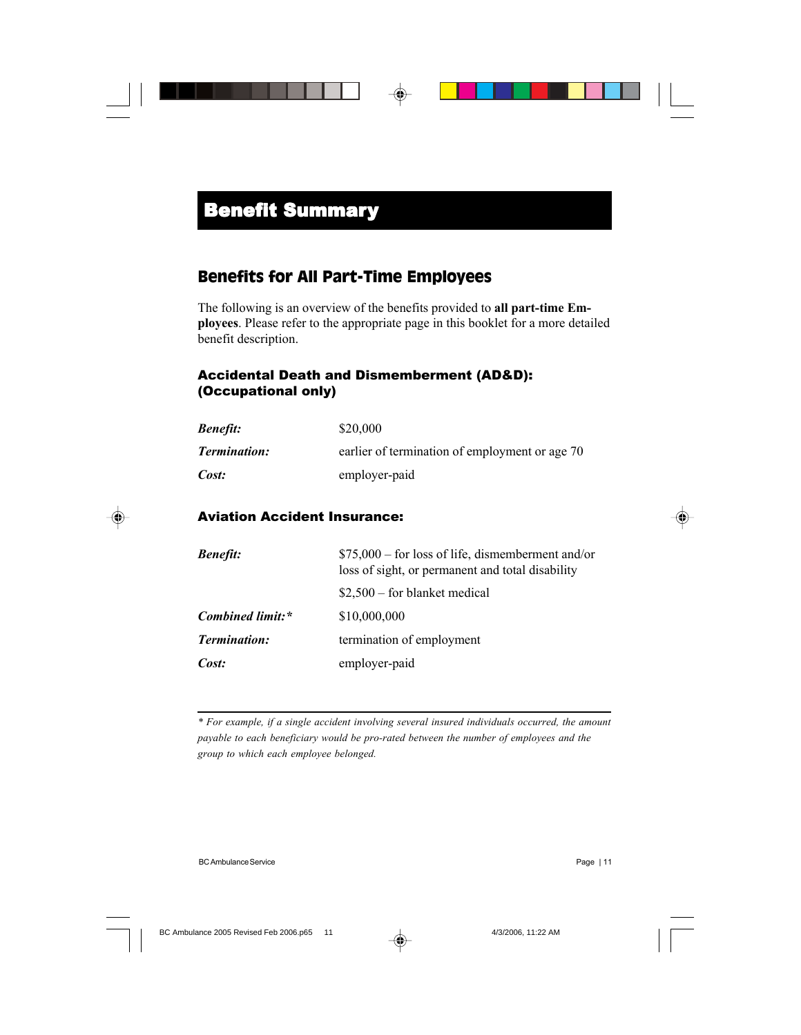# Benefit Summary

## Benefits for All Part-Time Employees

The following is an overview of the benefits provided to **all part-time Employees**. Please refer to the appropriate page in this booklet for a more detailed benefit description.

### Accidental Death and Dismemberment (AD&D): (Occupational only)

| | |
|---|---|
| ***Benefit:*** | $20,000 |
| ***Termination:*** | earlier of termination of employment or age 70 |
| ***Cost:*** | employer-paid |

### Aviation Accident Insurance:

| | |
|---|---|
| ***Benefit:*** | $75,000 – for loss of life, dismemberment and/or loss of sight, or permanent and total disability |
| | $2,500 – for blanket medical |
| ***Combined limit:**** | $10,000,000 |
| ***Termination:*** | termination of employment |
| ***Cost:*** | employer-paid |

---

*\* For example, if a single accident involving several insured individuals occurred, the amount payable to each beneficiary would be pro-rated between the number of employees and the group to which each employee belonged.*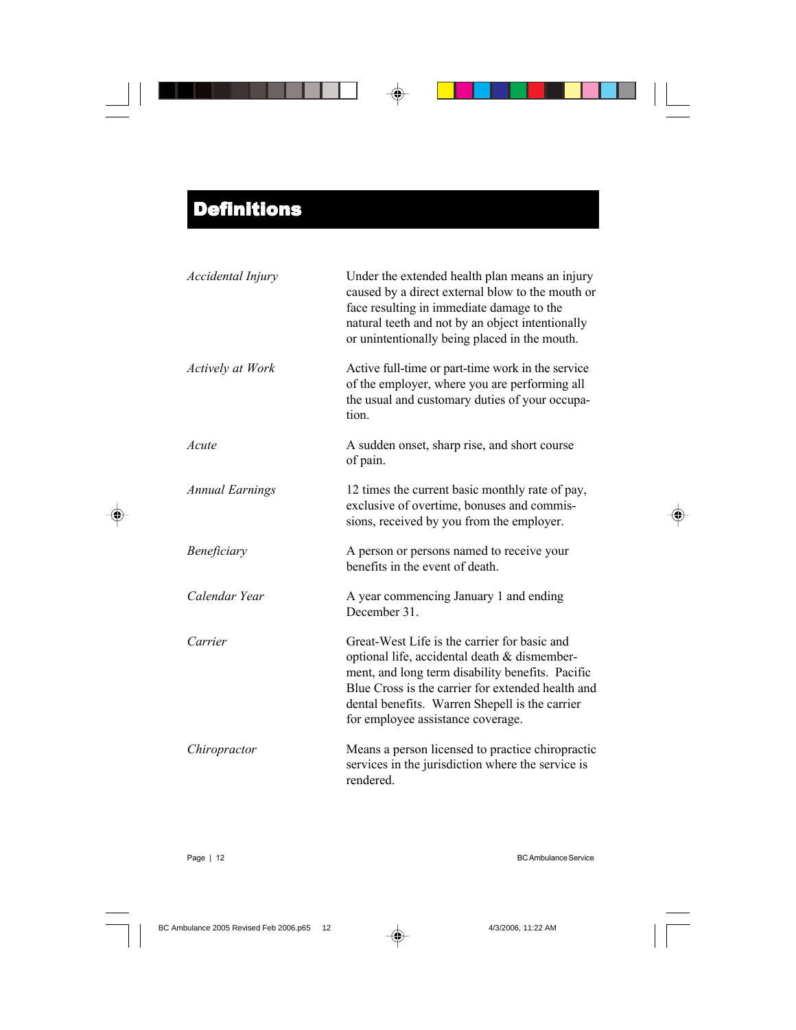# Definitions

| | |
|---|---|
| *Accidental Injury* | Under the extended health plan means an injury caused by a direct external blow to the mouth or face resulting in immediate damage to the natural teeth and not by an object intentionally or unintentionally being placed in the mouth. |
| *Actively at Work* | Active full-time or part-time work in the service of the employer, where you are performing all the usual and customary duties of your occupation. |
| *Acute* | A sudden onset, sharp rise, and short course of pain. |
| *Annual Earnings* | 12 times the current basic monthly rate of pay, exclusive of overtime, bonuses and commissions, received by you from the employer. |
| *Beneficiary* | A person or persons named to receive your benefits in the event of death. |
| *Calendar Year* | A year commencing January 1 and ending December 31. |
| *Carrier* | Great-West Life is the carrier for basic and optional life, accidental death & dismemberment, and long term disability benefits. Pacific Blue Cross is the carrier for extended health and dental benefits. Warren Shepell is the carrier for employee assistance coverage. |
| *Chiropractor* | Means a person licensed to practice chiropractic services in the jurisdiction where the service is rendered. |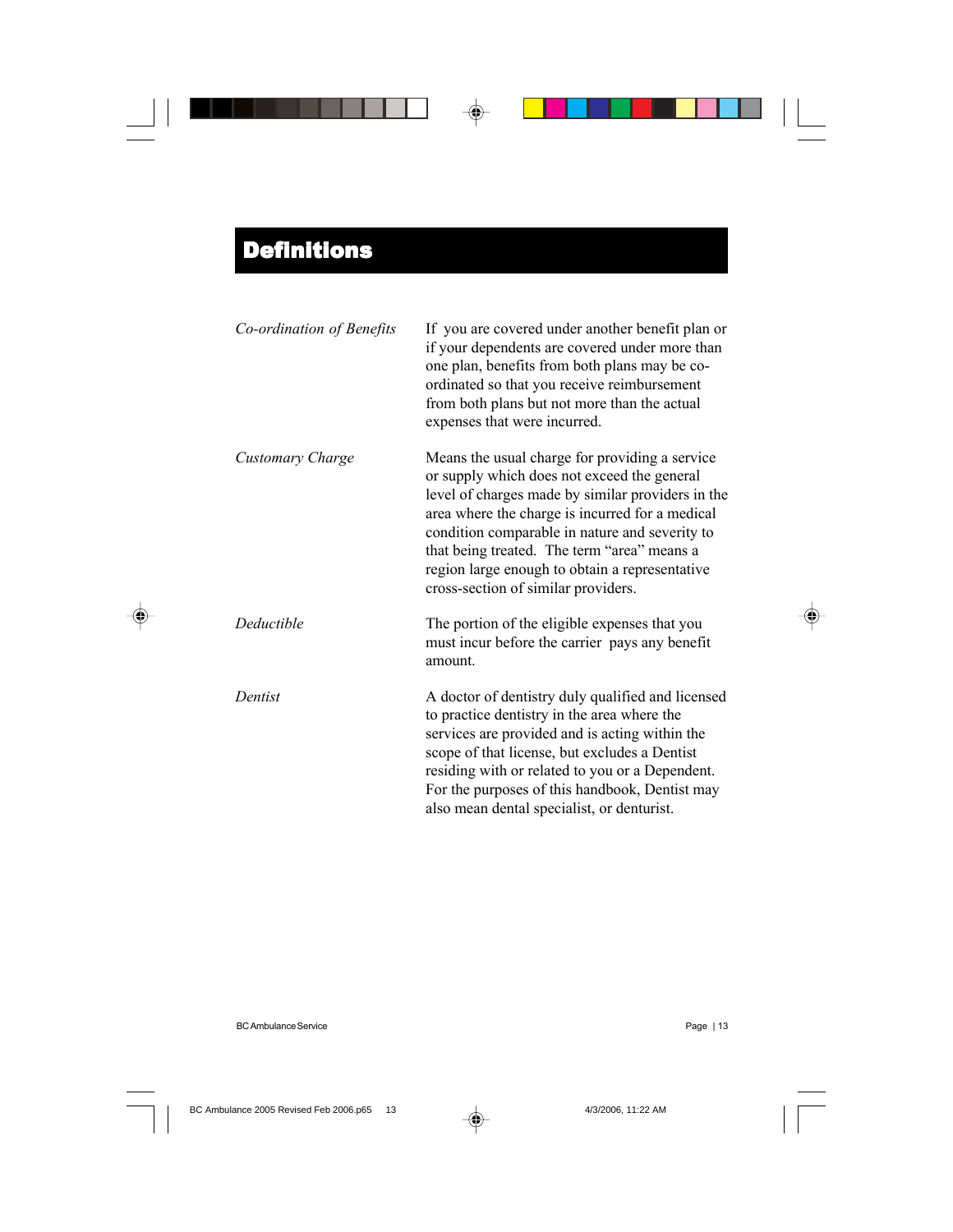# Definitions

| | |
|---|---|
| *Co-ordination of Benefits* | If you are covered under another benefit plan or if your dependents are covered under more than one plan, benefits from both plans may be co-ordinated so that you receive reimbursement from both plans but not more than the actual expenses that were incurred. |
| *Customary Charge* | Means the usual charge for providing a service or supply which does not exceed the general level of charges made by similar providers in the area where the charge is incurred for a medical condition comparable in nature and severity to that being treated. The term "area" means a region large enough to obtain a representative cross-section of similar providers. |
| *Deductible* | The portion of the eligible expenses that you must incur before the carrier pays any benefit amount. |
| *Dentist* | A doctor of dentistry duly qualified and licensed to practice dentistry in the area where the services are provided and is acting within the scope of that license, but excludes a Dentist residing with or related to you or a Dependent. For the purposes of this handbook, Dentist may also mean dental specialist, or denturist. |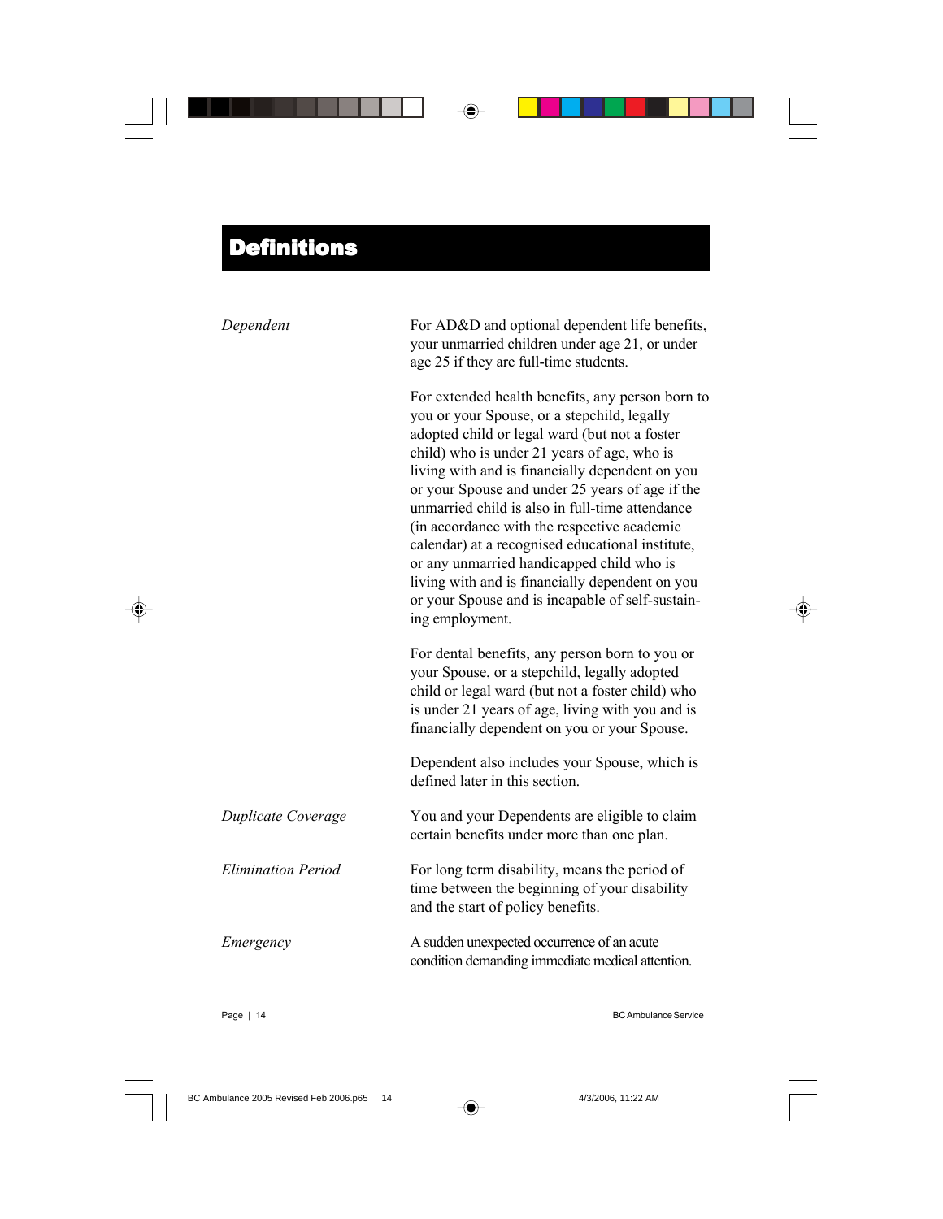# Definitions

*Dependent*

For AD&D and optional dependent life benefits, your unmarried children under age 21, or under age 25 if they are full-time students.

For extended health benefits, any person born to you or your Spouse, or a stepchild, legally adopted child or legal ward (but not a foster child) who is under 21 years of age, who is living with and is financially dependent on you or your Spouse and under 25 years of age if the unmarried child is also in full-time attendance (in accordance with the respective academic calendar) at a recognised educational institute, or any unmarried handicapped child who is living with and is financially dependent on you or your Spouse and is incapable of self-sustaining employment.

For dental benefits, any person born to you or your Spouse, or a stepchild, legally adopted child or legal ward (but not a foster child) who is under 21 years of age, living with you and is financially dependent on you or your Spouse.

Dependent also includes your Spouse, which is defined later in this section.

*Duplicate Coverage*

You and your Dependents are eligible to claim certain benefits under more than one plan.

*Elimination Period*

For long term disability, means the period of time between the beginning of your disability and the start of policy benefits.

*Emergency*

A sudden unexpected occurrence of an acute condition demanding immediate medical attention.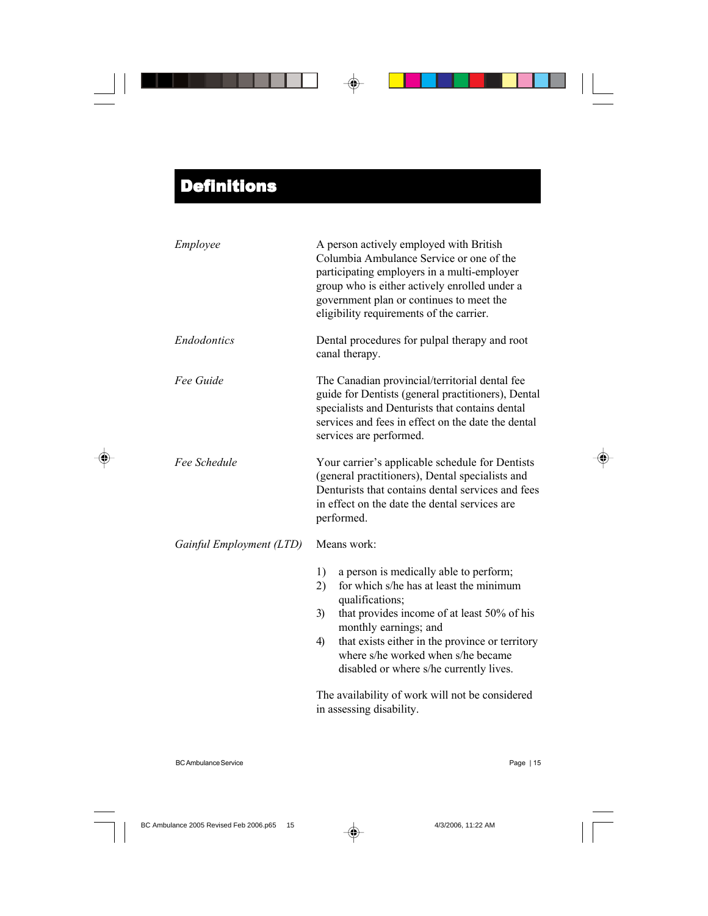# Definitions

| | |
|---|---|
| *Employee* | A person actively employed with British Columbia Ambulance Service or one of the participating employers in a multi-employer group who is either actively enrolled under a government plan or continues to meet the eligibility requirements of the carrier. |
| *Endodontics* | Dental procedures for pulpal therapy and root canal therapy. |
| *Fee Guide* | The Canadian provincial/territorial dental fee guide for Dentists (general practitioners), Dental specialists and Denturists that contains dental services and fees in effect on the date the dental services are performed. |
| *Fee Schedule* | Your carrier's applicable schedule for Dentists (general practitioners), Dental specialists and Denturists that contains dental services and fees in effect on the date the dental services are performed. |
| *Gainful Employment (LTD)* | Means work:<br>1) a person is medically able to perform;<br>2) for which s/he has at least the minimum qualifications;<br>3) that provides income of at least 50% of his monthly earnings; and<br>4) that exists either in the province or territory where s/he worked when s/he became disabled or where s/he currently lives.<br><br>The availability of work will not be considered in assessing disability. |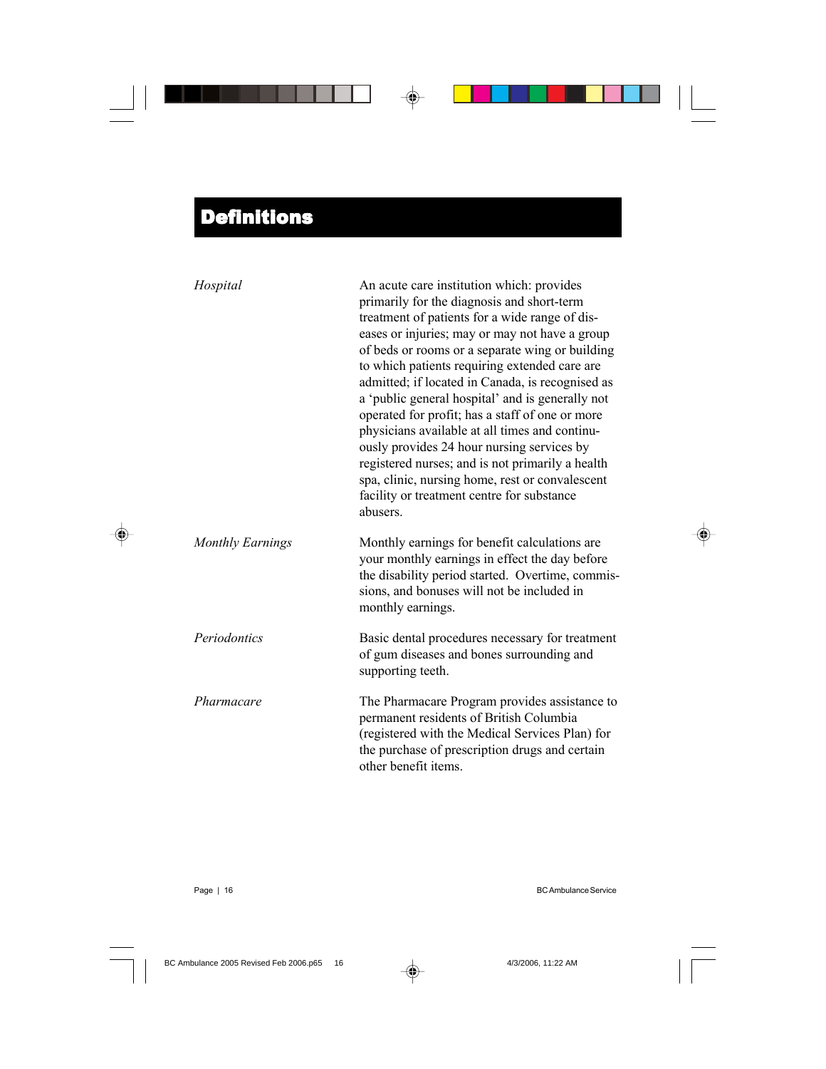# Definitions

| | |
|---|---|
| *Hospital* | An acute care institution which: provides primarily for the diagnosis and short-term treatment of patients for a wide range of diseases or injuries; may or may not have a group of beds or rooms or a separate wing or building to which patients requiring extended care are admitted; if located in Canada, is recognised as a 'public general hospital' and is generally not operated for profit; has a staff of one or more physicians available at all times and continuously provides 24 hour nursing services by registered nurses; and is not primarily a health spa, clinic, nursing home, rest or convalescent facility or treatment centre for substance abusers. |
| *Monthly Earnings* | Monthly earnings for benefit calculations are your monthly earnings in effect the day before the disability period started. Overtime, commissions, and bonuses will not be included in monthly earnings. |
| *Periodontics* | Basic dental procedures necessary for treatment of gum diseases and bones surrounding and supporting teeth. |
| *Pharmacare* | The Pharmacare Program provides assistance to permanent residents of British Columbia (registered with the Medical Services Plan) for the purchase of prescription drugs and certain other benefit items. |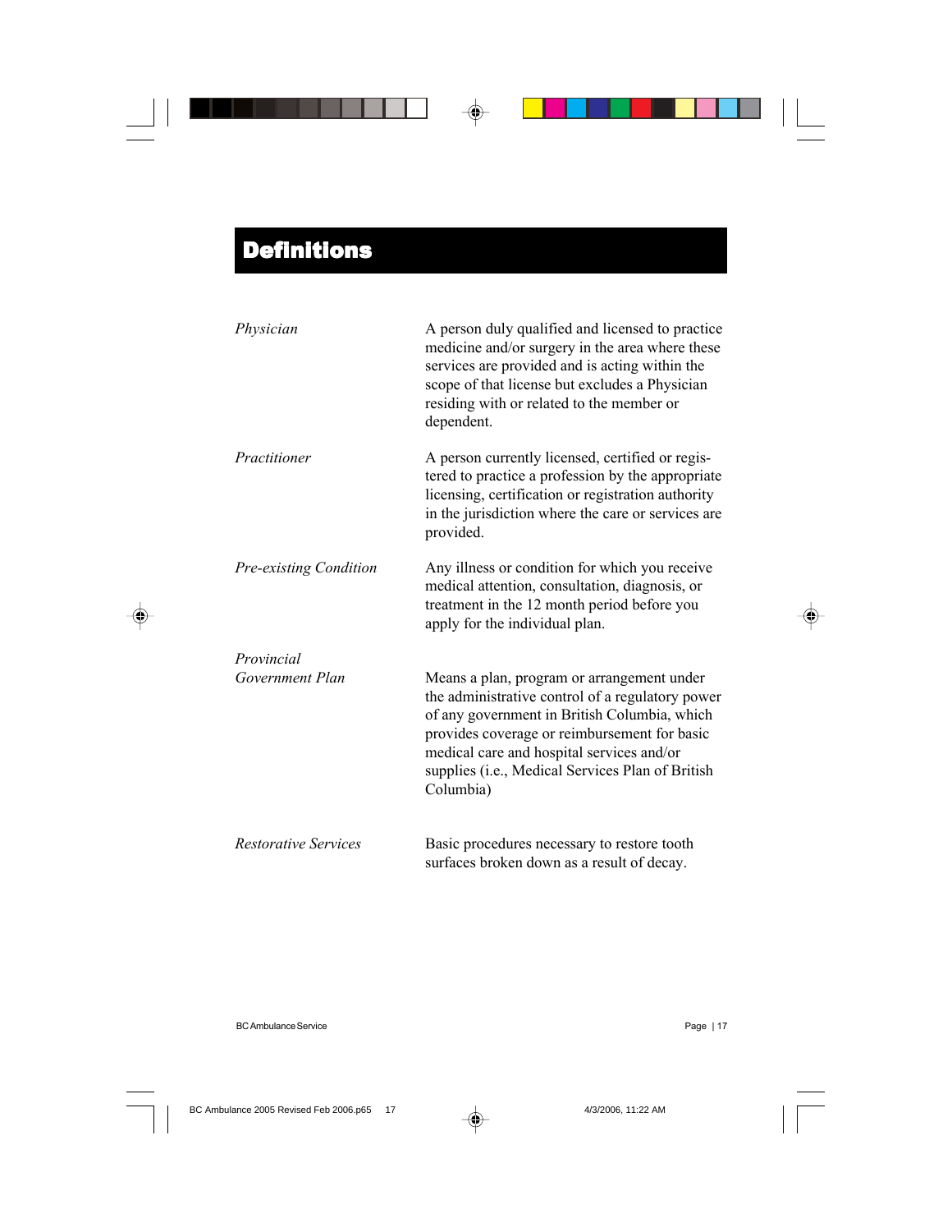# Definitions

| | |
|---|---|
| *Physician* | A person duly qualified and licensed to practice medicine and/or surgery in the area where these services are provided and is acting within the scope of that license but excludes a Physician residing with or related to the member or dependent. |
| *Practitioner* | A person currently licensed, certified or registered to practice a profession by the appropriate licensing, certification or registration authority in the jurisdiction where the care or services are provided. |
| *Pre-existing Condition* | Any illness or condition for which you receive medical attention, consultation, diagnosis, or treatment in the 12 month period before you apply for the individual plan. |
| *Provincial Government Plan* | Means a plan, program or arrangement under the administrative control of a regulatory power of any government in British Columbia, which provides coverage or reimbursement for basic medical care and hospital services and/or supplies (i.e., Medical Services Plan of British Columbia) |
| *Restorative Services* | Basic procedures necessary to restore tooth surfaces broken down as a result of decay. |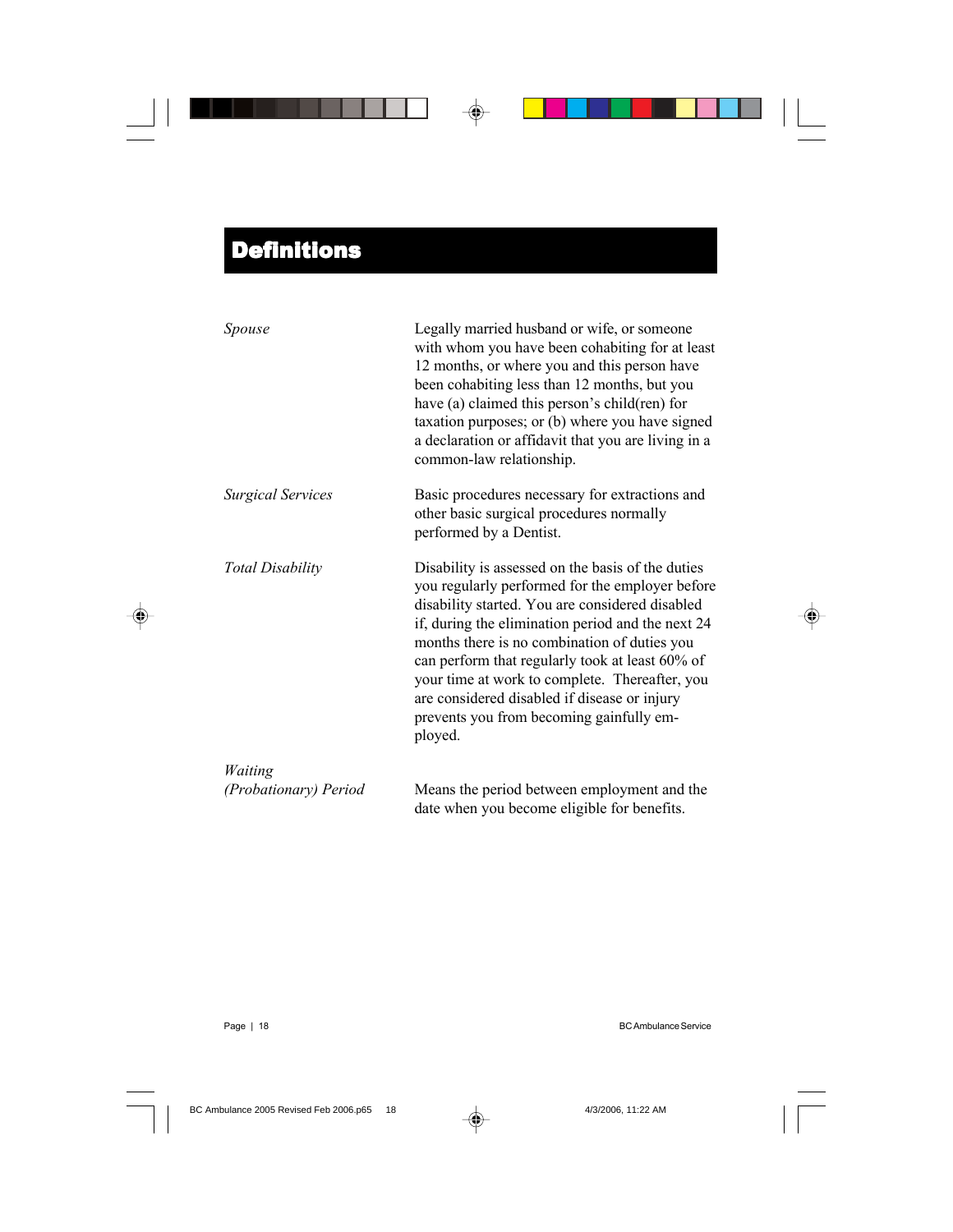# Definitions

| | |
|---|---|
| *Spouse* | Legally married husband or wife, or someone with whom you have been cohabiting for at least 12 months, or where you and this person have been cohabiting less than 12 months, but you have (a) claimed this person's child(ren) for taxation purposes; or (b) where you have signed a declaration or affidavit that you are living in a common-law relationship. |
| *Surgical Services* | Basic procedures necessary for extractions and other basic surgical procedures normally performed by a Dentist. |
| *Total Disability* | Disability is assessed on the basis of the duties you regularly performed for the employer before disability started. You are considered disabled if, during the elimination period and the next 24 months there is no combination of duties you can perform that regularly took at least 60% of your time at work to complete. Thereafter, you are considered disabled if disease or injury prevents you from becoming gainfully employed. |
| *Waiting (Probationary) Period* | Means the period between employment and the date when you become eligible for benefits. |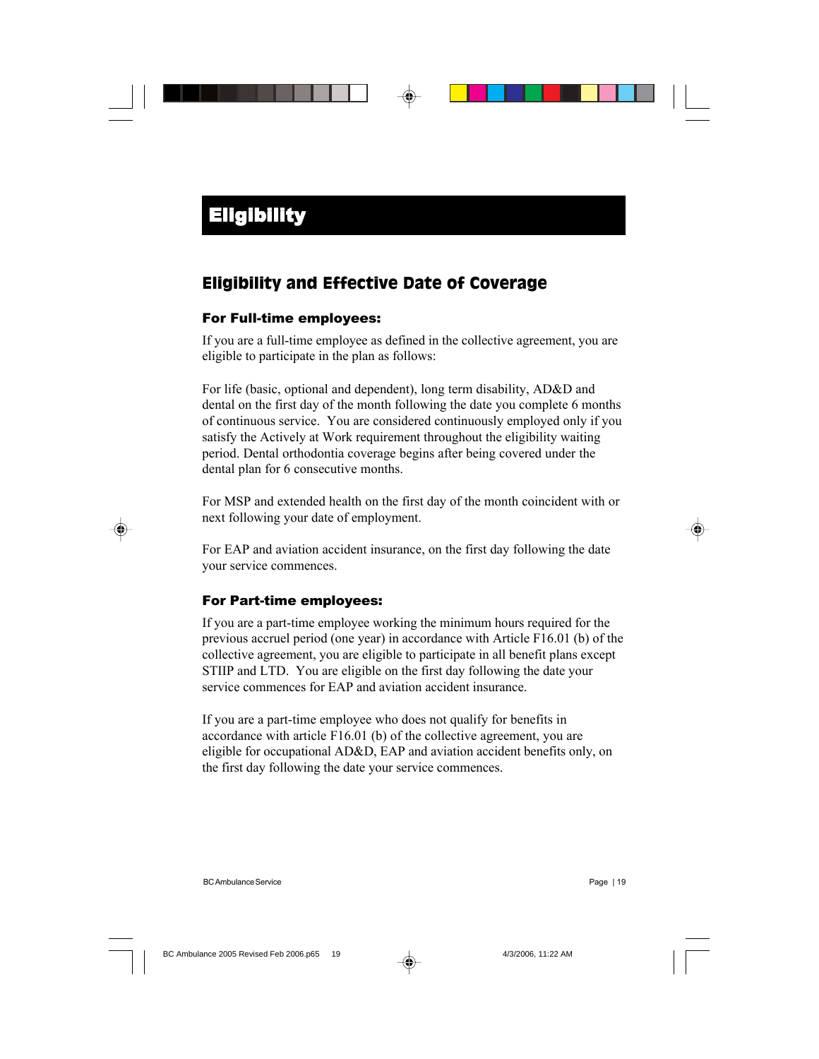# Eligibility

## Eligibility and Effective Date of Coverage

### For Full-time employees:

If you are a full-time employee as defined in the collective agreement, you are eligible to participate in the plan as follows:

For life (basic, optional and dependent), long term disability, AD&D and dental on the first day of the month following the date you complete 6 months of continuous service. You are considered continuously employed only if you satisfy the Actively at Work requirement throughout the eligibility waiting period. Dental orthodontia coverage begins after being covered under the dental plan for 6 consecutive months.

For MSP and extended health on the first day of the month coincident with or next following your date of employment.

For EAP and aviation accident insurance, on the first day following the date your service commences.

### For Part-time employees:

If you are a part-time employee working the minimum hours required for the previous accruel period (one year) in accordance with Article F16.01 (b) of the collective agreement, you are eligible to participate in all benefit plans except STIIP and LTD. You are eligible on the first day following the date your service commences for EAP and aviation accident insurance.

If you are a part-time employee who does not qualify for benefits in accordance with article F16.01 (b) of the collective agreement, you are eligible for occupational AD&D, EAP and aviation accident benefits only, on the first day following the date your service commences.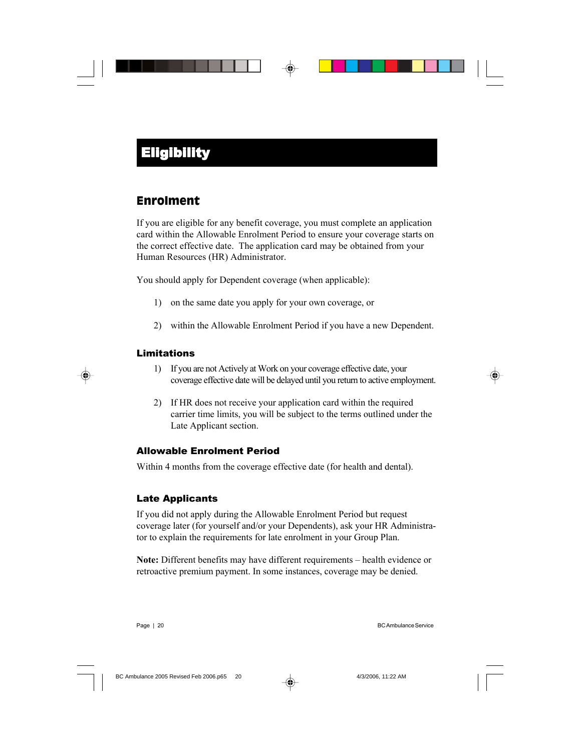# Eligibility

## Enrolment

If you are eligible for any benefit coverage, you must complete an application card within the Allowable Enrolment Period to ensure your coverage starts on the correct effective date. The application card may be obtained from your Human Resources (HR) Administrator.

You should apply for Dependent coverage (when applicable):

1) on the same date you apply for your own coverage, or

2) within the Allowable Enrolment Period if you have a new Dependent.

### Limitations

1) If you are not Actively at Work on your coverage effective date, your coverage effective date will be delayed until you return to active employment.

2) If HR does not receive your application card within the required carrier time limits, you will be subject to the terms outlined under the Late Applicant section.

### Allowable Enrolment Period

Within 4 months from the coverage effective date (for health and dental).

### Late Applicants

If you did not apply during the Allowable Enrolment Period but request coverage later (for yourself and/or your Dependents), ask your HR Administrator to explain the requirements for late enrolment in your Group Plan.

**Note:** Different benefits may have different requirements – health evidence or retroactive premium payment. In some instances, coverage may be denied.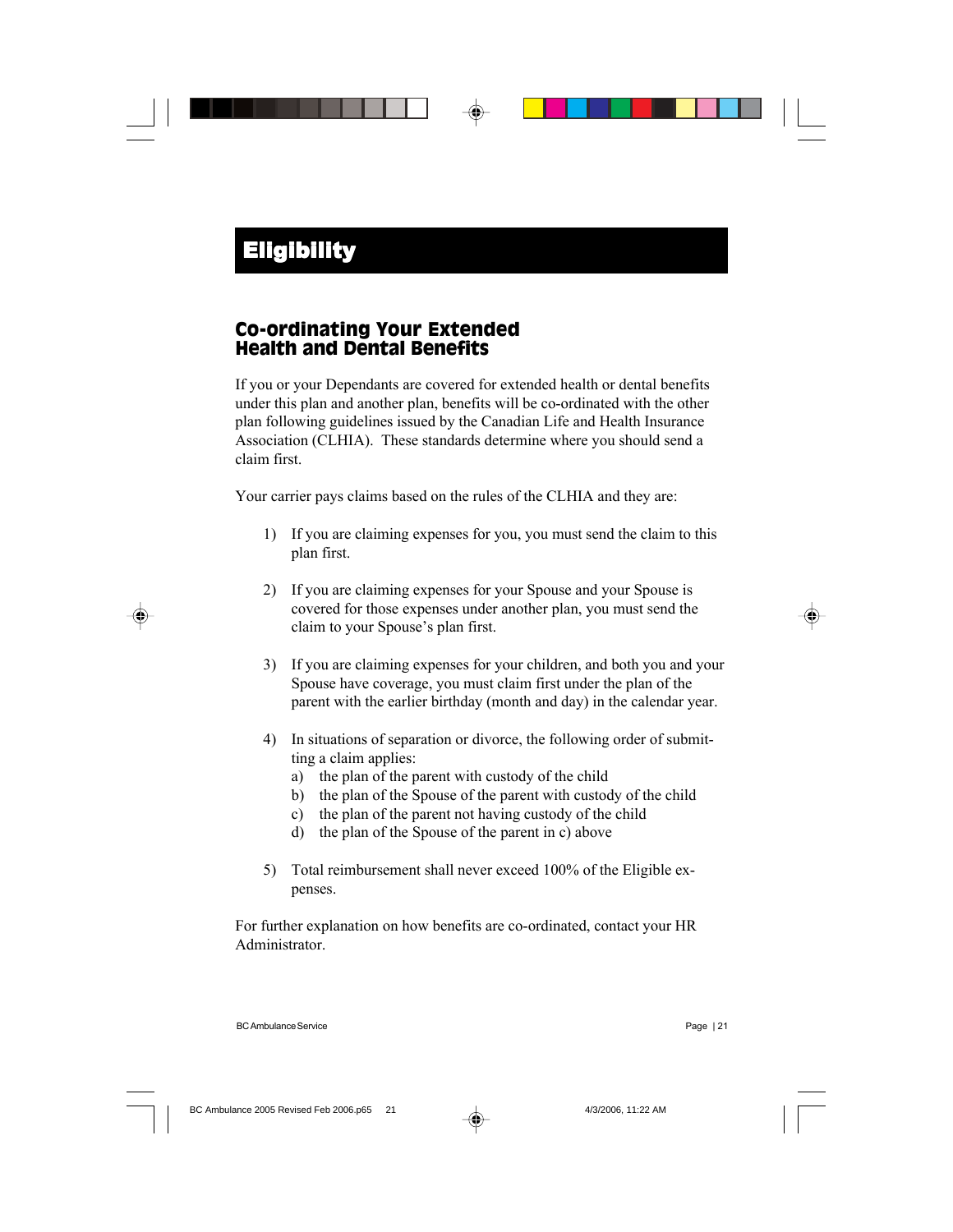# Eligibility

## Co-ordinating Your Extended Health and Dental Benefits

If you or your Dependants are covered for extended health or dental benefits under this plan and another plan, benefits will be co-ordinated with the other plan following guidelines issued by the Canadian Life and Health Insurance Association (CLHIA). These standards determine where you should send a claim first.

Your carrier pays claims based on the rules of the CLHIA and they are:

1) If you are claiming expenses for you, you must send the claim to this plan first.

2) If you are claiming expenses for your Spouse and your Spouse is covered for those expenses under another plan, you must send the claim to your Spouse's plan first.

3) If you are claiming expenses for your children, and both you and your Spouse have coverage, you must claim first under the plan of the parent with the earlier birthday (month and day) in the calendar year.

4) In situations of separation or divorce, the following order of submitting a claim applies:
   a) the plan of the parent with custody of the child
   b) the plan of the Spouse of the parent with custody of the child
   c) the plan of the parent not having custody of the child
   d) the plan of the Spouse of the parent in c) above

5) Total reimbursement shall never exceed 100% of the Eligible expenses.

For further explanation on how benefits are co-ordinated, contact your HR Administrator.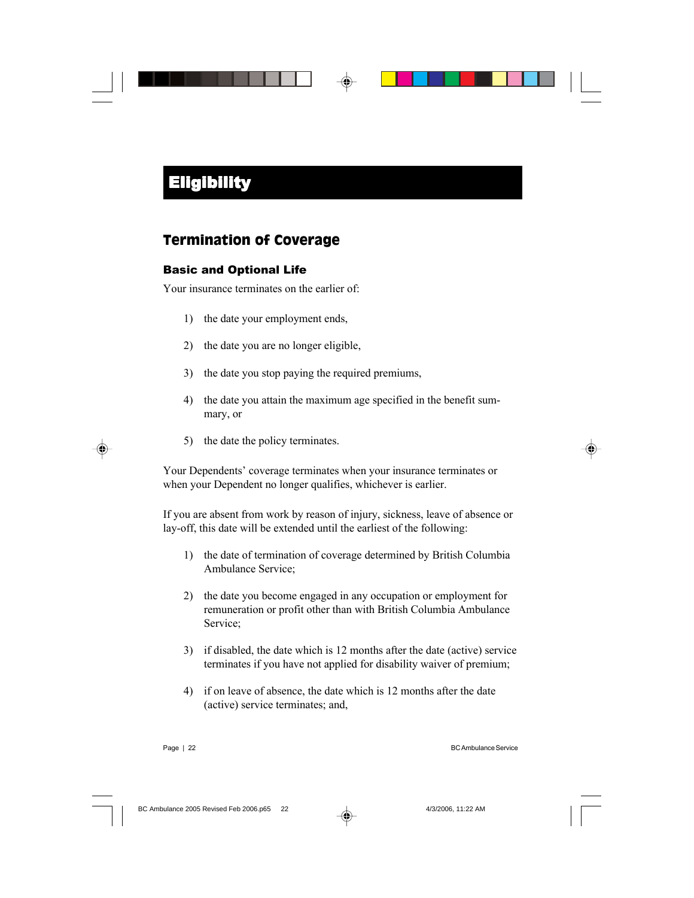# Eligibility

## Termination of Coverage

### Basic and Optional Life

Your insurance terminates on the earlier of:

1) the date your employment ends,
2) the date you are no longer eligible,
3) the date you stop paying the required premiums,
4) the date you attain the maximum age specified in the benefit summary, or
5) the date the policy terminates.

Your Dependents' coverage terminates when your insurance terminates or when your Dependent no longer qualifies, whichever is earlier.

If you are absent from work by reason of injury, sickness, leave of absence or lay-off, this date will be extended until the earliest of the following:

1) the date of termination of coverage determined by British Columbia Ambulance Service;
2) the date you become engaged in any occupation or employment for remuneration or profit other than with British Columbia Ambulance Service;
3) if disabled, the date which is 12 months after the date (active) service terminates if you have not applied for disability waiver of premium;
4) if on leave of absence, the date which is 12 months after the date (active) service terminates; and,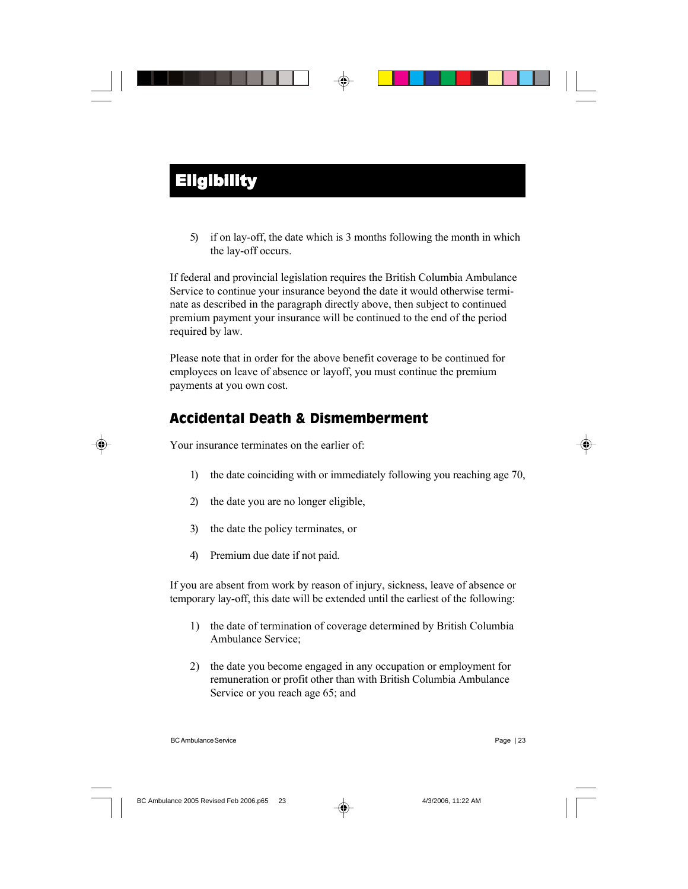# Eligibility

5) if on lay-off, the date which is 3 months following the month in which the lay-off occurs.

If federal and provincial legislation requires the British Columbia Ambulance Service to continue your insurance beyond the date it would otherwise terminate as described in the paragraph directly above, then subject to continued premium payment your insurance will be continued to the end of the period required by law.

Please note that in order for the above benefit coverage to be continued for employees on leave of absence or layoff, you must continue the premium payments at you own cost.

## Accidental Death & Dismemberment

Your insurance terminates on the earlier of:

1) the date coinciding with or immediately following you reaching age 70,
2) the date you are no longer eligible,
3) the date the policy terminates, or
4) Premium due date if not paid.

If you are absent from work by reason of injury, sickness, leave of absence or temporary lay-off, this date will be extended until the earliest of the following:

1) the date of termination of coverage determined by British Columbia Ambulance Service;
2) the date you become engaged in any occupation or employment for remuneration or profit other than with British Columbia Ambulance Service or you reach age 65; and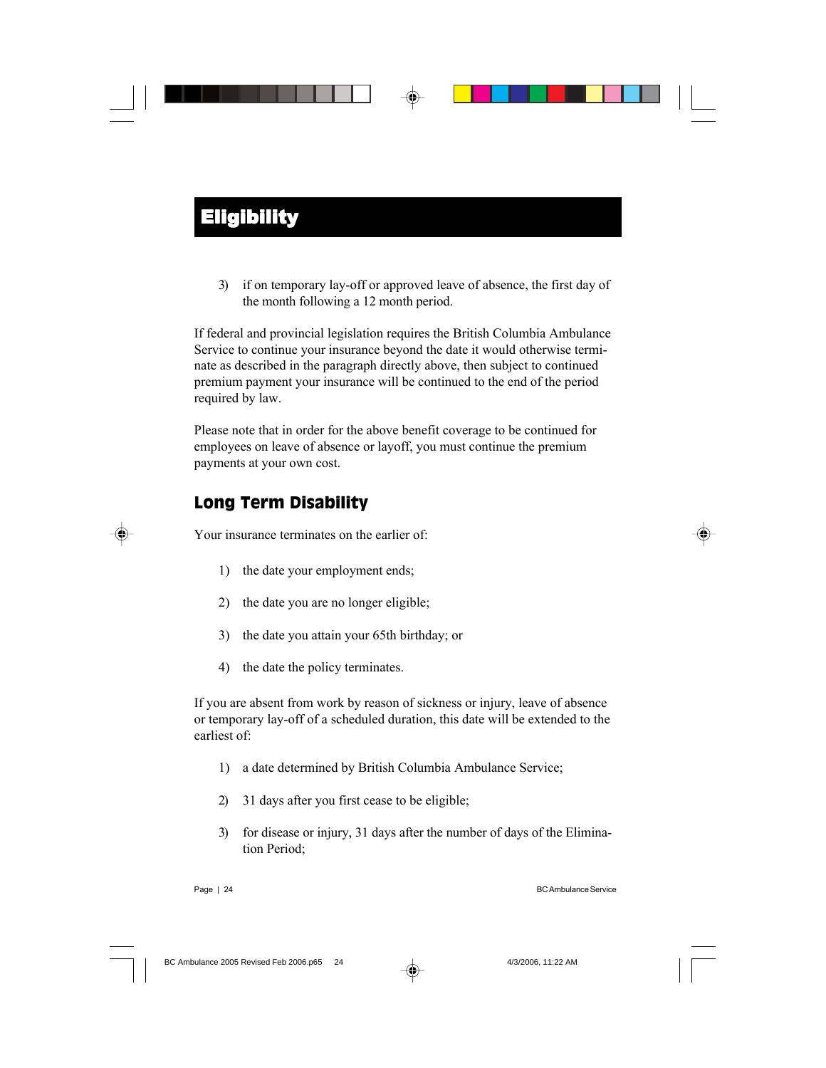# Eligibility

3) if on temporary lay-off or approved leave of absence, the first day of the month following a 12 month period.

If federal and provincial legislation requires the British Columbia Ambulance Service to continue your insurance beyond the date it would otherwise terminate as described in the paragraph directly above, then subject to continued premium payment your insurance will be continued to the end of the period required by law.

Please note that in order for the above benefit coverage to be continued for employees on leave of absence or layoff, you must continue the premium payments at your own cost.

## Long Term Disability

Your insurance terminates on the earlier of:

1) the date your employment ends;

2) the date you are no longer eligible;

3) the date you attain your 65th birthday; or

4) the date the policy terminates.

If you are absent from work by reason of sickness or injury, leave of absence or temporary lay-off of a scheduled duration, this date will be extended to the earliest of:

1) a date determined by British Columbia Ambulance Service;

2) 31 days after you first cease to be eligible;

3) for disease or injury, 31 days after the number of days of the Elimination Period;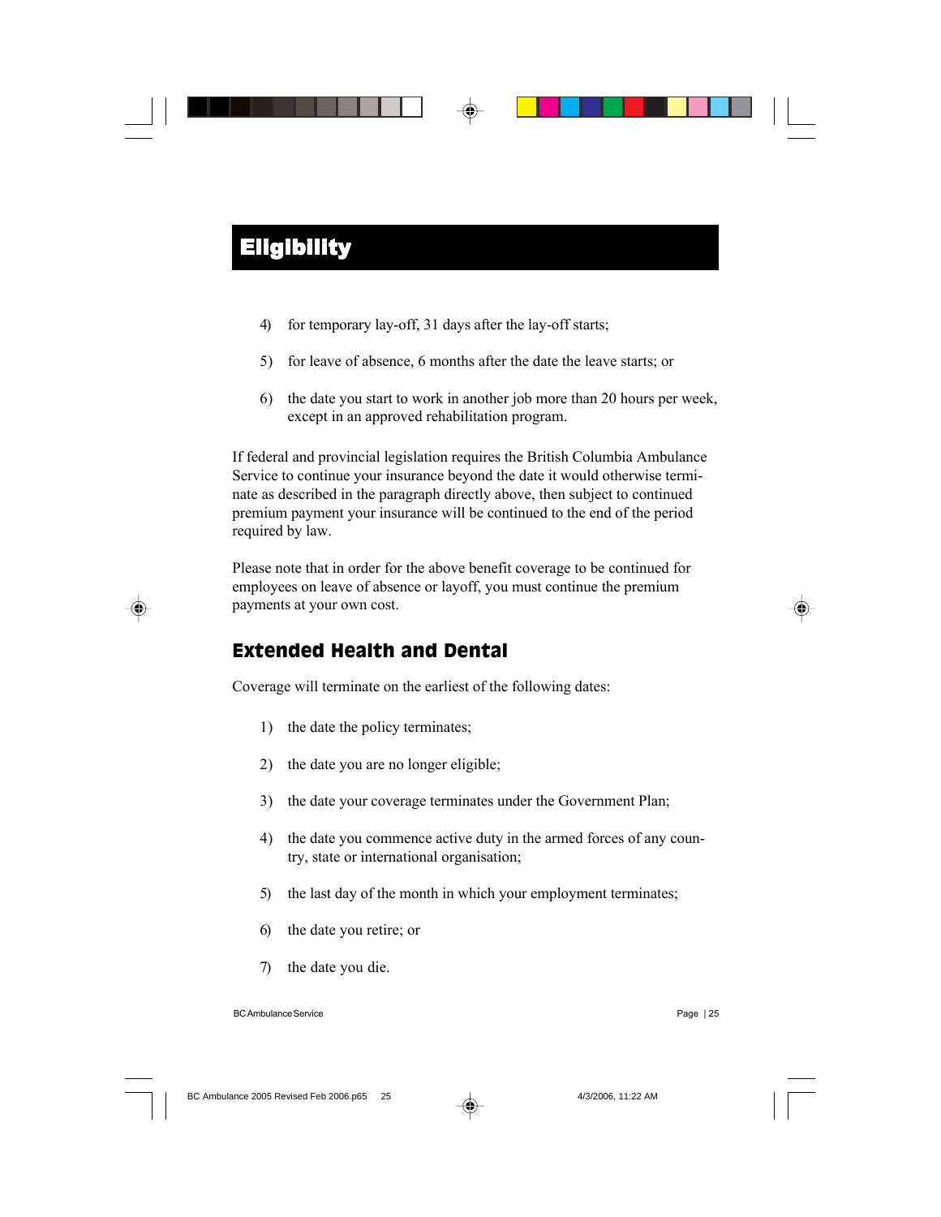# Eligibility

4) for temporary lay-off, 31 days after the lay-off starts;

5) for leave of absence, 6 months after the date the leave starts; or

6) the date you start to work in another job more than 20 hours per week, except in an approved rehabilitation program.

If federal and provincial legislation requires the British Columbia Ambulance Service to continue your insurance beyond the date it would otherwise terminate as described in the paragraph directly above, then subject to continued premium payment your insurance will be continued to the end of the period required by law.

Please note that in order for the above benefit coverage to be continued for employees on leave of absence or layoff, you must continue the premium payments at your own cost.

## Extended Health and Dental

Coverage will terminate on the earliest of the following dates:

1) the date the policy terminates;

2) the date you are no longer eligible;

3) the date your coverage terminates under the Government Plan;

4) the date you commence active duty in the armed forces of any country, state or international organisation;

5) the last day of the month in which your employment terminates;

6) the date you retire; or

7) the date you die.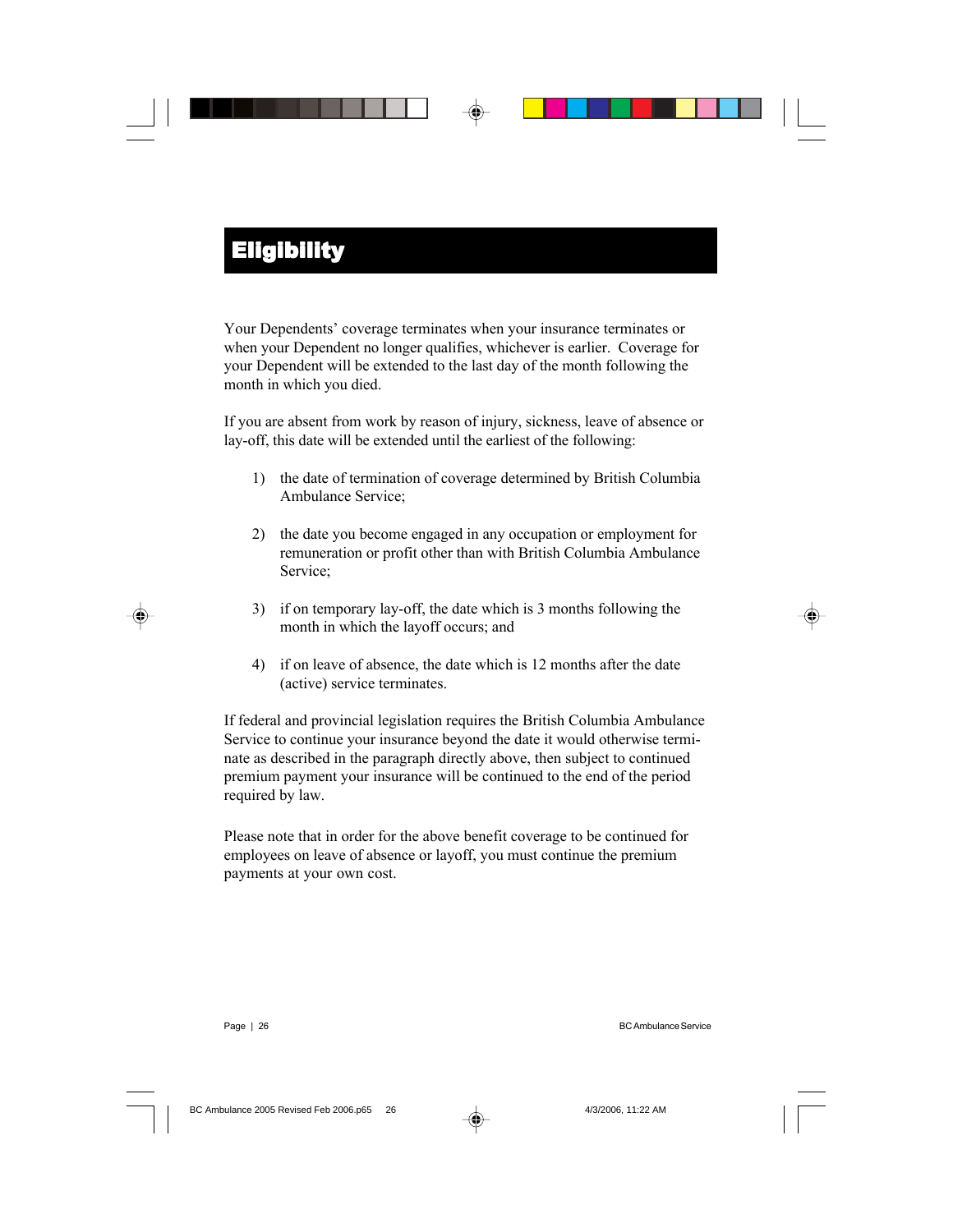# Eligibility

Your Dependents' coverage terminates when your insurance terminates or when your Dependent no longer qualifies, whichever is earlier. Coverage for your Dependent will be extended to the last day of the month following the month in which you died.

If you are absent from work by reason of injury, sickness, leave of absence or lay-off, this date will be extended until the earliest of the following:

1) the date of termination of coverage determined by British Columbia Ambulance Service;

2) the date you become engaged in any occupation or employment for remuneration or profit other than with British Columbia Ambulance Service;

3) if on temporary lay-off, the date which is 3 months following the month in which the layoff occurs; and

4) if on leave of absence, the date which is 12 months after the date (active) service terminates.

If federal and provincial legislation requires the British Columbia Ambulance Service to continue your insurance beyond the date it would otherwise terminate as described in the paragraph directly above, then subject to continued premium payment your insurance will be continued to the end of the period required by law.

Please note that in order for the above benefit coverage to be continued for employees on leave of absence or layoff, you must continue the premium payments at your own cost.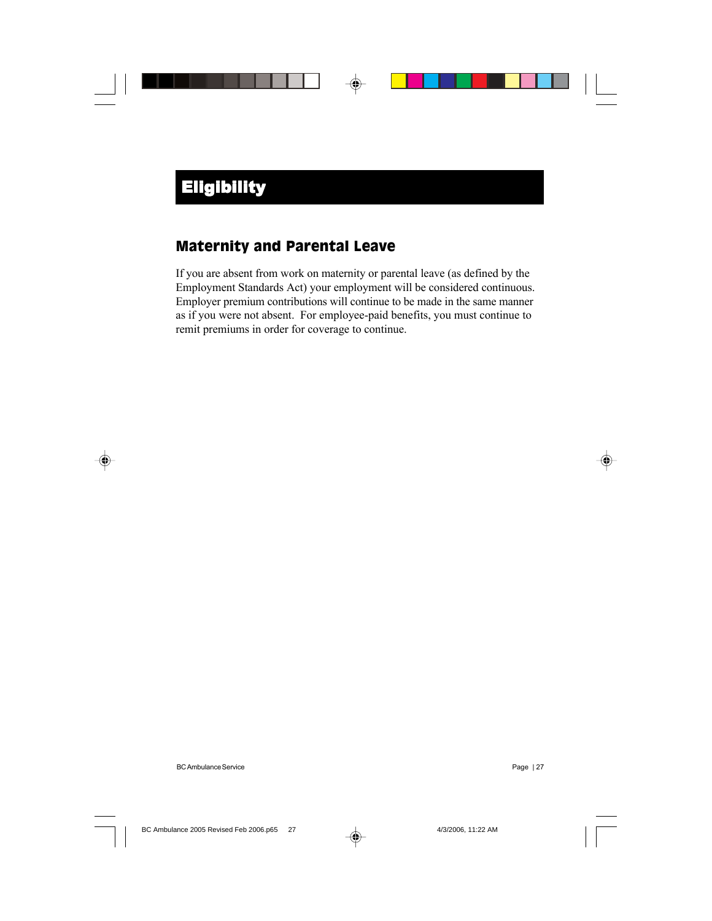# Eligibility

## Maternity and Parental Leave

If you are absent from work on maternity or parental leave (as defined by the Employment Standards Act) your employment will be considered continuous. Employer premium contributions will continue to be made in the same manner as if you were not absent. For employee-paid benefits, you must continue to remit premiums in order for coverage to continue.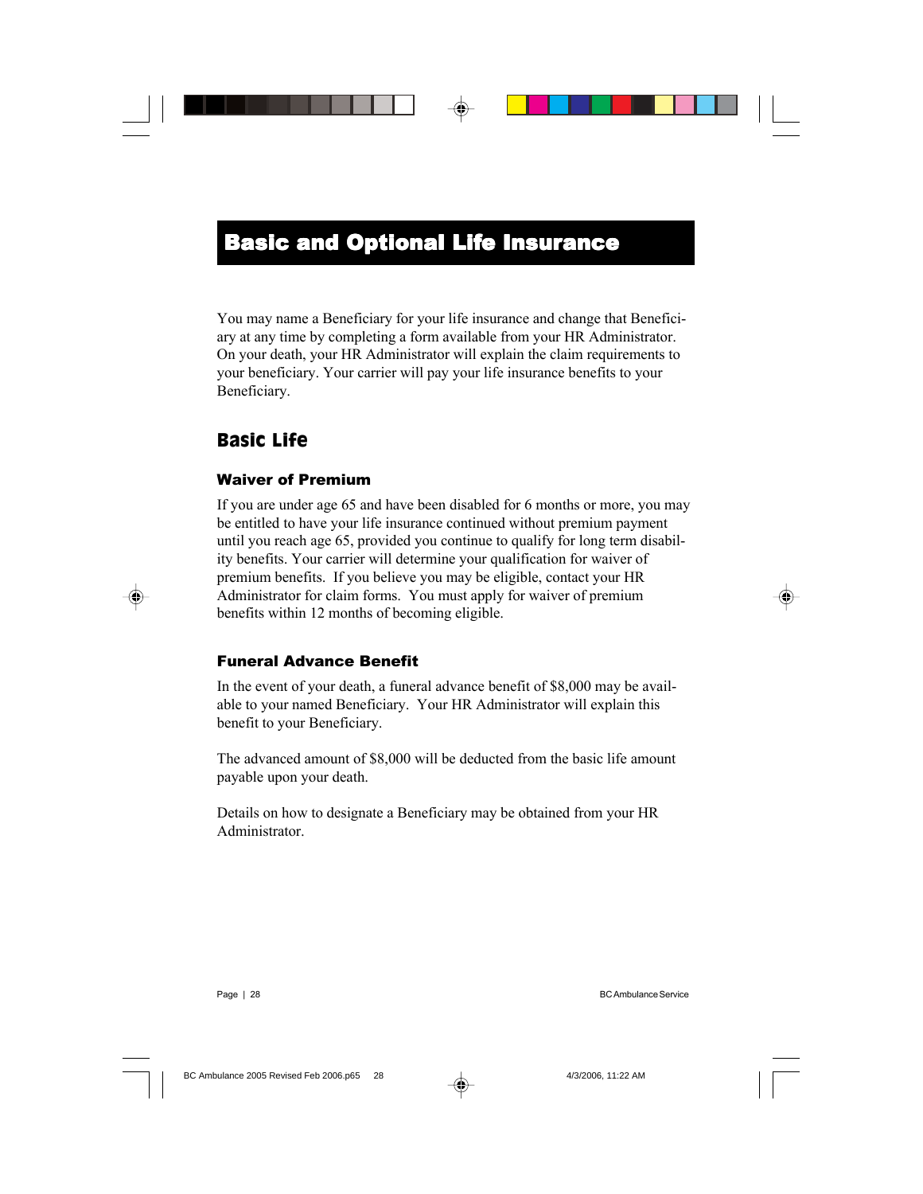# Basic and Optional Life Insurance

You may name a Beneficiary for your life insurance and change that Beneficiary at any time by completing a form available from your HR Administrator. On your death, your HR Administrator will explain the claim requirements to your beneficiary. Your carrier will pay your life insurance benefits to your Beneficiary.

## Basic Life

### Waiver of Premium

If you are under age 65 and have been disabled for 6 months or more, you may be entitled to have your life insurance continued without premium payment until you reach age 65, provided you continue to qualify for long term disability benefits. Your carrier will determine your qualification for waiver of premium benefits. If you believe you may be eligible, contact your HR Administrator for claim forms. You must apply for waiver of premium benefits within 12 months of becoming eligible.

### Funeral Advance Benefit

In the event of your death, a funeral advance benefit of $8,000 may be available to your named Beneficiary. Your HR Administrator will explain this benefit to your Beneficiary.

The advanced amount of $8,000 will be deducted from the basic life amount payable upon your death.

Details on how to designate a Beneficiary may be obtained from your HR Administrator.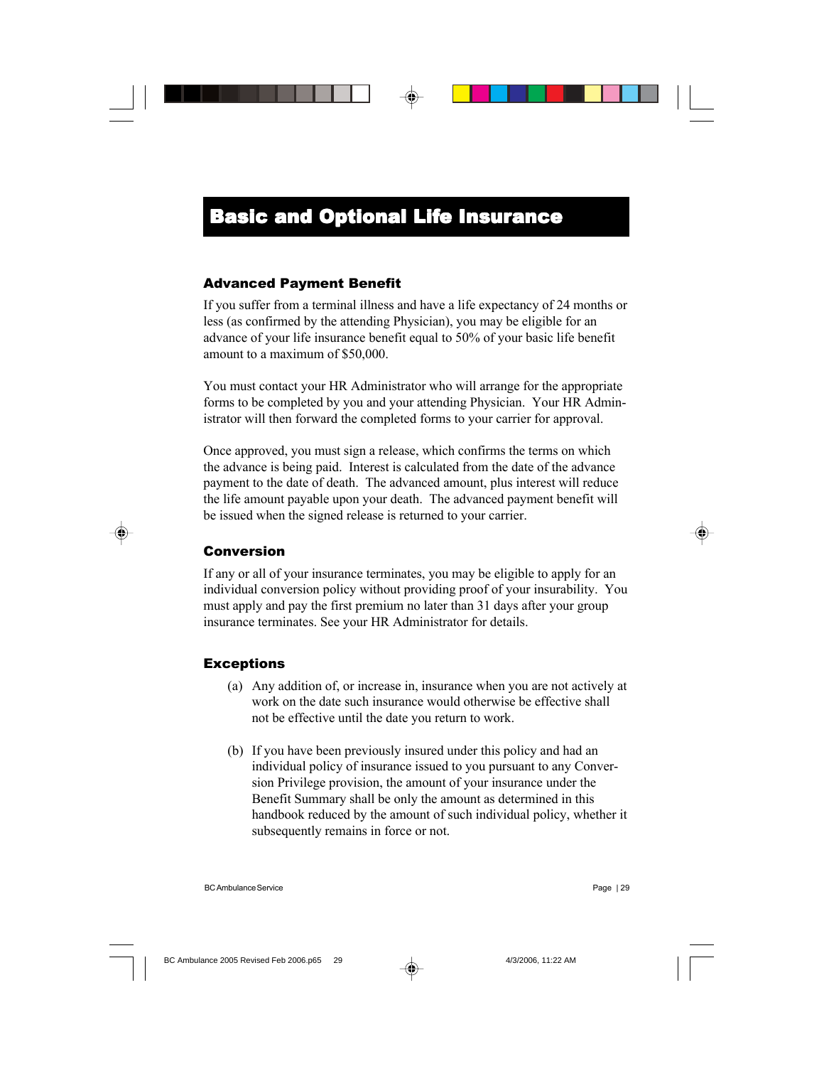# Basic and Optional Life Insurance

### Advanced Payment Benefit

If you suffer from a terminal illness and have a life expectancy of 24 months or less (as confirmed by the attending Physician), you may be eligible for an advance of your life insurance benefit equal to 50% of your basic life benefit amount to a maximum of $50,000.

You must contact your HR Administrator who will arrange for the appropriate forms to be completed by you and your attending Physician. Your HR Administrator will then forward the completed forms to your carrier for approval.

Once approved, you must sign a release, which confirms the terms on which the advance is being paid. Interest is calculated from the date of the advance payment to the date of death. The advanced amount, plus interest will reduce the life amount payable upon your death. The advanced payment benefit will be issued when the signed release is returned to your carrier.

### Conversion

If any or all of your insurance terminates, you may be eligible to apply for an individual conversion policy without providing proof of your insurability. You must apply and pay the first premium no later than 31 days after your group insurance terminates. See your HR Administrator for details.

### Exceptions

(a) Any addition of, or increase in, insurance when you are not actively at work on the date such insurance would otherwise be effective shall not be effective until the date you return to work.

(b) If you have been previously insured under this policy and had an individual policy of insurance issued to you pursuant to any Conversion Privilege provision, the amount of your insurance under the Benefit Summary shall be only the amount as determined in this handbook reduced by the amount of such individual policy, whether it subsequently remains in force or not.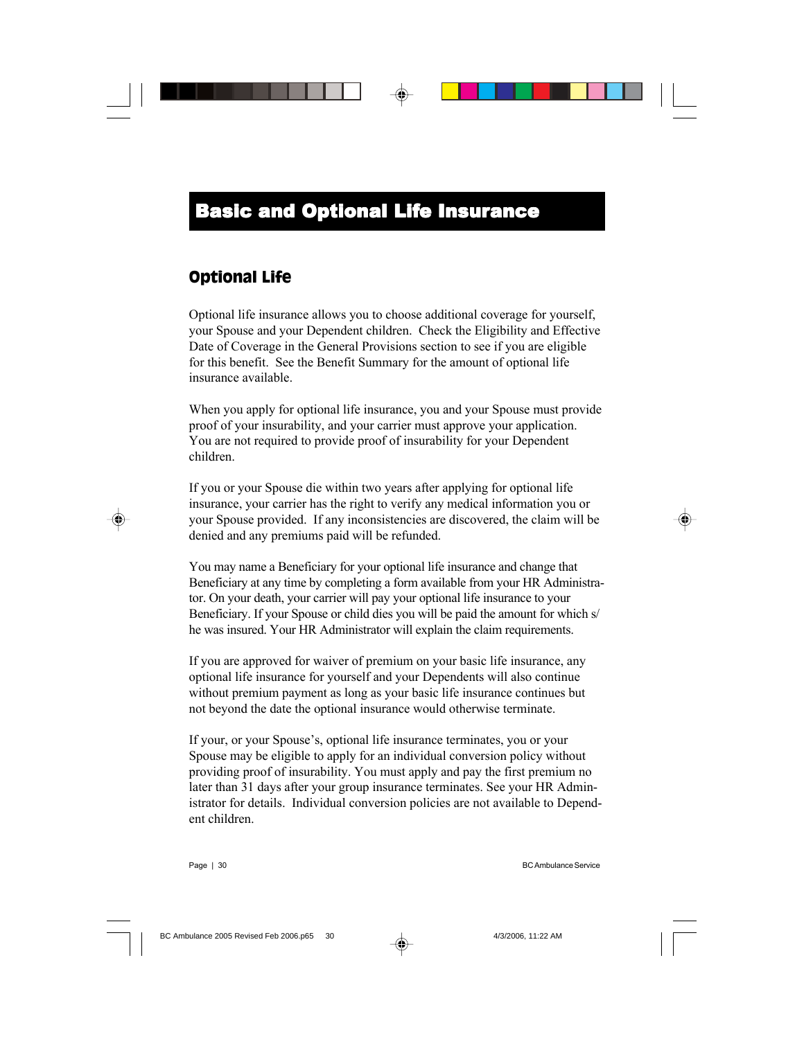# Basic and Optional Life Insurance

## Optional Life

Optional life insurance allows you to choose additional coverage for yourself, your Spouse and your Dependent children. Check the Eligibility and Effective Date of Coverage in the General Provisions section to see if you are eligible for this benefit. See the Benefit Summary for the amount of optional life insurance available.

When you apply for optional life insurance, you and your Spouse must provide proof of your insurability, and your carrier must approve your application. You are not required to provide proof of insurability for your Dependent children.

If you or your Spouse die within two years after applying for optional life insurance, your carrier has the right to verify any medical information you or your Spouse provided. If any inconsistencies are discovered, the claim will be denied and any premiums paid will be refunded.

You may name a Beneficiary for your optional life insurance and change that Beneficiary at any time by completing a form available from your HR Administrator. On your death, your carrier will pay your optional life insurance to your Beneficiary. If your Spouse or child dies you will be paid the amount for which s/he was insured. Your HR Administrator will explain the claim requirements.

If you are approved for waiver of premium on your basic life insurance, any optional life insurance for yourself and your Dependents will also continue without premium payment as long as your basic life insurance continues but not beyond the date the optional insurance would otherwise terminate.

If your, or your Spouse's, optional life insurance terminates, you or your Spouse may be eligible to apply for an individual conversion policy without providing proof of insurability. You must apply and pay the first premium no later than 31 days after your group insurance terminates. See your HR Administrator for details. Individual conversion policies are not available to Dependent children.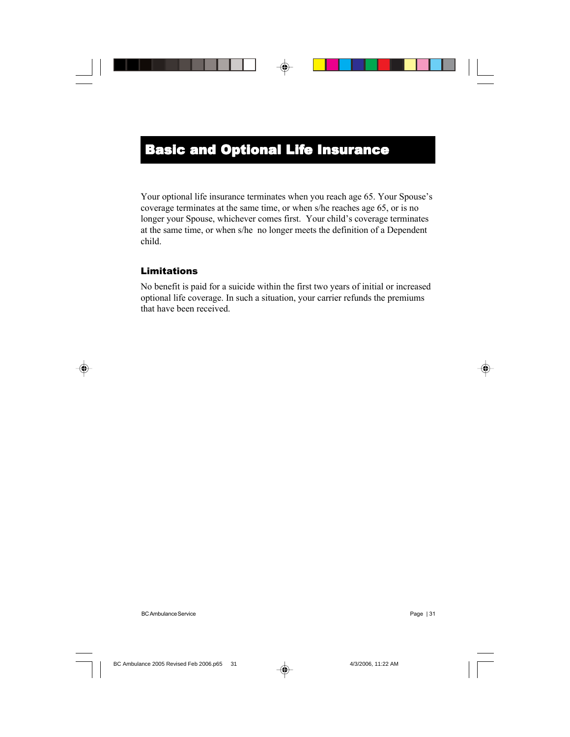# Basic and Optional Life Insurance

Your optional life insurance terminates when you reach age 65. Your Spouse's coverage terminates at the same time, or when s/he reaches age 65, or is no longer your Spouse, whichever comes first. Your child's coverage terminates at the same time, or when s/he no longer meets the definition of a Dependent child.

## Limitations

No benefit is paid for a suicide within the first two years of initial or increased optional life coverage. In such a situation, your carrier refunds the premiums that have been received.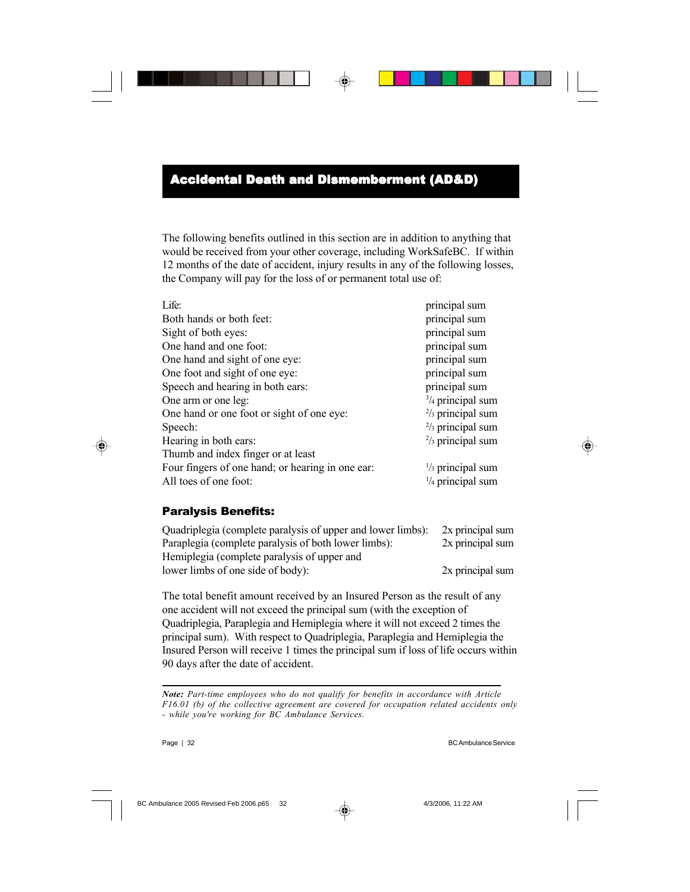## Accidental Death and Dismemberment (AD&D)

The following benefits outlined in this section are in addition to anything that would be received from your other coverage, including WorkSafeBC. If within 12 months of the date of accident, injury results in any of the following losses, the Company will pay for the loss of or permanent total use of:

| | |
|---|---|
| Life: | principal sum |
| Both hands or both feet: | principal sum |
| Sight of both eyes: | principal sum |
| One hand and one foot: | principal sum |
| One hand and sight of one eye: | principal sum |
| One foot and sight of one eye: | principal sum |
| Speech and hearing in both ears: | principal sum |
| One arm or one leg: | 3/4 principal sum |
| One hand or one foot or sight of one eye: | 2/3 principal sum |
| Speech: | 2/3 principal sum |
| Hearing in both ears: | 2/3 principal sum |
| Thumb and index finger or at least Four fingers of one hand; or hearing in one ear: | 1/3 principal sum |
| All toes of one foot: | 1/4 principal sum |

### Paralysis Benefits:

| | |
|---|---|
| Quadriplegia (complete paralysis of upper and lower limbs): | 2x principal sum |
| Paraplegia (complete paralysis of both lower limbs): | 2x principal sum |
| Hemiplegia (complete paralysis of upper and lower limbs of one side of body): | 2x principal sum |

The total benefit amount received by an Insured Person as the result of any one accident will not exceed the principal sum (with the exception of Quadriplegia, Paraplegia and Hemiplegia where it will not exceed 2 times the principal sum). With respect to Quadriplegia, Paraplegia and Hemiplegia the Insured Person will receive 1 times the principal sum if loss of life occurs within 90 days after the date of accident.

---

***Note:*** *Part-time employees who do not qualify for benefits in accordance with Article F16.01 (b) of the collective agreement are covered for occupation related accidents only - while you're working for BC Ambulance Services.*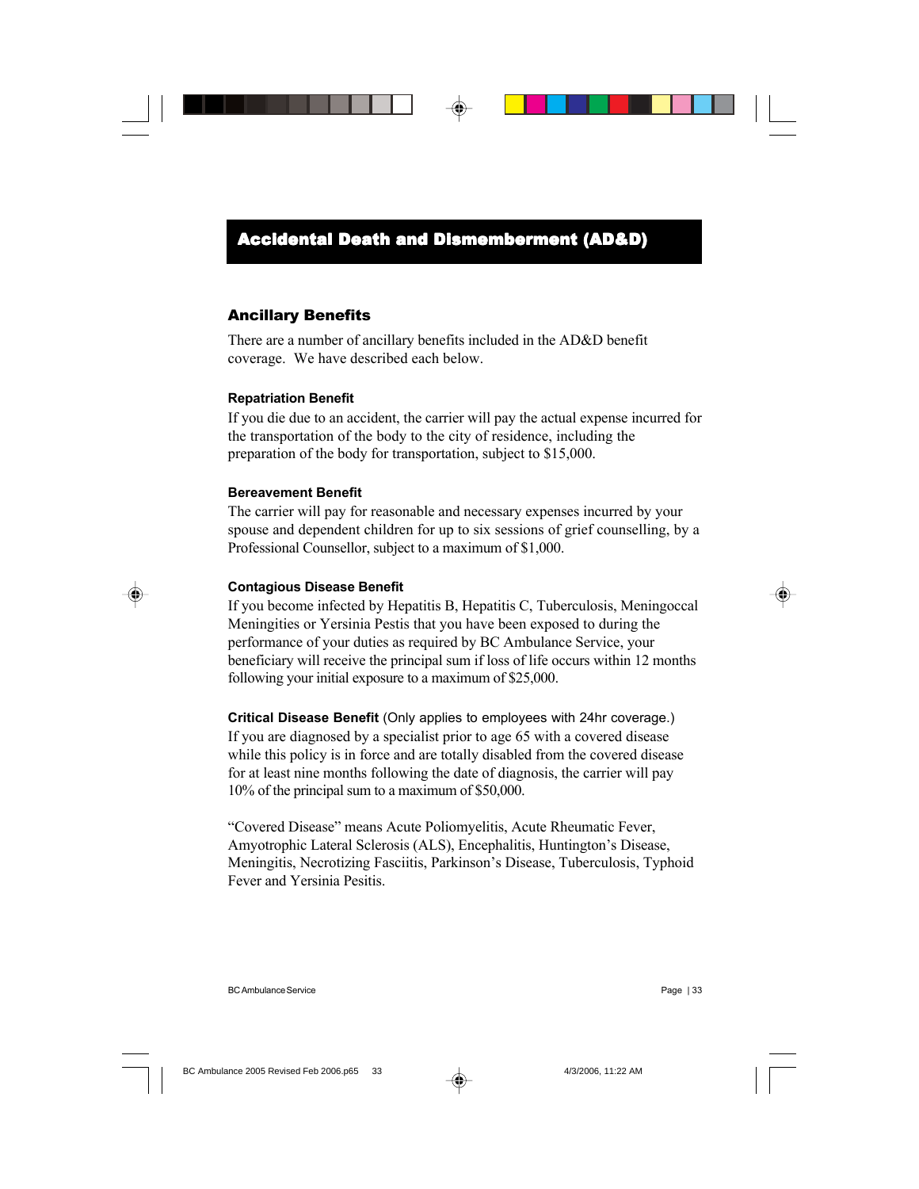# Accidental Death and Dismemberment (AD&D)

## Ancillary Benefits

There are a number of ancillary benefits included in the AD&D benefit coverage. We have described each below.

### Repatriation Benefit

If you die due to an accident, the carrier will pay the actual expense incurred for the transportation of the body to the city of residence, including the preparation of the body for transportation, subject to $15,000.

### Bereavement Benefit

The carrier will pay for reasonable and necessary expenses incurred by your spouse and dependent children for up to six sessions of grief counselling, by a Professional Counsellor, subject to a maximum of $1,000.

### Contagious Disease Benefit

If you become infected by Hepatitis B, Hepatitis C, Tuberculosis, Meningoccal Meningities or Yersinia Pestis that you have been exposed to during the performance of your duties as required by BC Ambulance Service, your beneficiary will receive the principal sum if loss of life occurs within 12 months following your initial exposure to a maximum of $25,000.

**Critical Disease Benefit** (Only applies to employees with 24hr coverage.)

If you are diagnosed by a specialist prior to age 65 with a covered disease while this policy is in force and are totally disabled from the covered disease for at least nine months following the date of diagnosis, the carrier will pay 10% of the principal sum to a maximum of $50,000.

"Covered Disease" means Acute Poliomyelitis, Acute Rheumatic Fever, Amyotrophic Lateral Sclerosis (ALS), Encephalitis, Huntington's Disease, Meningitis, Necrotizing Fasciitis, Parkinson's Disease, Tuberculosis, Typhoid Fever and Yersinia Pesitis.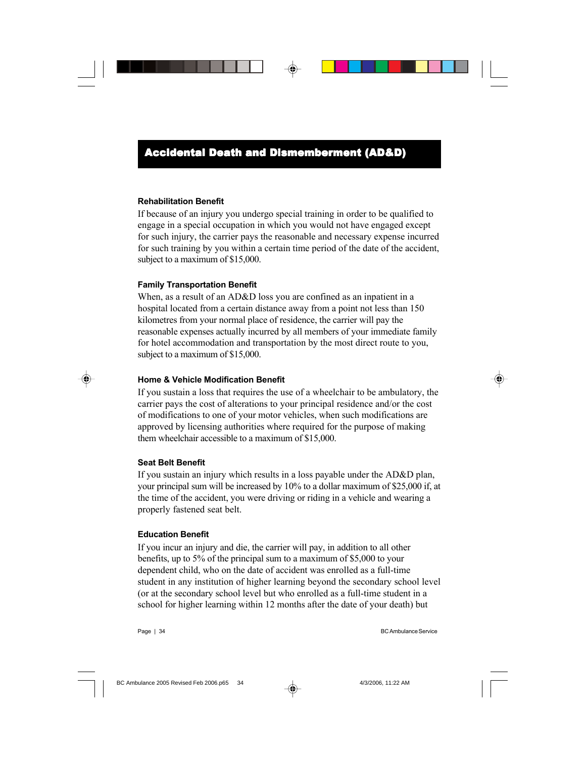# Accidental Death and Dismemberment (AD&D)

### Rehabilitation Benefit

If because of an injury you undergo special training in order to be qualified to engage in a special occupation in which you would not have engaged except for such injury, the carrier pays the reasonable and necessary expense incurred for such training by you within a certain time period of the date of the accident, subject to a maximum of $15,000.

### Family Transportation Benefit

When, as a result of an AD&D loss you are confined as an inpatient in a hospital located from a certain distance away from a point not less than 150 kilometres from your normal place of residence, the carrier will pay the reasonable expenses actually incurred by all members of your immediate family for hotel accommodation and transportation by the most direct route to you, subject to a maximum of $15,000.

### Home & Vehicle Modification Benefit

If you sustain a loss that requires the use of a wheelchair to be ambulatory, the carrier pays the cost of alterations to your principal residence and/or the cost of modifications to one of your motor vehicles, when such modifications are approved by licensing authorities where required for the purpose of making them wheelchair accessible to a maximum of $15,000.

### Seat Belt Benefit

If you sustain an injury which results in a loss payable under the AD&D plan, your principal sum will be increased by 10% to a dollar maximum of $25,000 if, at the time of the accident, you were driving or riding in a vehicle and wearing a properly fastened seat belt.

### Education Benefit

If you incur an injury and die, the carrier will pay, in addition to all other benefits, up to 5% of the principal sum to a maximum of $5,000 to your dependent child, who on the date of accident was enrolled as a full-time student in any institution of higher learning beyond the secondary school level (or at the secondary school level but who enrolled as a full-time student in a school for higher learning within 12 months after the date of your death) but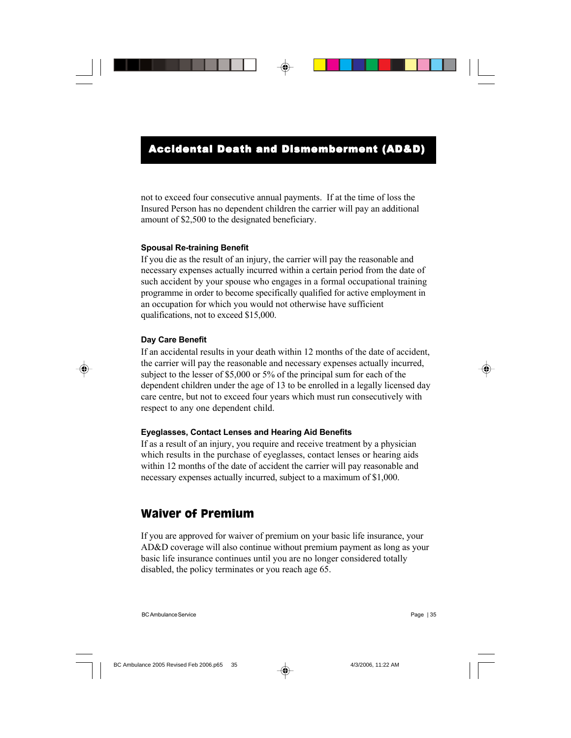## Accidental Death and Dismemberment (AD&D)

not to exceed four consecutive annual payments. If at the time of loss the Insured Person has no dependent children the carrier will pay an additional amount of $2,500 to the designated beneficiary.

### Spousal Re-training Benefit

If you die as the result of an injury, the carrier will pay the reasonable and necessary expenses actually incurred within a certain period from the date of such accident by your spouse who engages in a formal occupational training programme in order to become specifically qualified for active employment in an occupation for which you would not otherwise have sufficient qualifications, not to exceed $15,000.

### Day Care Benefit

If an accidental results in your death within 12 months of the date of accident, the carrier will pay the reasonable and necessary expenses actually incurred, subject to the lesser of $5,000 or 5% of the principal sum for each of the dependent children under the age of 13 to be enrolled in a legally licensed day care centre, but not to exceed four years which must run consecutively with respect to any one dependent child.

### Eyeglasses, Contact Lenses and Hearing Aid Benefits

If as a result of an injury, you require and receive treatment by a physician which results in the purchase of eyeglasses, contact lenses or hearing aids within 12 months of the date of accident the carrier will pay reasonable and necessary expenses actually incurred, subject to a maximum of $1,000.

## Waiver of Premium

If you are approved for waiver of premium on your basic life insurance, your AD&D coverage will also continue without premium payment as long as your basic life insurance continues until you are no longer considered totally disabled, the policy terminates or you reach age 65.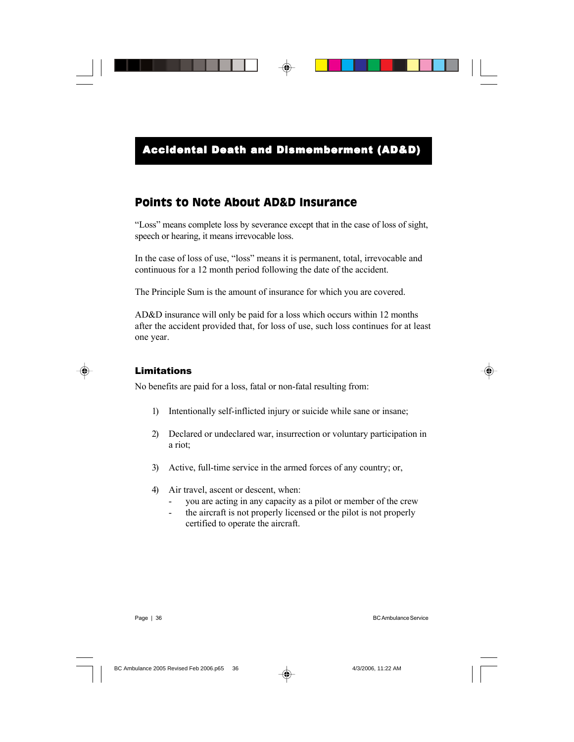# Accidental Death and Dismemberment (AD&D)

## Points to Note About AD&D Insurance

"Loss" means complete loss by severance except that in the case of loss of sight, speech or hearing, it means irrevocable loss.

In the case of loss of use, "loss" means it is permanent, total, irrevocable and continuous for a 12 month period following the date of the accident.

The Principle Sum is the amount of insurance for which you are covered.

AD&D insurance will only be paid for a loss which occurs within 12 months after the accident provided that, for loss of use, such loss continues for at least one year.

### Limitations

No benefits are paid for a loss, fatal or non-fatal resulting from:

1) Intentionally self-inflicted injury or suicide while sane or insane;
2) Declared or undeclared war, insurrection or voluntary participation in a riot;
3) Active, full-time service in the armed forces of any country; or,
4) Air travel, ascent or descent, when:
   - you are acting in any capacity as a pilot or member of the crew
   - the aircraft is not properly licensed or the pilot is not properly certified to operate the aircraft.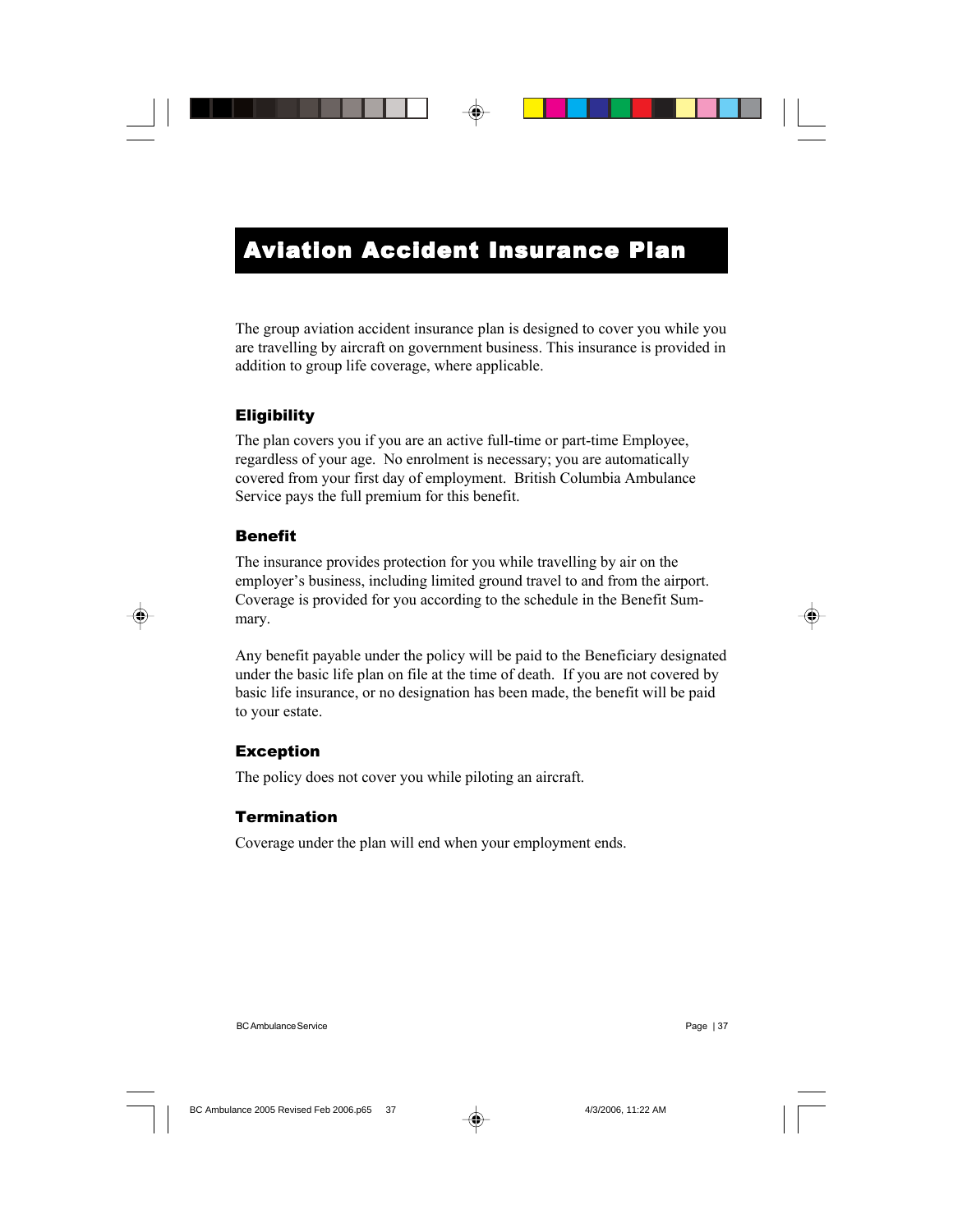# Aviation Accident Insurance Plan

The group aviation accident insurance plan is designed to cover you while you are travelling by aircraft on government business. This insurance is provided in addition to group life coverage, where applicable.

## Eligibility

The plan covers you if you are an active full-time or part-time Employee, regardless of your age. No enrolment is necessary; you are automatically covered from your first day of employment. British Columbia Ambulance Service pays the full premium for this benefit.

## Benefit

The insurance provides protection for you while travelling by air on the employer's business, including limited ground travel to and from the airport. Coverage is provided for you according to the schedule in the Benefit Summary.

Any benefit payable under the policy will be paid to the Beneficiary designated under the basic life plan on file at the time of death. If you are not covered by basic life insurance, or no designation has been made, the benefit will be paid to your estate.

## Exception

The policy does not cover you while piloting an aircraft.

## Termination

Coverage under the plan will end when your employment ends.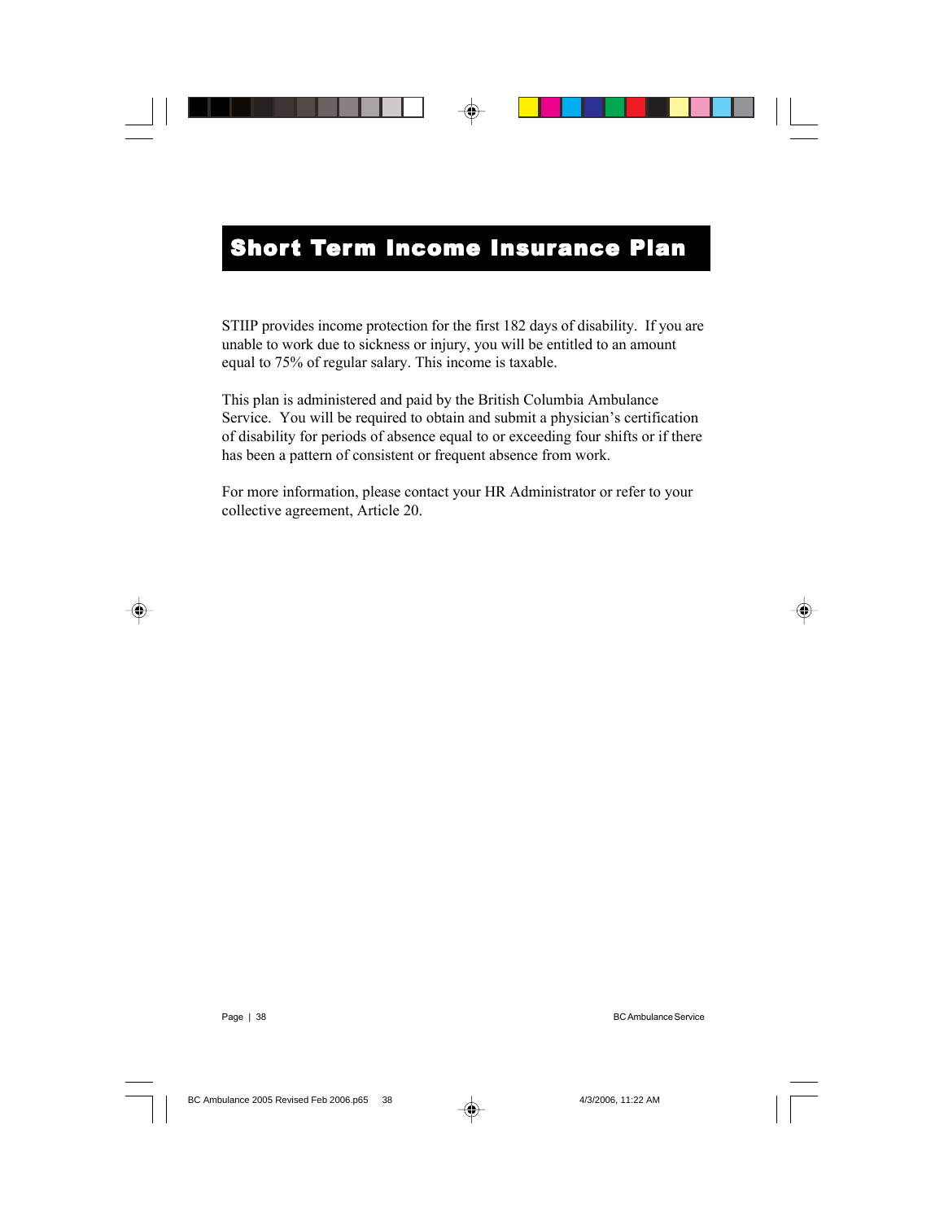# Short Term Income Insurance Plan

STIIP provides income protection for the first 182 days of disability. If you are unable to work due to sickness or injury, you will be entitled to an amount equal to 75% of regular salary. This income is taxable.

This plan is administered and paid by the British Columbia Ambulance Service. You will be required to obtain and submit a physician's certification of disability for periods of absence equal to or exceeding four shifts or if there has been a pattern of consistent or frequent absence from work.

For more information, please contact your HR Administrator or refer to your collective agreement, Article 20.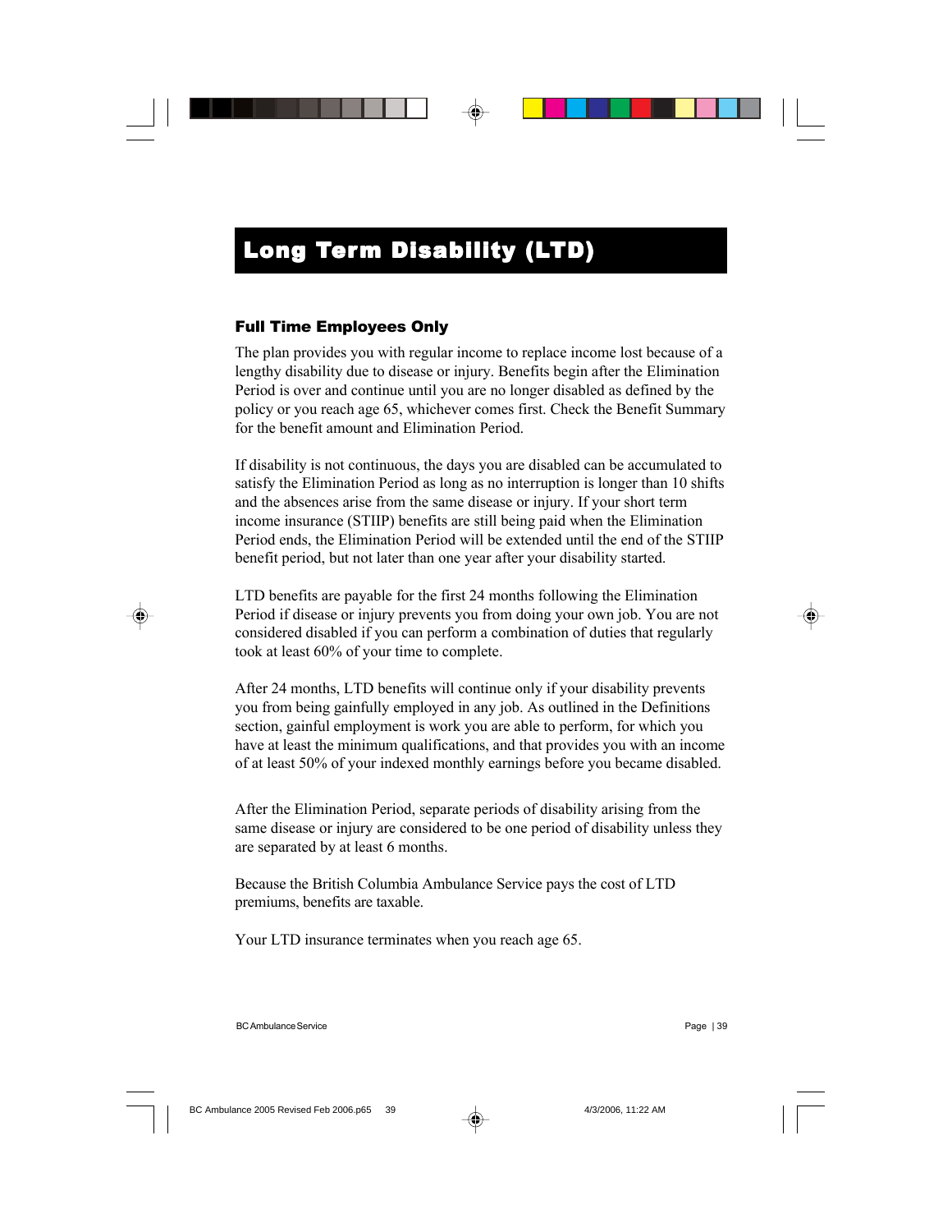# Long Term Disability (LTD)

### Full Time Employees Only

The plan provides you with regular income to replace income lost because of a lengthy disability due to disease or injury. Benefits begin after the Elimination Period is over and continue until you are no longer disabled as defined by the policy or you reach age 65, whichever comes first. Check the Benefit Summary for the benefit amount and Elimination Period.

If disability is not continuous, the days you are disabled can be accumulated to satisfy the Elimination Period as long as no interruption is longer than 10 shifts and the absences arise from the same disease or injury. If your short term income insurance (STIIP) benefits are still being paid when the Elimination Period ends, the Elimination Period will be extended until the end of the STIIP benefit period, but not later than one year after your disability started.

LTD benefits are payable for the first 24 months following the Elimination Period if disease or injury prevents you from doing your own job. You are not considered disabled if you can perform a combination of duties that regularly took at least 60% of your time to complete.

After 24 months, LTD benefits will continue only if your disability prevents you from being gainfully employed in any job. As outlined in the Definitions section, gainful employment is work you are able to perform, for which you have at least the minimum qualifications, and that provides you with an income of at least 50% of your indexed monthly earnings before you became disabled.

After the Elimination Period, separate periods of disability arising from the same disease or injury are considered to be one period of disability unless they are separated by at least 6 months.

Because the British Columbia Ambulance Service pays the cost of LTD premiums, benefits are taxable.

Your LTD insurance terminates when you reach age 65.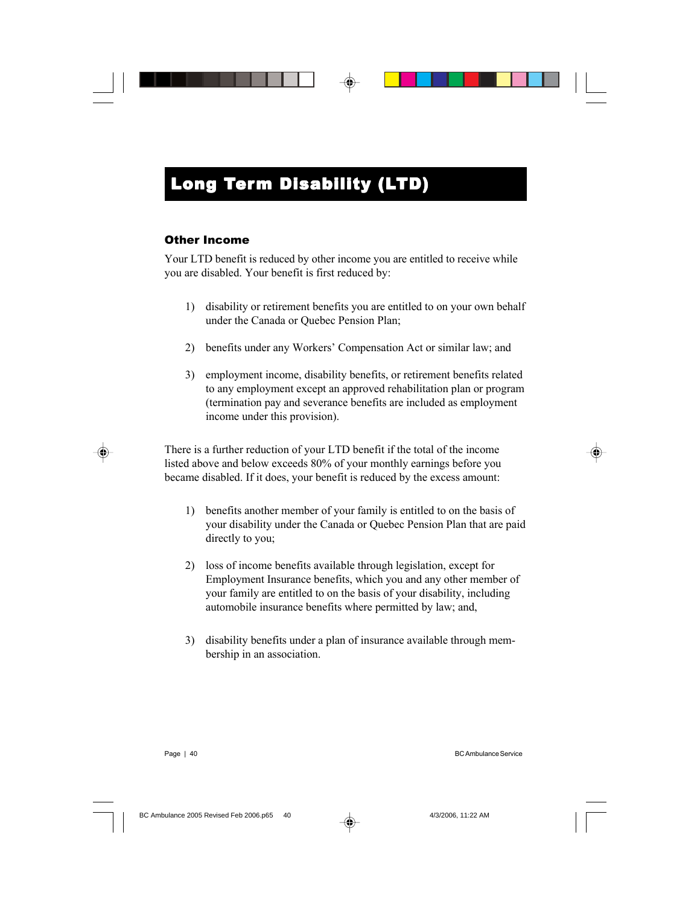# Long Term Disability (LTD)

### Other Income

Your LTD benefit is reduced by other income you are entitled to receive while you are disabled. Your benefit is first reduced by:

1) disability or retirement benefits you are entitled to on your own behalf under the Canada or Quebec Pension Plan;

2) benefits under any Workers' Compensation Act or similar law; and

3) employment income, disability benefits, or retirement benefits related to any employment except an approved rehabilitation plan or program (termination pay and severance benefits are included as employment income under this provision).

There is a further reduction of your LTD benefit if the total of the income listed above and below exceeds 80% of your monthly earnings before you became disabled. If it does, your benefit is reduced by the excess amount:

1) benefits another member of your family is entitled to on the basis of your disability under the Canada or Quebec Pension Plan that are paid directly to you;

2) loss of income benefits available through legislation, except for Employment Insurance benefits, which you and any other member of your family are entitled to on the basis of your disability, including automobile insurance benefits where permitted by law; and,

3) disability benefits under a plan of insurance available through membership in an association.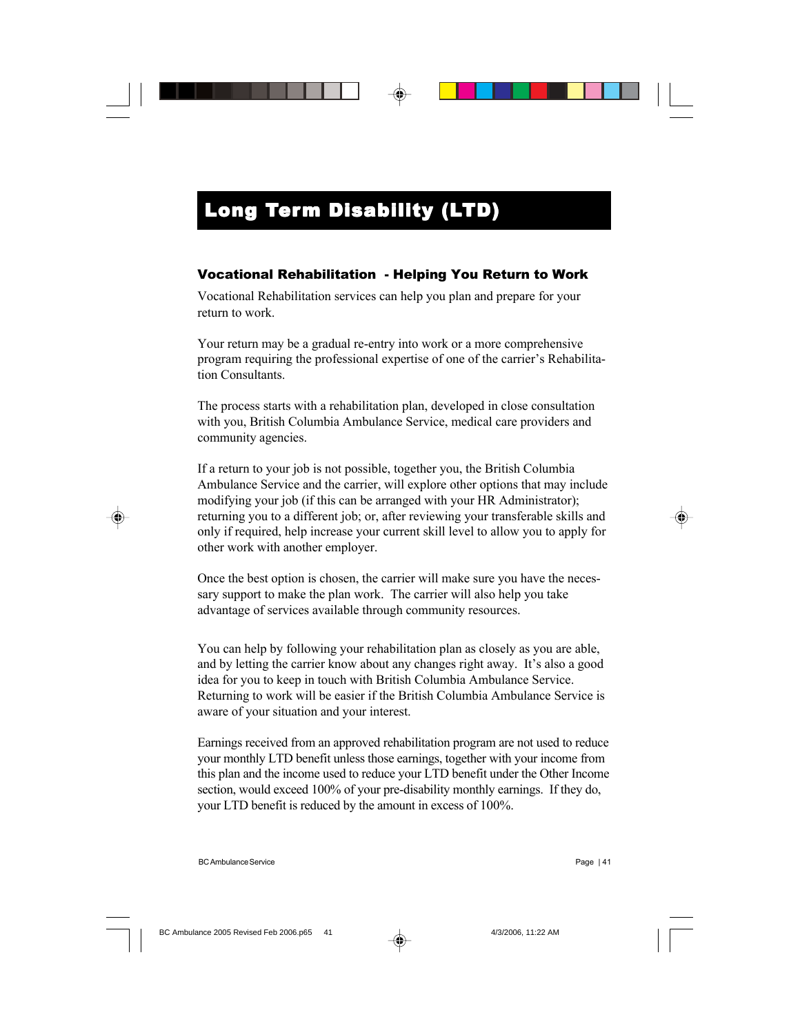# Long Term Disability (LTD)

## Vocational Rehabilitation - Helping You Return to Work

Vocational Rehabilitation services can help you plan and prepare for your return to work.

Your return may be a gradual re-entry into work or a more comprehensive program requiring the professional expertise of one of the carrier's Rehabilitation Consultants.

The process starts with a rehabilitation plan, developed in close consultation with you, British Columbia Ambulance Service, medical care providers and community agencies.

If a return to your job is not possible, together you, the British Columbia Ambulance Service and the carrier, will explore other options that may include modifying your job (if this can be arranged with your HR Administrator); returning you to a different job; or, after reviewing your transferable skills and only if required, help increase your current skill level to allow you to apply for other work with another employer.

Once the best option is chosen, the carrier will make sure you have the necessary support to make the plan work. The carrier will also help you take advantage of services available through community resources.

You can help by following your rehabilitation plan as closely as you are able, and by letting the carrier know about any changes right away. It's also a good idea for you to keep in touch with British Columbia Ambulance Service. Returning to work will be easier if the British Columbia Ambulance Service is aware of your situation and your interest.

Earnings received from an approved rehabilitation program are not used to reduce your monthly LTD benefit unless those earnings, together with your income from this plan and the income used to reduce your LTD benefit under the Other Income section, would exceed 100% of your pre-disability monthly earnings. If they do, your LTD benefit is reduced by the amount in excess of 100%.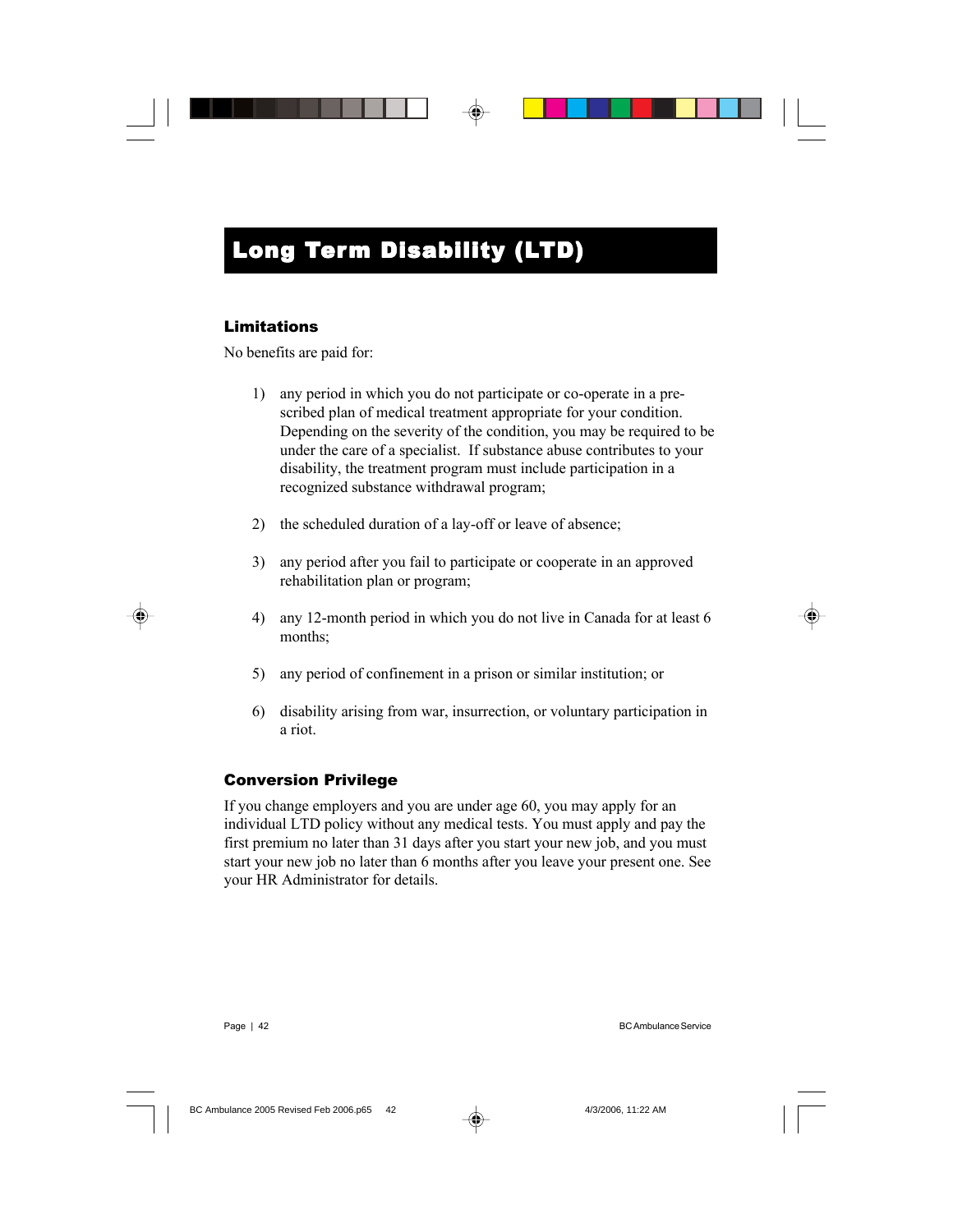# Long Term Disability (LTD)

### Limitations

No benefits are paid for:

1) any period in which you do not participate or co-operate in a pre-scribed plan of medical treatment appropriate for your condition. Depending on the severity of the condition, you may be required to be under the care of a specialist. If substance abuse contributes to your disability, the treatment program must include participation in a recognized substance withdrawal program;

2) the scheduled duration of a lay-off or leave of absence;

3) any period after you fail to participate or cooperate in an approved rehabilitation plan or program;

4) any 12-month period in which you do not live in Canada for at least 6 months;

5) any period of confinement in a prison or similar institution; or

6) disability arising from war, insurrection, or voluntary participation in a riot.

### Conversion Privilege

If you change employers and you are under age 60, you may apply for an individual LTD policy without any medical tests. You must apply and pay the first premium no later than 31 days after you start your new job, and you must start your new job no later than 6 months after you leave your present one. See your HR Administrator for details.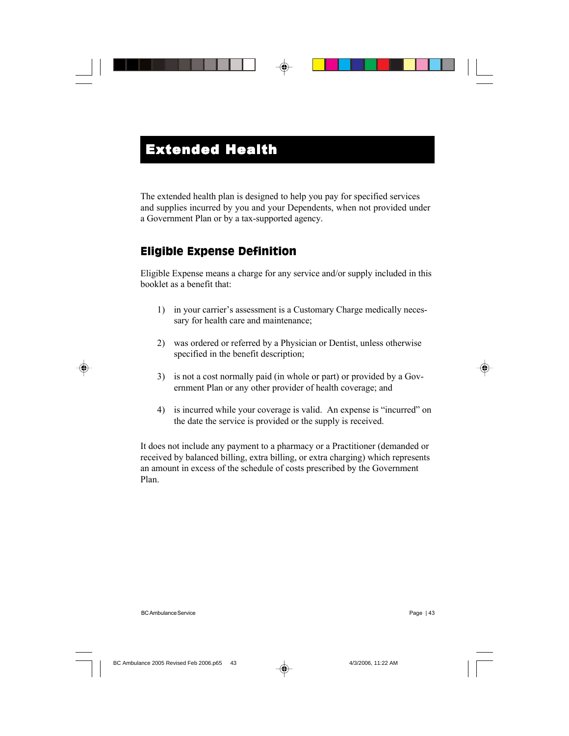# Extended Health

The extended health plan is designed to help you pay for specified services and supplies incurred by you and your Dependents, when not provided under a Government Plan or by a tax-supported agency.

## Eligible Expense Definition

Eligible Expense means a charge for any service and/or supply included in this booklet as a benefit that:

1) in your carrier's assessment is a Customary Charge medically necessary for health care and maintenance;

2) was ordered or referred by a Physician or Dentist, unless otherwise specified in the benefit description;

3) is not a cost normally paid (in whole or part) or provided by a Government Plan or any other provider of health coverage; and

4) is incurred while your coverage is valid. An expense is "incurred" on the date the service is provided or the supply is received.

It does not include any payment to a pharmacy or a Practitioner (demanded or received by balanced billing, extra billing, or extra charging) which represents an amount in excess of the schedule of costs prescribed by the Government Plan.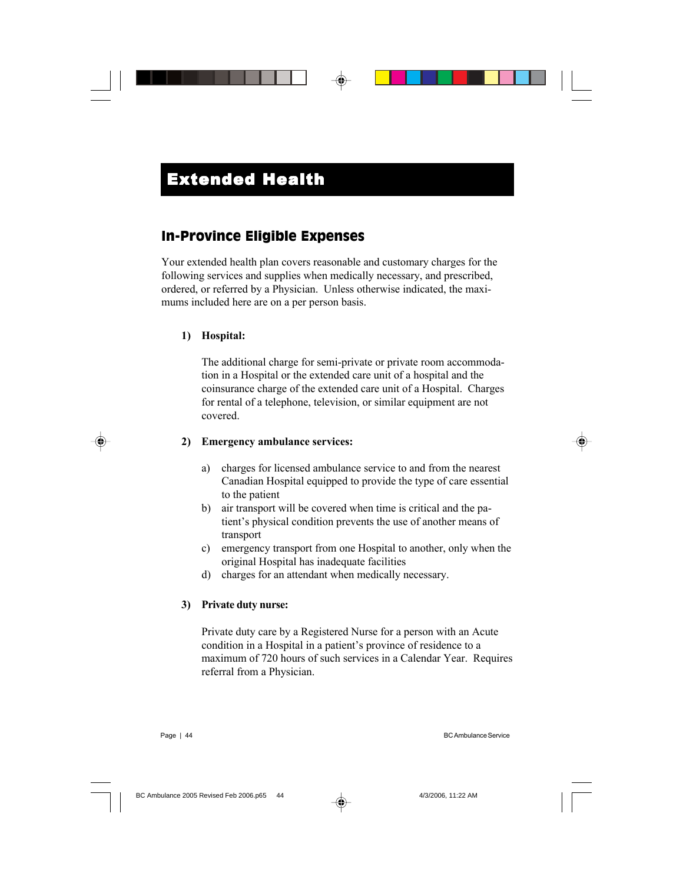# Extended Health

## In-Province Eligible Expenses

Your extended health plan covers reasonable and customary charges for the following services and supplies when medically necessary, and prescribed, ordered, or referred by a Physician. Unless otherwise indicated, the maximums included here are on a per person basis.

1) **Hospital:**

   The additional charge for semi-private or private room accommodation in a Hospital or the extended care unit of a hospital and the coinsurance charge of the extended care unit of a Hospital. Charges for rental of a telephone, television, or similar equipment are not covered.

2) **Emergency ambulance services:**

   a) charges for licensed ambulance service to and from the nearest Canadian Hospital equipped to provide the type of care essential to the patient
   
   b) air transport will be covered when time is critical and the patient's physical condition prevents the use of another means of transport
   
   c) emergency transport from one Hospital to another, only when the original Hospital has inadequate facilities
   
   d) charges for an attendant when medically necessary.

3) **Private duty nurse:**

   Private duty care by a Registered Nurse for a person with an Acute condition in a Hospital in a patient's province of residence to a maximum of 720 hours of such services in a Calendar Year. Requires referral from a Physician.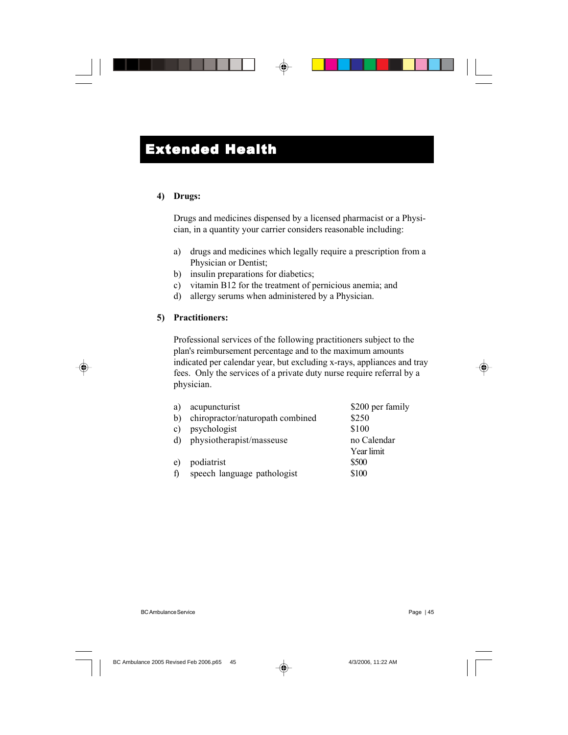# Extended Health

**4) Drugs:**

Drugs and medicines dispensed by a licensed pharmacist or a Physician, in a quantity your carrier considers reasonable including:

a) drugs and medicines which legally require a prescription from a Physician or Dentist;
b) insulin preparations for diabetics;
c) vitamin B12 for the treatment of pernicious anemia; and
d) allergy serums when administered by a Physician.

**5) Practitioners:**

Professional services of the following practitioners subject to the plan's reimbursement percentage and to the maximum amounts indicated per calendar year, but excluding x-rays, appliances and tray fees. Only the services of a private duty nurse require referral by a physician.

| | Practitioner | Maximum |
|---|---|---|
| a) | acupuncturist | $200 per family |
| b) | chiropractor/naturopath combined | $250 |
| c) | psychologist | $100 |
| d) | physiotherapist/masseuse | no Calendar Year limit |
| e) | podiatrist | $500 |
| f) | speech language pathologist | $100 |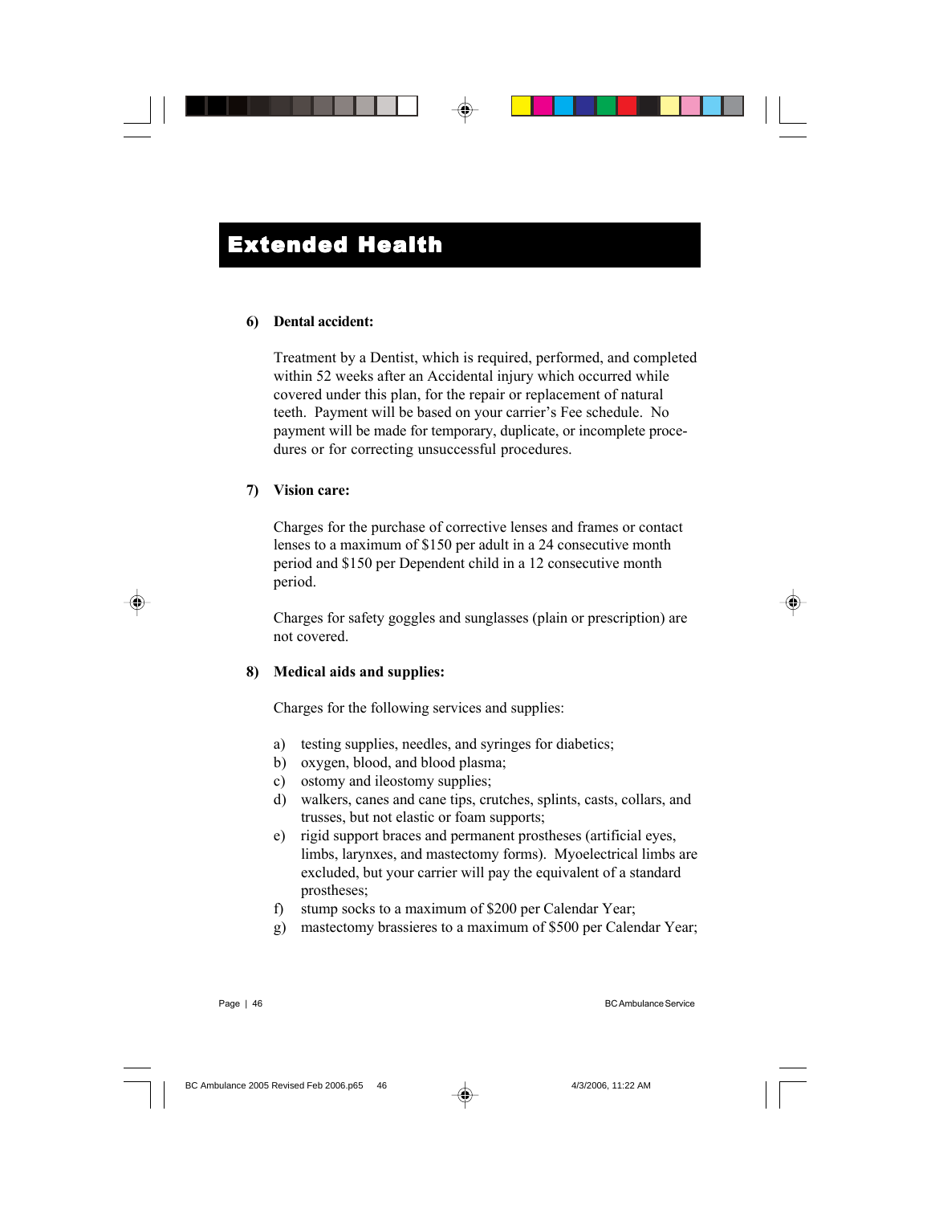# Extended Health

**6) Dental accident:**

Treatment by a Dentist, which is required, performed, and completed within 52 weeks after an Accidental injury which occurred while covered under this plan, for the repair or replacement of natural teeth. Payment will be based on your carrier's Fee schedule. No payment will be made for temporary, duplicate, or incomplete procedures or for correcting unsuccessful procedures.

**7) Vision care:**

Charges for the purchase of corrective lenses and frames or contact lenses to a maximum of $150 per adult in a 24 consecutive month period and $150 per Dependent child in a 12 consecutive month period.

Charges for safety goggles and sunglasses (plain or prescription) are not covered.

**8) Medical aids and supplies:**

Charges for the following services and supplies:

a) testing supplies, needles, and syringes for diabetics;
b) oxygen, blood, and blood plasma;
c) ostomy and ileostomy supplies;
d) walkers, canes and cane tips, crutches, splints, casts, collars, and trusses, but not elastic or foam supports;
e) rigid support braces and permanent prostheses (artificial eyes, limbs, larynxes, and mastectomy forms). Myoelectrical limbs are excluded, but your carrier will pay the equivalent of a standard prostheses;
f) stump socks to a maximum of $200 per Calendar Year;
g) mastectomy brassieres to a maximum of $500 per Calendar Year;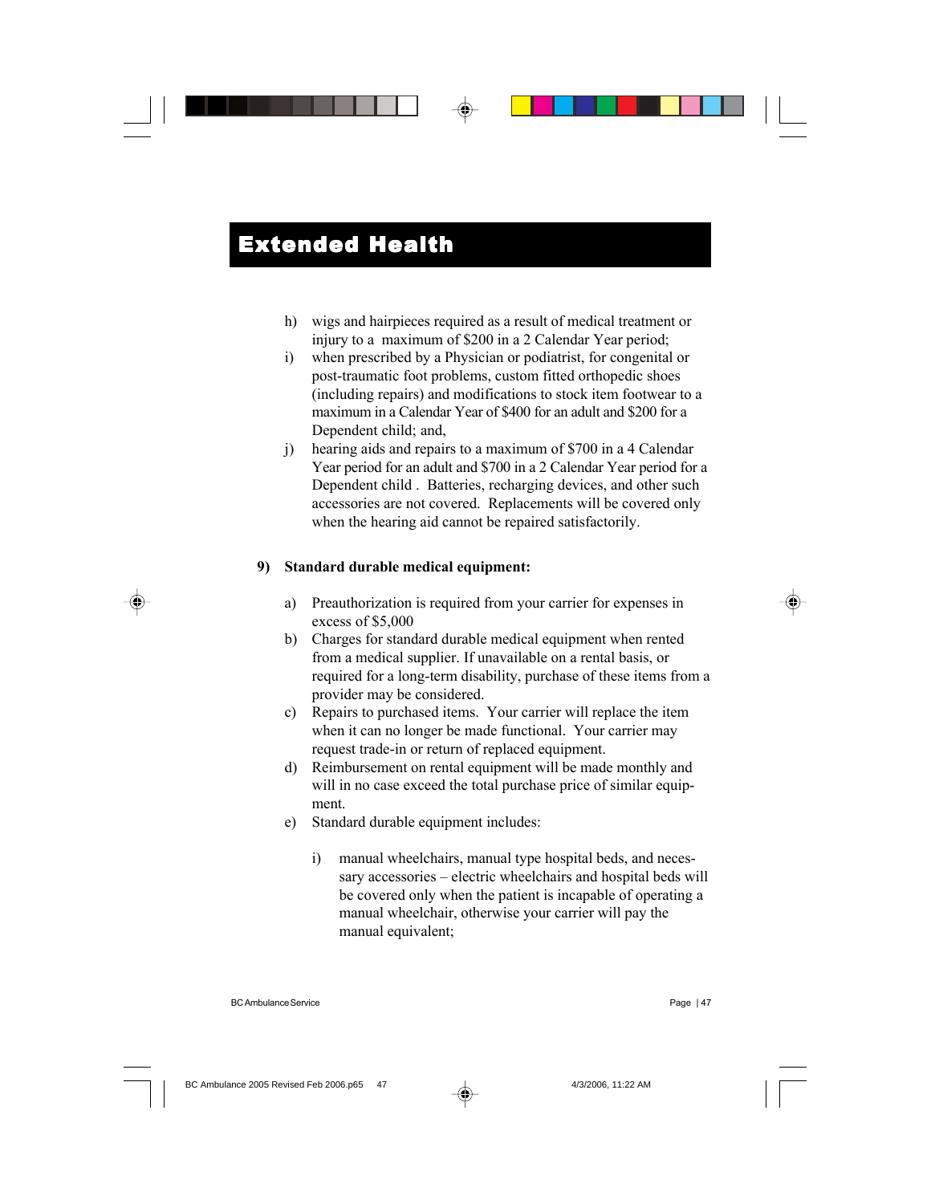# Extended Health

h) wigs and hairpieces required as a result of medical treatment or injury to a maximum of $200 in a 2 Calendar Year period;

i) when prescribed by a Physician or podiatrist, for congenital or post-traumatic foot problems, custom fitted orthopedic shoes (including repairs) and modifications to stock item footwear to a maximum in a Calendar Year of $400 for an adult and $200 for a Dependent child; and,

j) hearing aids and repairs to a maximum of $700 in a 4 Calendar Year period for an adult and $700 in a 2 Calendar Year period for a Dependent child . Batteries, recharging devices, and other such accessories are not covered. Replacements will be covered only when the hearing aid cannot be repaired satisfactorily.

**9) Standard durable medical equipment:**

a) Preauthorization is required from your carrier for expenses in excess of $5,000

b) Charges for standard durable medical equipment when rented from a medical supplier. If unavailable on a rental basis, or required for a long-term disability, purchase of these items from a provider may be considered.

c) Repairs to purchased items. Your carrier will replace the item when it can no longer be made functional. Your carrier may request trade-in or return of replaced equipment.

d) Reimbursement on rental equipment will be made monthly and will in no case exceed the total purchase price of similar equipment.

e) Standard durable equipment includes:

   i) manual wheelchairs, manual type hospital beds, and necessary accessories – electric wheelchairs and hospital beds will be covered only when the patient is incapable of operating a manual wheelchair, otherwise your carrier will pay the manual equivalent;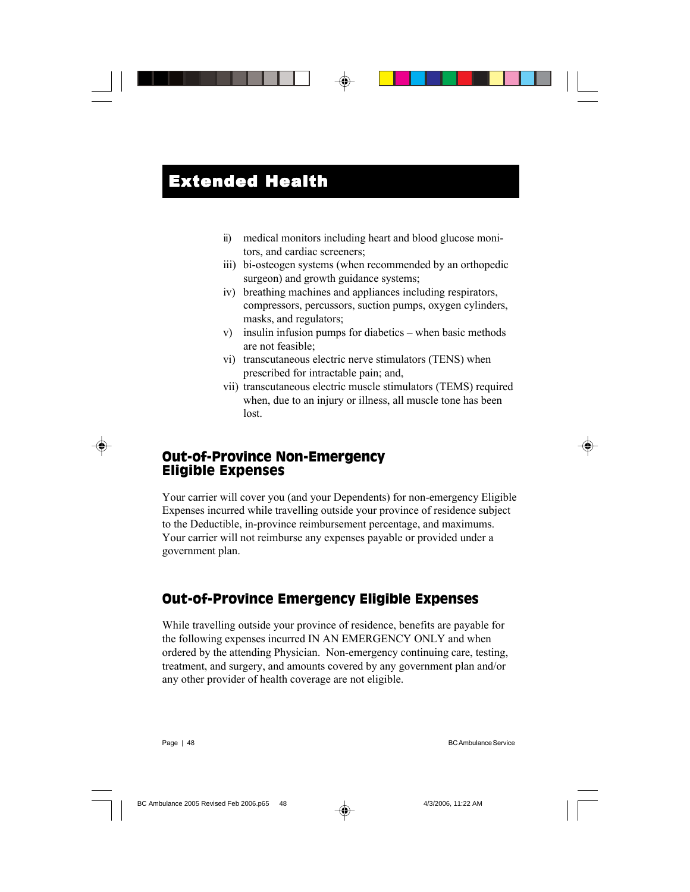# Extended Health

ii) medical monitors including heart and blood glucose monitors, and cardiac screeners;

iii) bi-osteogen systems (when recommended by an orthopedic surgeon) and growth guidance systems;

iv) breathing machines and appliances including respirators, compressors, percussors, suction pumps, oxygen cylinders, masks, and regulators;

v) insulin infusion pumps for diabetics – when basic methods are not feasible;

vi) transcutaneous electric nerve stimulators (TENS) when prescribed for intractable pain; and,

vii) transcutaneous electric muscle stimulators (TEMS) required when, due to an injury or illness, all muscle tone has been lost.

## Out-of-Province Non-Emergency Eligible Expenses

Your carrier will cover you (and your Dependents) for non-emergency Eligible Expenses incurred while travelling outside your province of residence subject to the Deductible, in-province reimbursement percentage, and maximums. Your carrier will not reimburse any expenses payable or provided under a government plan.

## Out-of-Province Emergency Eligible Expenses

While travelling outside your province of residence, benefits are payable for the following expenses incurred IN AN EMERGENCY ONLY and when ordered by the attending Physician. Non-emergency continuing care, testing, treatment, and surgery, and amounts covered by any government plan and/or any other provider of health coverage are not eligible.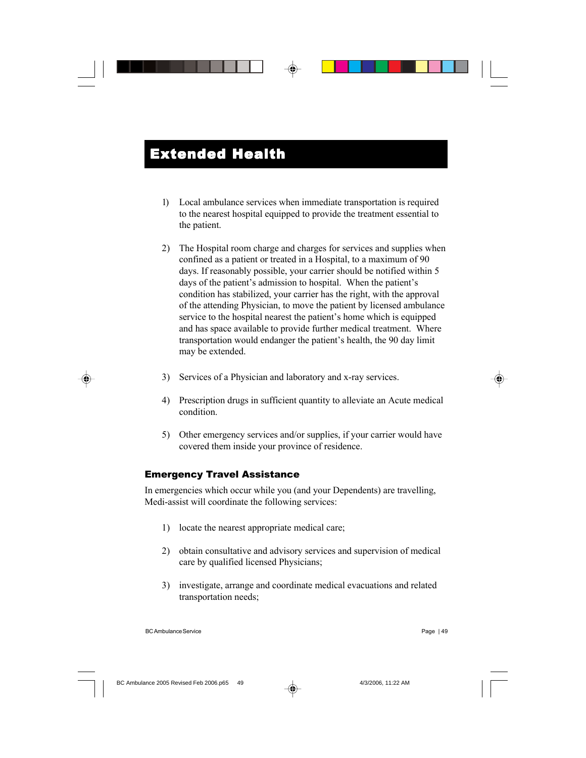# Extended Health

1) Local ambulance services when immediate transportation is required to the nearest hospital equipped to provide the treatment essential to the patient.

2) The Hospital room charge and charges for services and supplies when confined as a patient or treated in a Hospital, to a maximum of 90 days. If reasonably possible, your carrier should be notified within 5 days of the patient's admission to hospital. When the patient's condition has stabilized, your carrier has the right, with the approval of the attending Physician, to move the patient by licensed ambulance service to the hospital nearest the patient's home which is equipped and has space available to provide further medical treatment. Where transportation would endanger the patient's health, the 90 day limit may be extended.

3) Services of a Physician and laboratory and x-ray services.

4) Prescription drugs in sufficient quantity to alleviate an Acute medical condition.

5) Other emergency services and/or supplies, if your carrier would have covered them inside your province of residence.

### Emergency Travel Assistance

In emergencies which occur while you (and your Dependents) are travelling, Medi-assist will coordinate the following services:

1) locate the nearest appropriate medical care;

2) obtain consultative and advisory services and supervision of medical care by qualified licensed Physicians;

3) investigate, arrange and coordinate medical evacuations and related transportation needs;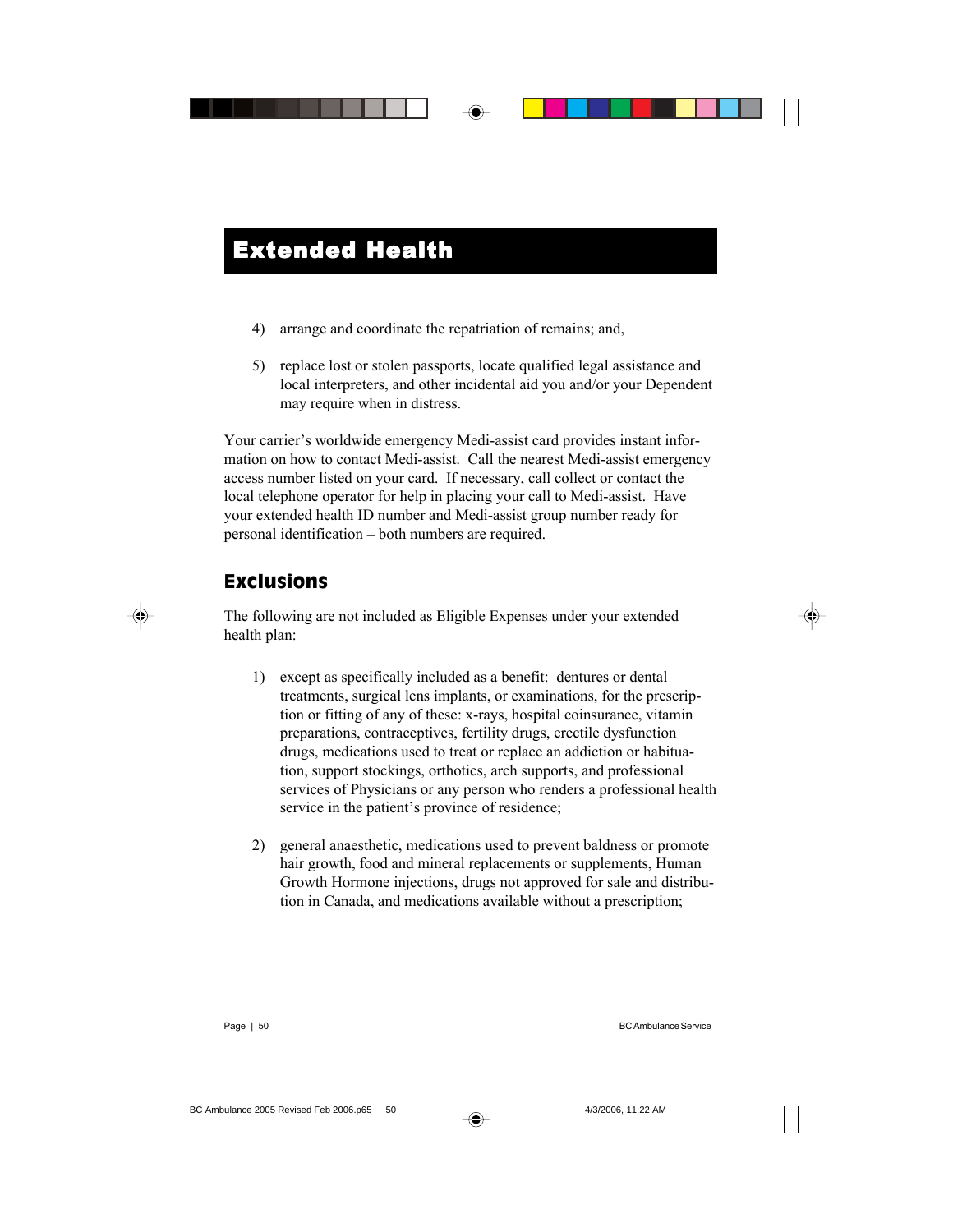# Extended Health

4) arrange and coordinate the repatriation of remains; and,

5) replace lost or stolen passports, locate qualified legal assistance and local interpreters, and other incidental aid you and/or your Dependent may require when in distress.

Your carrier's worldwide emergency Medi-assist card provides instant information on how to contact Medi-assist. Call the nearest Medi-assist emergency access number listed on your card. If necessary, call collect or contact the local telephone operator for help in placing your call to Medi-assist. Have your extended health ID number and Medi-assist group number ready for personal identification – both numbers are required.

## Exclusions

The following are not included as Eligible Expenses under your extended health plan:

1) except as specifically included as a benefit: dentures or dental treatments, surgical lens implants, or examinations, for the prescription or fitting of any of these: x-rays, hospital coinsurance, vitamin preparations, contraceptives, fertility drugs, erectile dysfunction drugs, medications used to treat or replace an addiction or habituation, support stockings, orthotics, arch supports, and professional services of Physicians or any person who renders a professional health service in the patient's province of residence;

2) general anaesthetic, medications used to prevent baldness or promote hair growth, food and mineral replacements or supplements, Human Growth Hormone injections, drugs not approved for sale and distribution in Canada, and medications available without a prescription;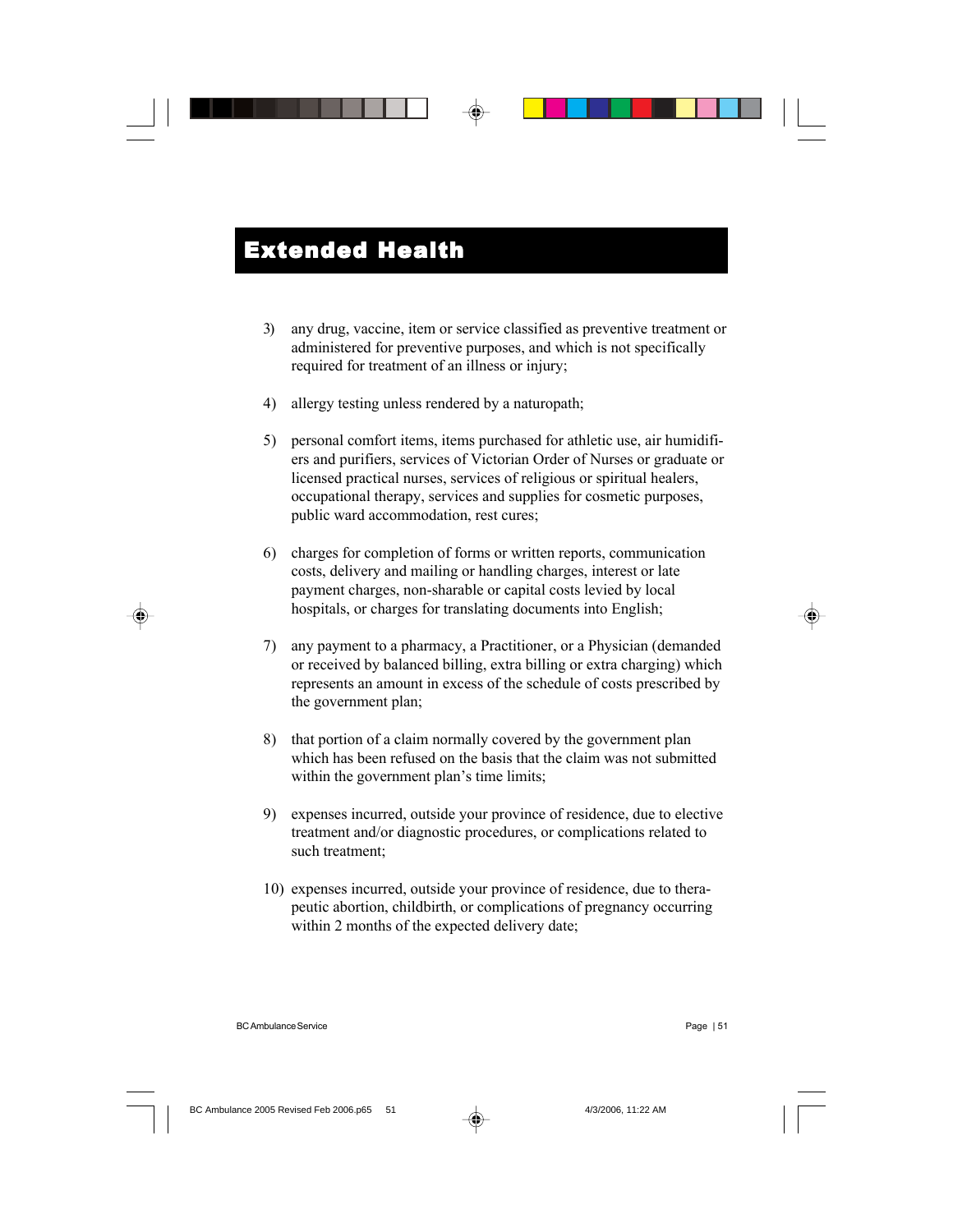# Extended Health

3) any drug, vaccine, item or service classified as preventive treatment or administered for preventive purposes, and which is not specifically required for treatment of an illness or injury;

4) allergy testing unless rendered by a naturopath;

5) personal comfort items, items purchased for athletic use, air humidifiers and purifiers, services of Victorian Order of Nurses or graduate or licensed practical nurses, services of religious or spiritual healers, occupational therapy, services and supplies for cosmetic purposes, public ward accommodation, rest cures;

6) charges for completion of forms or written reports, communication costs, delivery and mailing or handling charges, interest or late payment charges, non-sharable or capital costs levied by local hospitals, or charges for translating documents into English;

7) any payment to a pharmacy, a Practitioner, or a Physician (demanded or received by balanced billing, extra billing or extra charging) which represents an amount in excess of the schedule of costs prescribed by the government plan;

8) that portion of a claim normally covered by the government plan which has been refused on the basis that the claim was not submitted within the government plan's time limits;

9) expenses incurred, outside your province of residence, due to elective treatment and/or diagnostic procedures, or complications related to such treatment;

10) expenses incurred, outside your province of residence, due to therapeutic abortion, childbirth, or complications of pregnancy occurring within 2 months of the expected delivery date;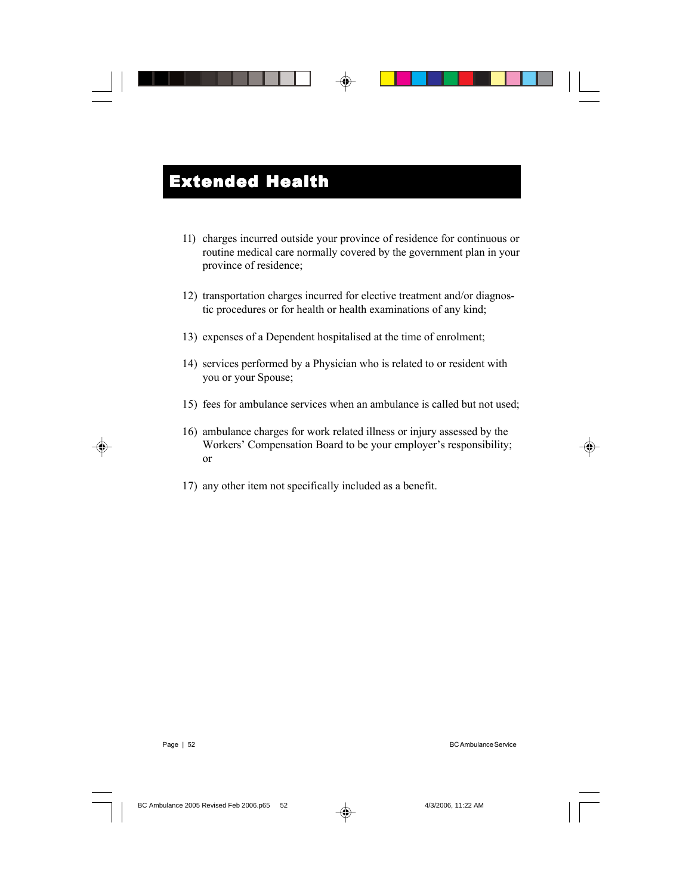# Extended Health

11) charges incurred outside your province of residence for continuous or routine medical care normally covered by the government plan in your province of residence;

12) transportation charges incurred for elective treatment and/or diagnostic procedures or for health or health examinations of any kind;

13) expenses of a Dependent hospitalised at the time of enrolment;

14) services performed by a Physician who is related to or resident with you or your Spouse;

15) fees for ambulance services when an ambulance is called but not used;

16) ambulance charges for work related illness or injury assessed by the Workers' Compensation Board to be your employer's responsibility; or

17) any other item not specifically included as a benefit.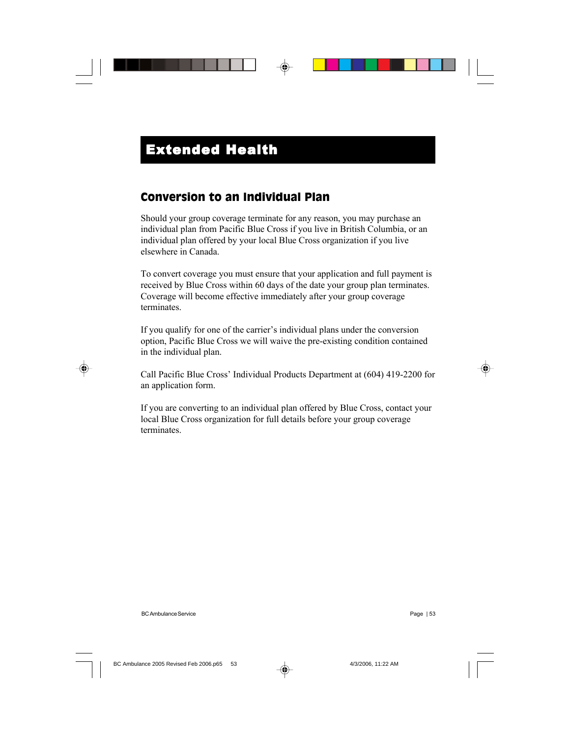# Extended Health

## Conversion to an Individual Plan

Should your group coverage terminate for any reason, you may purchase an individual plan from Pacific Blue Cross if you live in British Columbia, or an individual plan offered by your local Blue Cross organization if you live elsewhere in Canada.

To convert coverage you must ensure that your application and full payment is received by Blue Cross within 60 days of the date your group plan terminates. Coverage will become effective immediately after your group coverage terminates.

If you qualify for one of the carrier's individual plans under the conversion option, Pacific Blue Cross we will waive the pre-existing condition contained in the individual plan.

Call Pacific Blue Cross' Individual Products Department at (604) 419-2200 for an application form.

If you are converting to an individual plan offered by Blue Cross, contact your local Blue Cross organization for full details before your group coverage terminates.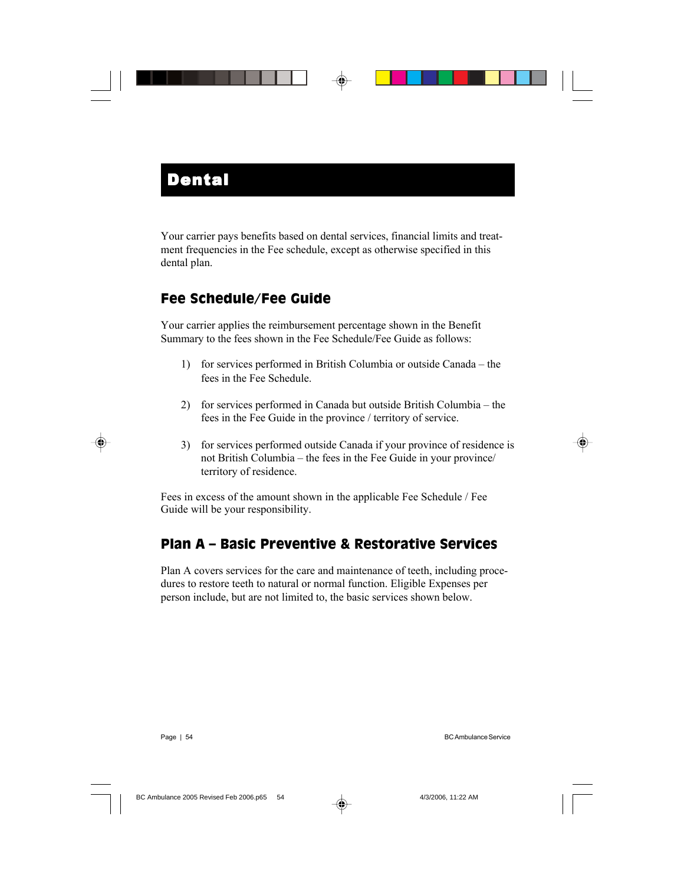# Dental

Your carrier pays benefits based on dental services, financial limits and treatment frequencies in the Fee schedule, except as otherwise specified in this dental plan.

## Fee Schedule/Fee Guide

Your carrier applies the reimbursement percentage shown in the Benefit Summary to the fees shown in the Fee Schedule/Fee Guide as follows:

1) for services performed in British Columbia or outside Canada – the fees in the Fee Schedule.

2) for services performed in Canada but outside British Columbia – the fees in the Fee Guide in the province / territory of service.

3) for services performed outside Canada if your province of residence is not British Columbia – the fees in the Fee Guide in your province/ territory of residence.

Fees in excess of the amount shown in the applicable Fee Schedule / Fee Guide will be your responsibility.

## Plan A – Basic Preventive & Restorative Services

Plan A covers services for the care and maintenance of teeth, including procedures to restore teeth to natural or normal function. Eligible Expenses per person include, but are not limited to, the basic services shown below.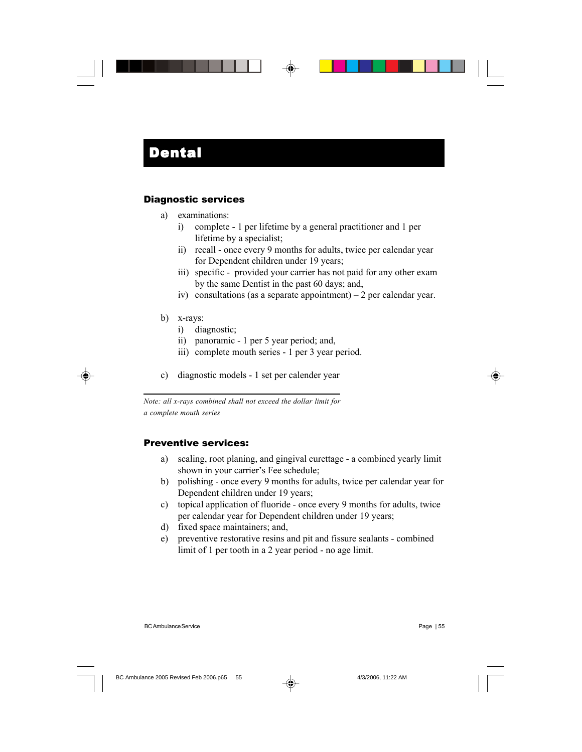# Dental

## Diagnostic services

a) examinations:
   i) complete - 1 per lifetime by a general practitioner and 1 per lifetime by a specialist;
   ii) recall - once every 9 months for adults, twice per calendar year for Dependent children under 19 years;
   iii) specific - provided your carrier has not paid for any other exam by the same Dentist in the past 60 days; and,
   iv) consultations (as a separate appointment) – 2 per calendar year.

b) x-rays:
   i) diagnostic;
   ii) panoramic - 1 per 5 year period; and,
   iii) complete mouth series - 1 per 3 year period.

c) diagnostic models - 1 set per calender year

---

*Note: all x-rays combined shall not exceed the dollar limit for a complete mouth series*

## Preventive services:

a) scaling, root planing, and gingival curettage - a combined yearly limit shown in your carrier's Fee schedule;
b) polishing - once every 9 months for adults, twice per calendar year for Dependent children under 19 years;
c) topical application of fluoride - once every 9 months for adults, twice per calendar year for Dependent children under 19 years;
d) fixed space maintainers; and,
e) preventive restorative resins and pit and fissure sealants - combined limit of 1 per tooth in a 2 year period - no age limit.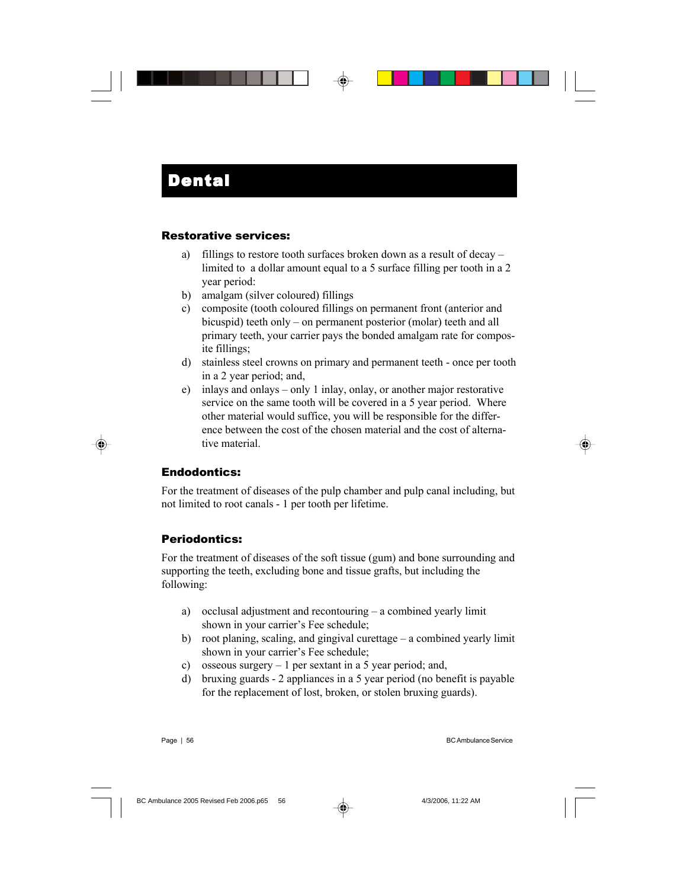# Dental

### Restorative services:

a) fillings to restore tooth surfaces broken down as a result of decay – limited to a dollar amount equal to a 5 surface filling per tooth in a 2 year period:
b) amalgam (silver coloured) fillings
c) composite (tooth coloured fillings on permanent front (anterior and bicuspid) teeth only – on permanent posterior (molar) teeth and all primary teeth, your carrier pays the bonded amalgam rate for composite fillings;
d) stainless steel crowns on primary and permanent teeth - once per tooth in a 2 year period; and,
e) inlays and onlays – only 1 inlay, onlay, or another major restorative service on the same tooth will be covered in a 5 year period. Where other material would suffice, you will be responsible for the difference between the cost of the chosen material and the cost of alternative material.

### Endodontics:

For the treatment of diseases of the pulp chamber and pulp canal including, but not limited to root canals - 1 per tooth per lifetime.

### Periodontics:

For the treatment of diseases of the soft tissue (gum) and bone surrounding and supporting the teeth, excluding bone and tissue grafts, but including the following:

a) occlusal adjustment and recontouring – a combined yearly limit shown in your carrier's Fee schedule;
b) root planing, scaling, and gingival curettage – a combined yearly limit shown in your carrier's Fee schedule;
c) osseous surgery – 1 per sextant in a 5 year period; and,
d) bruxing guards - 2 appliances in a 5 year period (no benefit is payable for the replacement of lost, broken, or stolen bruxing guards).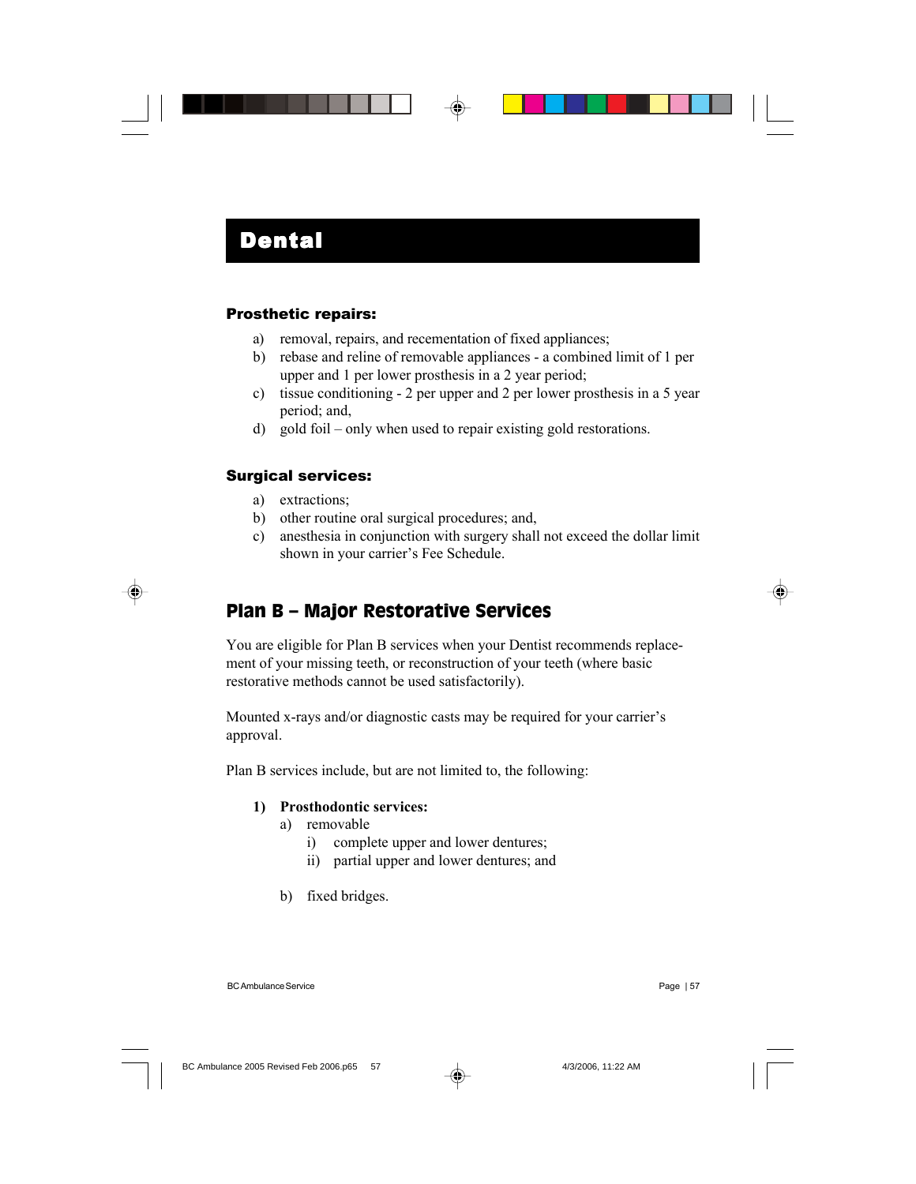# Dental

### Prosthetic repairs:

a) removal, repairs, and recementation of fixed appliances;
b) rebase and reline of removable appliances - a combined limit of 1 per upper and 1 per lower prosthesis in a 2 year period;
c) tissue conditioning - 2 per upper and 2 per lower prosthesis in a 5 year period; and,
d) gold foil – only when used to repair existing gold restorations.

### Surgical services:

a) extractions;
b) other routine oral surgical procedures; and,
c) anesthesia in conjunction with surgery shall not exceed the dollar limit shown in your carrier's Fee Schedule.

## Plan B – Major Restorative Services

You are eligible for Plan B services when your Dentist recommends replacement of your missing teeth, or reconstruction of your teeth (where basic restorative methods cannot be used satisfactorily).

Mounted x-rays and/or diagnostic casts may be required for your carrier's approval.

Plan B services include, but are not limited to, the following:

1) **Prosthodontic services:**
   a) removable
      i) complete upper and lower dentures;
      ii) partial upper and lower dentures; and

   b) fixed bridges.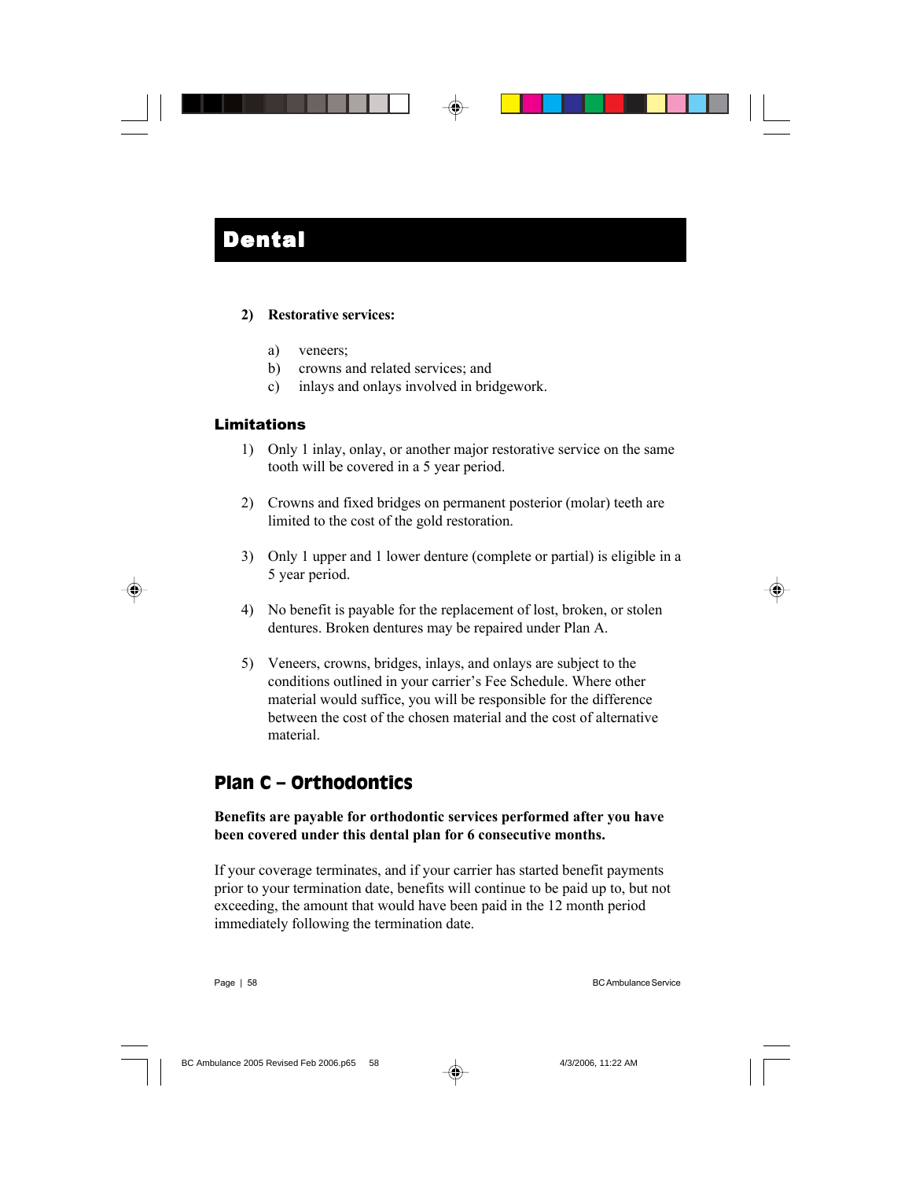# Dental

2) **Restorative services:**

   a) veneers;
   b) crowns and related services; and
   c) inlays and onlays involved in bridgework.

### Limitations

1) Only 1 inlay, onlay, or another major restorative service on the same tooth will be covered in a 5 year period.

2) Crowns and fixed bridges on permanent posterior (molar) teeth are limited to the cost of the gold restoration.

3) Only 1 upper and 1 lower denture (complete or partial) is eligible in a 5 year period.

4) No benefit is payable for the replacement of lost, broken, or stolen dentures. Broken dentures may be repaired under Plan A.

5) Veneers, crowns, bridges, inlays, and onlays are subject to the conditions outlined in your carrier's Fee Schedule. Where other material would suffice, you will be responsible for the difference between the cost of the chosen material and the cost of alternative material.

## Plan C – Orthodontics

**Benefits are payable for orthodontic services performed after you have been covered under this dental plan for 6 consecutive months.**

If your coverage terminates, and if your carrier has started benefit payments prior to your termination date, benefits will continue to be paid up to, but not exceeding, the amount that would have been paid in the 12 month period immediately following the termination date.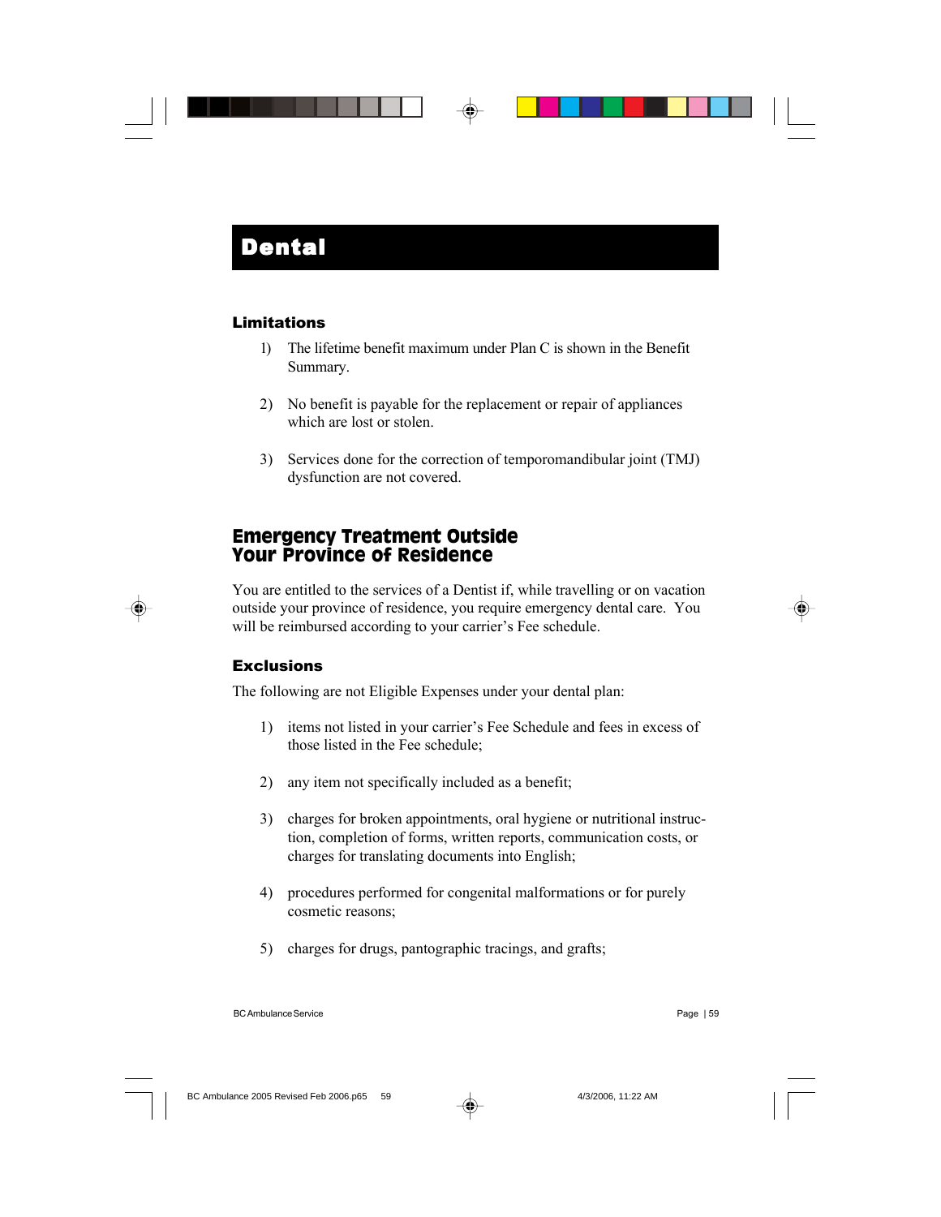# Dental

### Limitations

1) The lifetime benefit maximum under Plan C is shown in the Benefit Summary.

2) No benefit is payable for the replacement or repair of appliances which are lost or stolen.

3) Services done for the correction of temporomandibular joint (TMJ) dysfunction are not covered.

## Emergency Treatment Outside Your Province of Residence

You are entitled to the services of a Dentist if, while travelling or on vacation outside your province of residence, you require emergency dental care. You will be reimbursed according to your carrier's Fee schedule.

### Exclusions

The following are not Eligible Expenses under your dental plan:

1) items not listed in your carrier's Fee Schedule and fees in excess of those listed in the Fee schedule;

2) any item not specifically included as a benefit;

3) charges for broken appointments, oral hygiene or nutritional instruction, completion of forms, written reports, communication costs, or charges for translating documents into English;

4) procedures performed for congenital malformations or for purely cosmetic reasons;

5) charges for drugs, pantographic tracings, and grafts;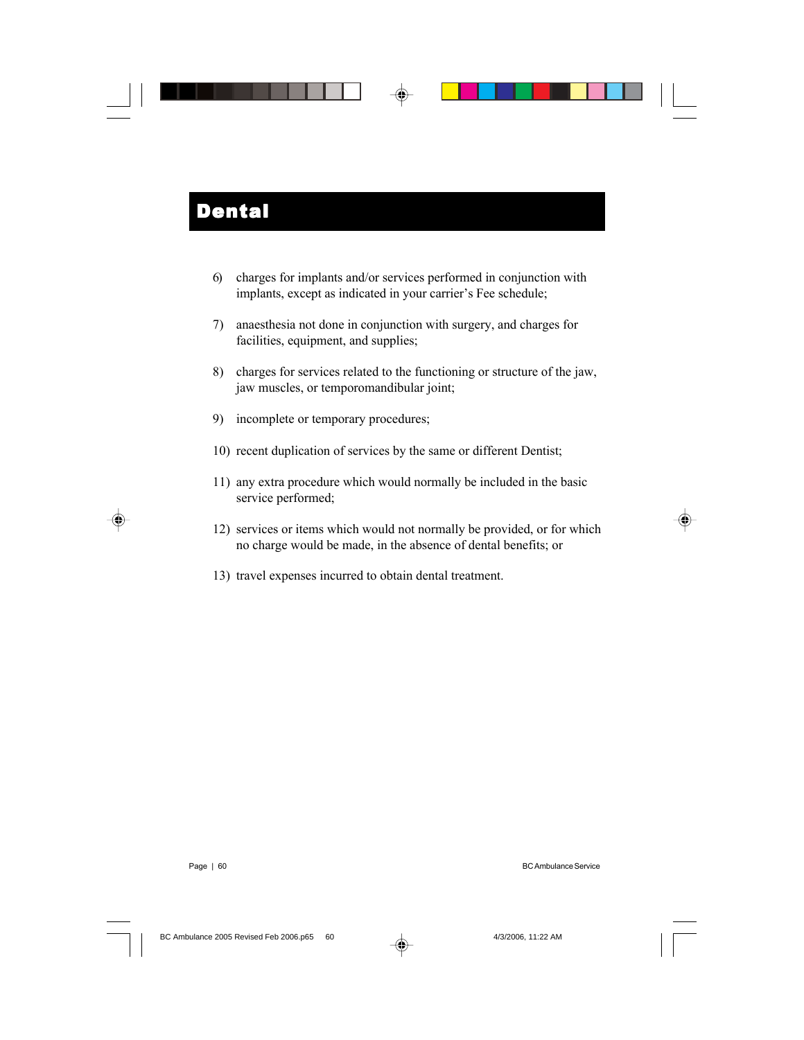# Dental

6) charges for implants and/or services performed in conjunction with implants, except as indicated in your carrier's Fee schedule;

7) anaesthesia not done in conjunction with surgery, and charges for facilities, equipment, and supplies;

8) charges for services related to the functioning or structure of the jaw, jaw muscles, or temporomandibular joint;

9) incomplete or temporary procedures;

10) recent duplication of services by the same or different Dentist;

11) any extra procedure which would normally be included in the basic service performed;

12) services or items which would not normally be provided, or for which no charge would be made, in the absence of dental benefits; or

13) travel expenses incurred to obtain dental treatment.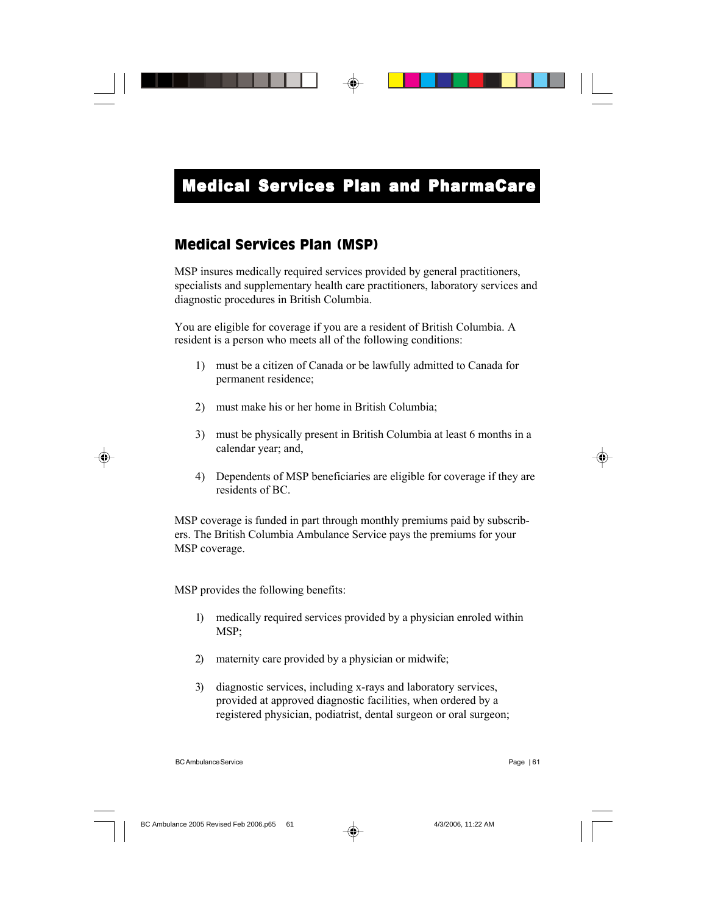# Medical Services Plan and PharmaCare

## Medical Services Plan (MSP)

MSP insures medically required services provided by general practitioners, specialists and supplementary health care practitioners, laboratory services and diagnostic procedures in British Columbia.

You are eligible for coverage if you are a resident of British Columbia. A resident is a person who meets all of the following conditions:

1) must be a citizen of Canada or be lawfully admitted to Canada for permanent residence;

2) must make his or her home in British Columbia;

3) must be physically present in British Columbia at least 6 months in a calendar year; and,

4) Dependents of MSP beneficiaries are eligible for coverage if they are residents of BC.

MSP coverage is funded in part through monthly premiums paid by subscribers. The British Columbia Ambulance Service pays the premiums for your MSP coverage.

MSP provides the following benefits:

1) medically required services provided by a physician enroled within MSP;

2) maternity care provided by a physician or midwife;

3) diagnostic services, including x-rays and laboratory services, provided at approved diagnostic facilities, when ordered by a registered physician, podiatrist, dental surgeon or oral surgeon;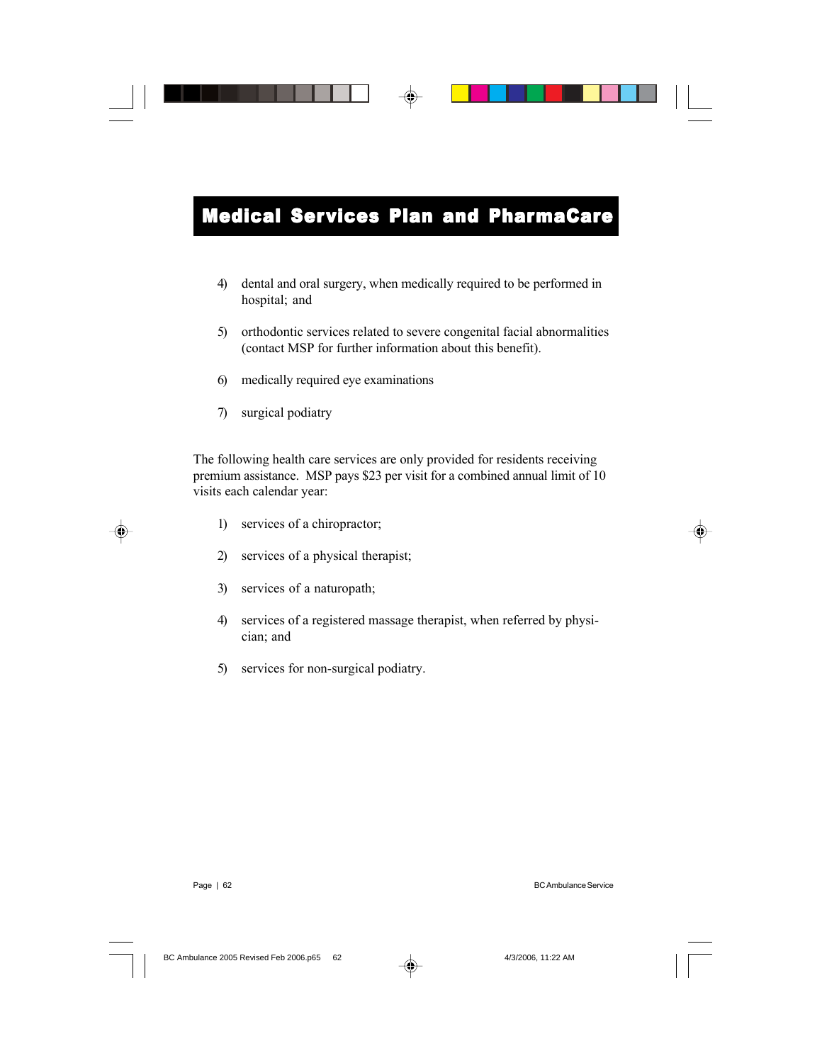# Medical Services Plan and PharmaCare

4) dental and oral surgery, when medically required to be performed in hospital; and

5) orthodontic services related to severe congenital facial abnormalities (contact MSP for further information about this benefit).

6) medically required eye examinations

7) surgical podiatry

The following health care services are only provided for residents receiving premium assistance. MSP pays $23 per visit for a combined annual limit of 10 visits each calendar year:

1) services of a chiropractor;

2) services of a physical therapist;

3) services of a naturopath;

4) services of a registered massage therapist, when referred by physician; and

5) services for non-surgical podiatry.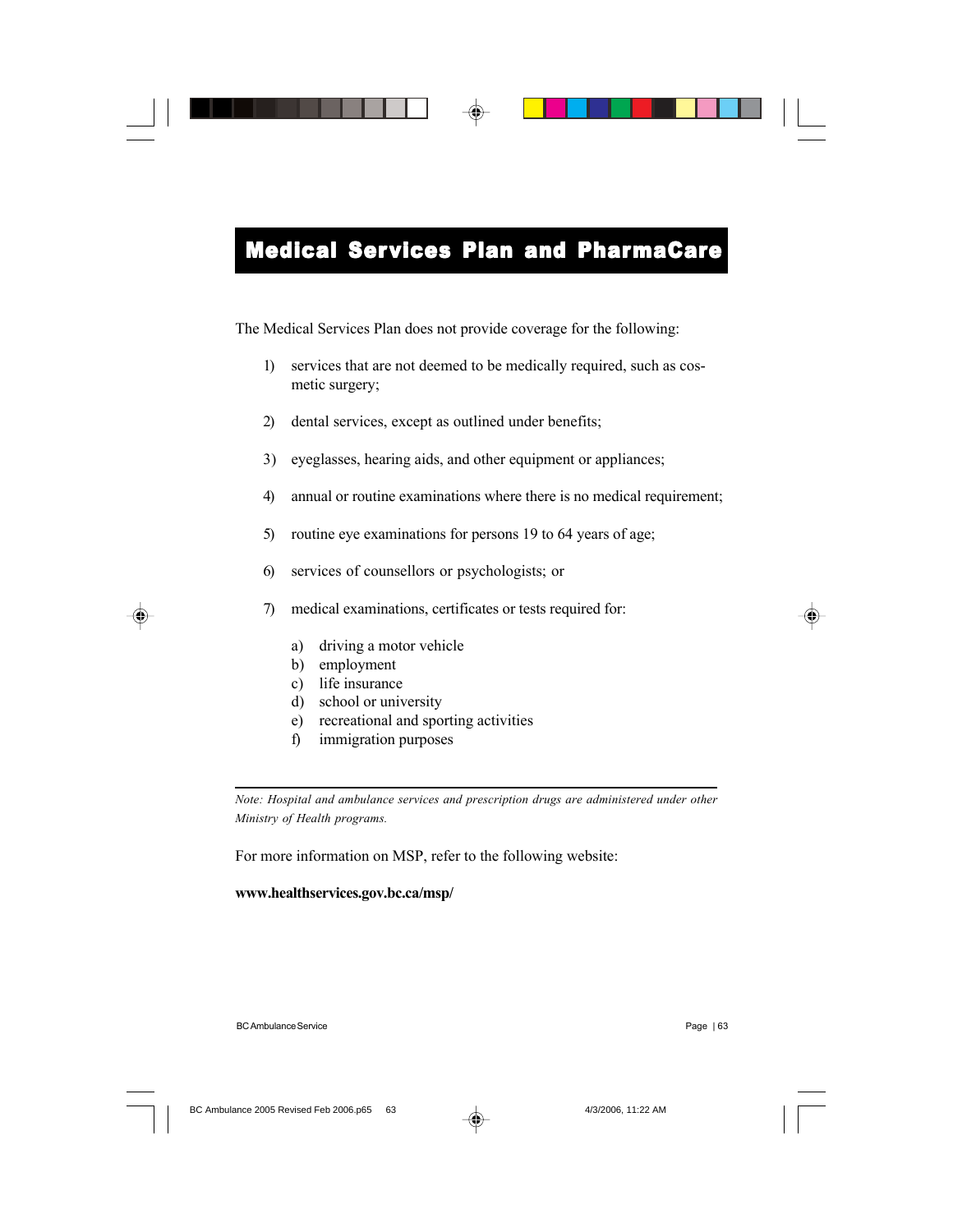# Medical Services Plan and PharmaCare

The Medical Services Plan does not provide coverage for the following:

1) services that are not deemed to be medically required, such as cosmetic surgery;

2) dental services, except as outlined under benefits;

3) eyeglasses, hearing aids, and other equipment or appliances;

4) annual or routine examinations where there is no medical requirement;

5) routine eye examinations for persons 19 to 64 years of age;

6) services of counsellors or psychologists; or

7) medical examinations, certificates or tests required for:

   a) driving a motor vehicle
   b) employment
   c) life insurance
   d) school or university
   e) recreational and sporting activities
   f) immigration purposes

---

*Note: Hospital and ambulance services and prescription drugs are administered under other Ministry of Health programs.*

For more information on MSP, refer to the following website:

**www.healthservices.gov.bc.ca/msp/**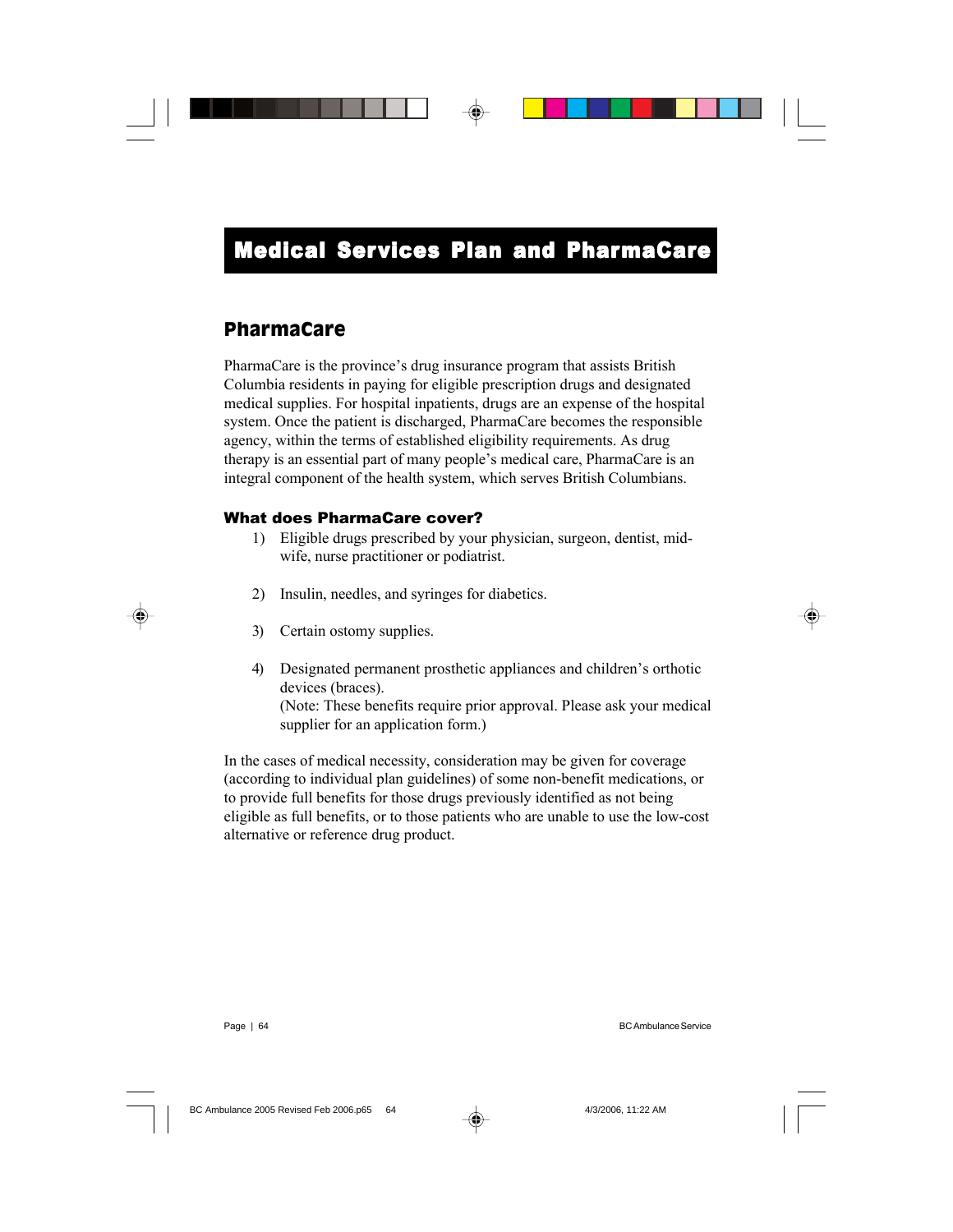# Medical Services Plan and PharmaCare

## PharmaCare

PharmaCare is the province's drug insurance program that assists British Columbia residents in paying for eligible prescription drugs and designated medical supplies. For hospital inpatients, drugs are an expense of the hospital system. Once the patient is discharged, PharmaCare becomes the responsible agency, within the terms of established eligibility requirements. As drug therapy is an essential part of many people's medical care, PharmaCare is an integral component of the health system, which serves British Columbians.

### What does PharmaCare cover?

1) Eligible drugs prescribed by your physician, surgeon, dentist, midwife, nurse practitioner or podiatrist.

2) Insulin, needles, and syringes for diabetics.

3) Certain ostomy supplies.

4) Designated permanent prosthetic appliances and children's orthotic devices (braces).
   (Note: These benefits require prior approval. Please ask your medical supplier for an application form.)

In the cases of medical necessity, consideration may be given for coverage (according to individual plan guidelines) of some non-benefit medications, or to provide full benefits for those drugs previously identified as not being eligible as full benefits, or to those patients who are unable to use the low-cost alternative or reference drug product.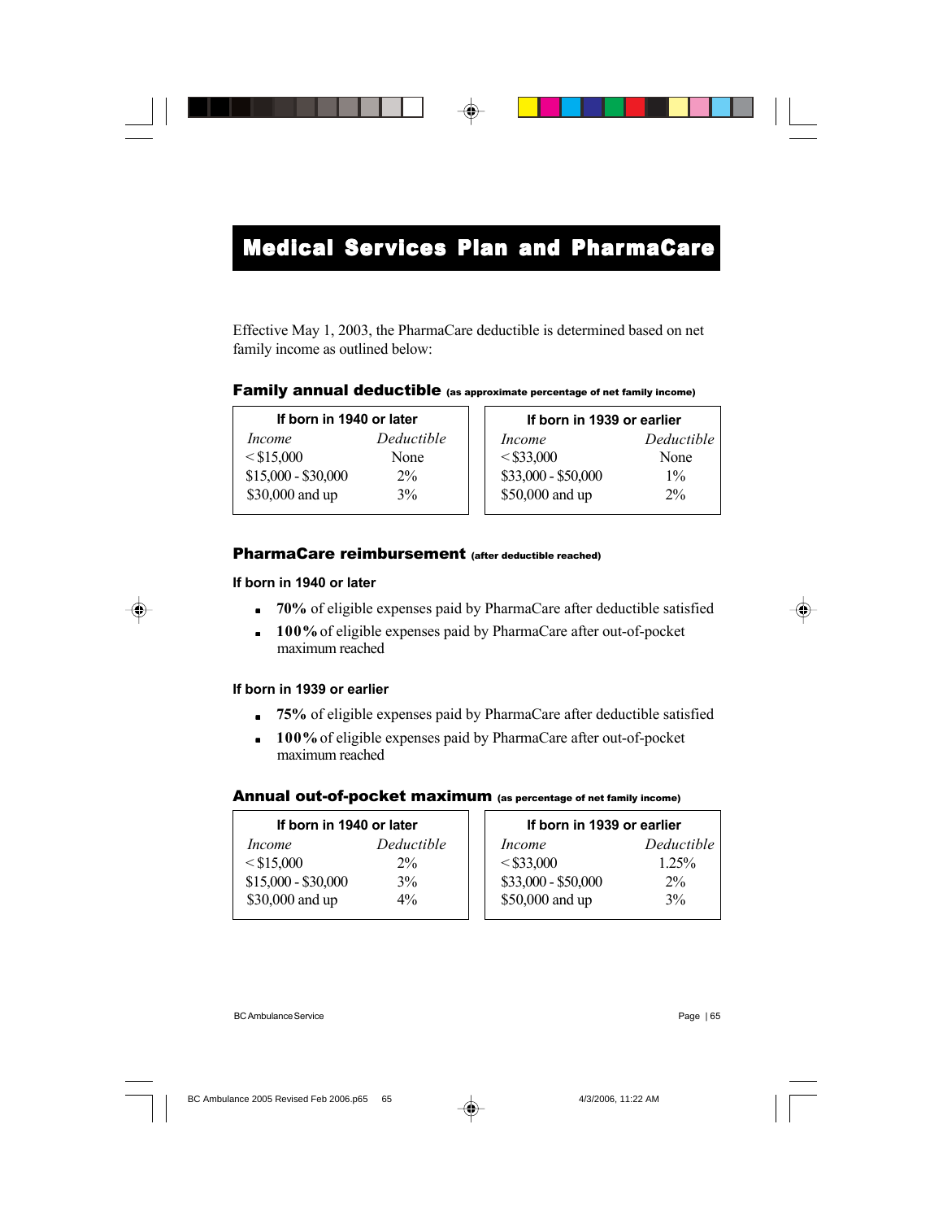# Medical Services Plan and PharmaCare

Effective May 1, 2003, the PharmaCare deductible is determined based on net family income as outlined below:

### Family annual deductible (as approximate percentage of net family income)

| If born in 1940 or later | |
|---|---|
| *Income* | *Deductible* |
| < $15,000 | None |
| $15,000 - $30,000 | 2% |
| $30,000 and up | 3% |

| If born in 1939 or earlier | |
|---|---|
| *Income* | *Deductible* |
| < $33,000 | None |
| $33,000 - $50,000 | 1% |
| $50,000 and up | 2% |

### PharmaCare reimbursement (after deductible reached)

**If born in 1940 or later**

- **70%** of eligible expenses paid by PharmaCare after deductible satisfied
- **100%** of eligible expenses paid by PharmaCare after out-of-pocket maximum reached

**If born in 1939 or earlier**

- **75%** of eligible expenses paid by PharmaCare after deductible satisfied
- **100%** of eligible expenses paid by PharmaCare after out-of-pocket maximum reached

### Annual out-of-pocket maximum (as percentage of net family income)

| If born in 1940 or later | |
|---|---|
| *Income* | *Deductible* |
| < $15,000 | 2% |
| $15,000 - $30,000 | 3% |
| $30,000 and up | 4% |

| If born in 1939 or earlier | |
|---|---|
| *Income* | *Deductible* |
| < $33,000 | 1.25% |
| $33,000 - $50,000 | 2% |
| $50,000 and up | 3% |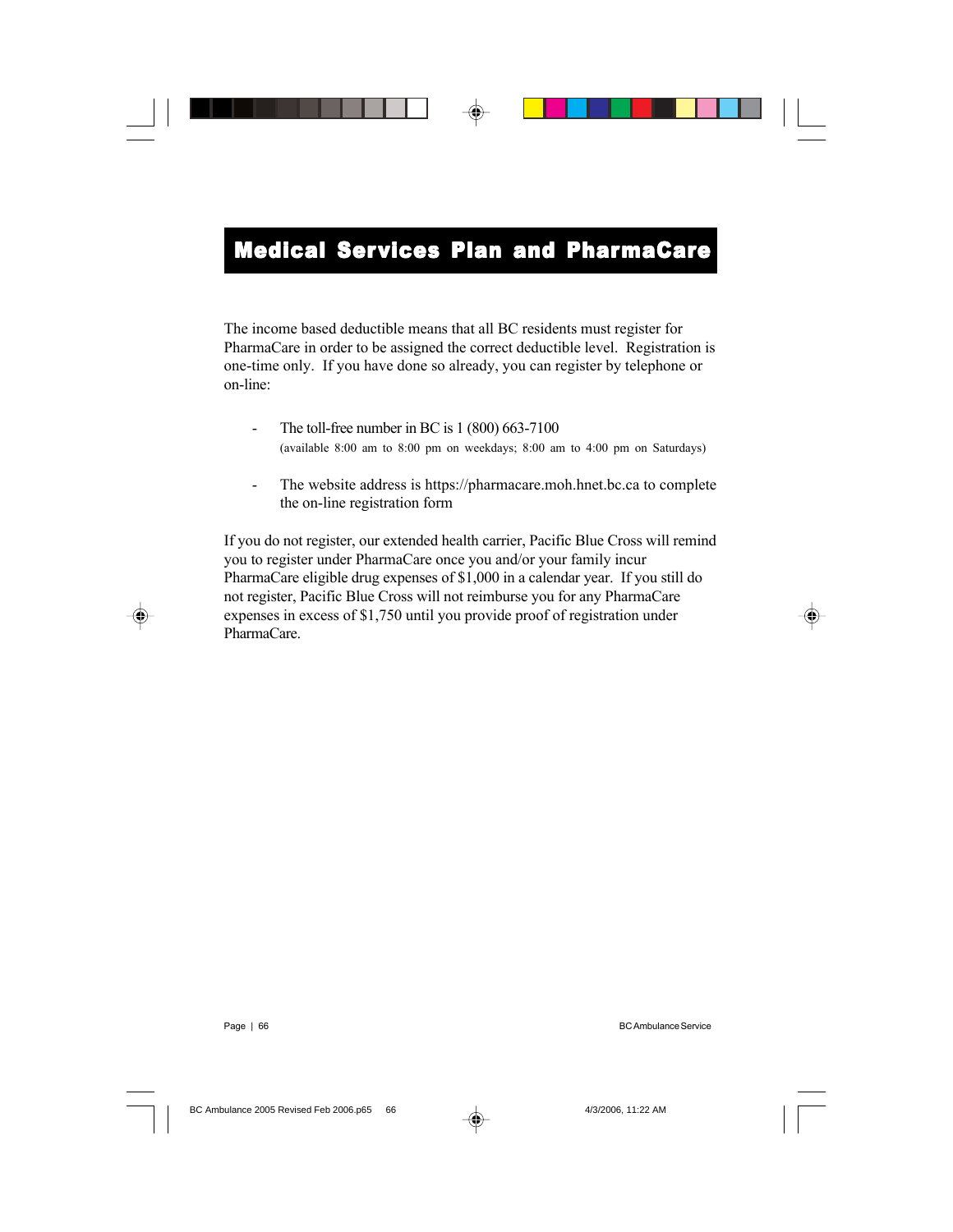# Medical Services Plan and PharmaCare

The income based deductible means that all BC residents must register for PharmaCare in order to be assigned the correct deductible level. Registration is one-time only. If you have done so already, you can register by telephone or on-line:

- The toll-free number in BC is 1 (800) 663-7100
  (available 8:00 am to 8:00 pm on weekdays; 8:00 am to 4:00 pm on Saturdays)

- The website address is https://pharmacare.moh.hnet.bc.ca to complete the on-line registration form

If you do not register, our extended health carrier, Pacific Blue Cross will remind you to register under PharmaCare once you and/or your family incur PharmaCare eligible drug expenses of $1,000 in a calendar year. If you still do not register, Pacific Blue Cross will not reimburse you for any PharmaCare expenses in excess of $1,750 until you provide proof of registration under PharmaCare.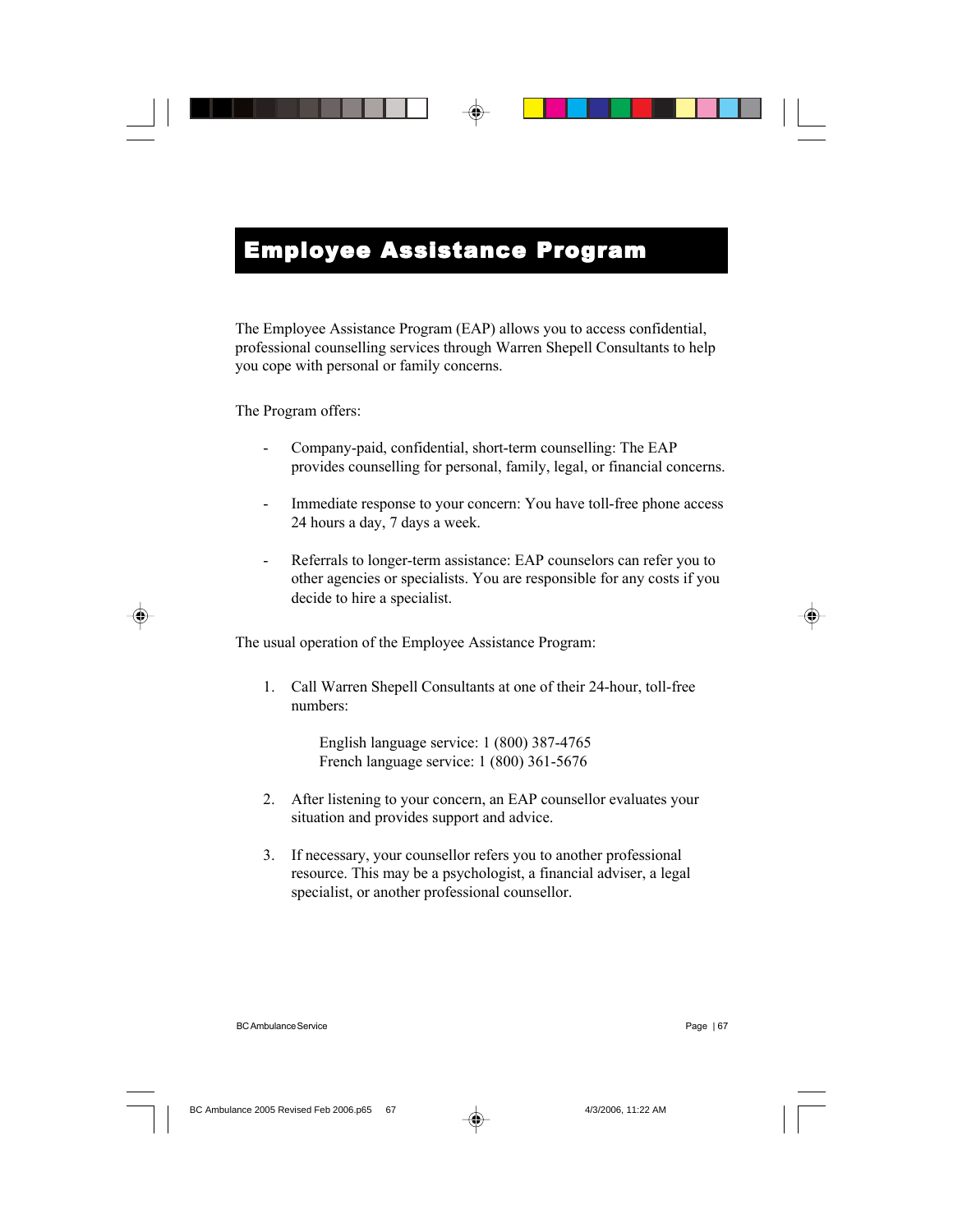# Employee Assistance Program

The Employee Assistance Program (EAP) allows you to access confidential, professional counselling services through Warren Shepell Consultants to help you cope with personal or family concerns.

The Program offers:

- Company-paid, confidential, short-term counselling: The EAP provides counselling for personal, family, legal, or financial concerns.

- Immediate response to your concern: You have toll-free phone access 24 hours a day, 7 days a week.

- Referrals to longer-term assistance: EAP counselors can refer you to other agencies or specialists. You are responsible for any costs if you decide to hire a specialist.

The usual operation of the Employee Assistance Program:

1. Call Warren Shepell Consultants at one of their 24-hour, toll-free numbers:

   English language service: 1 (800) 387-4765
   French language service: 1 (800) 361-5676

2. After listening to your concern, an EAP counsellor evaluates your situation and provides support and advice.

3. If necessary, your counsellor refers you to another professional resource. This may be a psychologist, a financial adviser, a legal specialist, or another professional counsellor.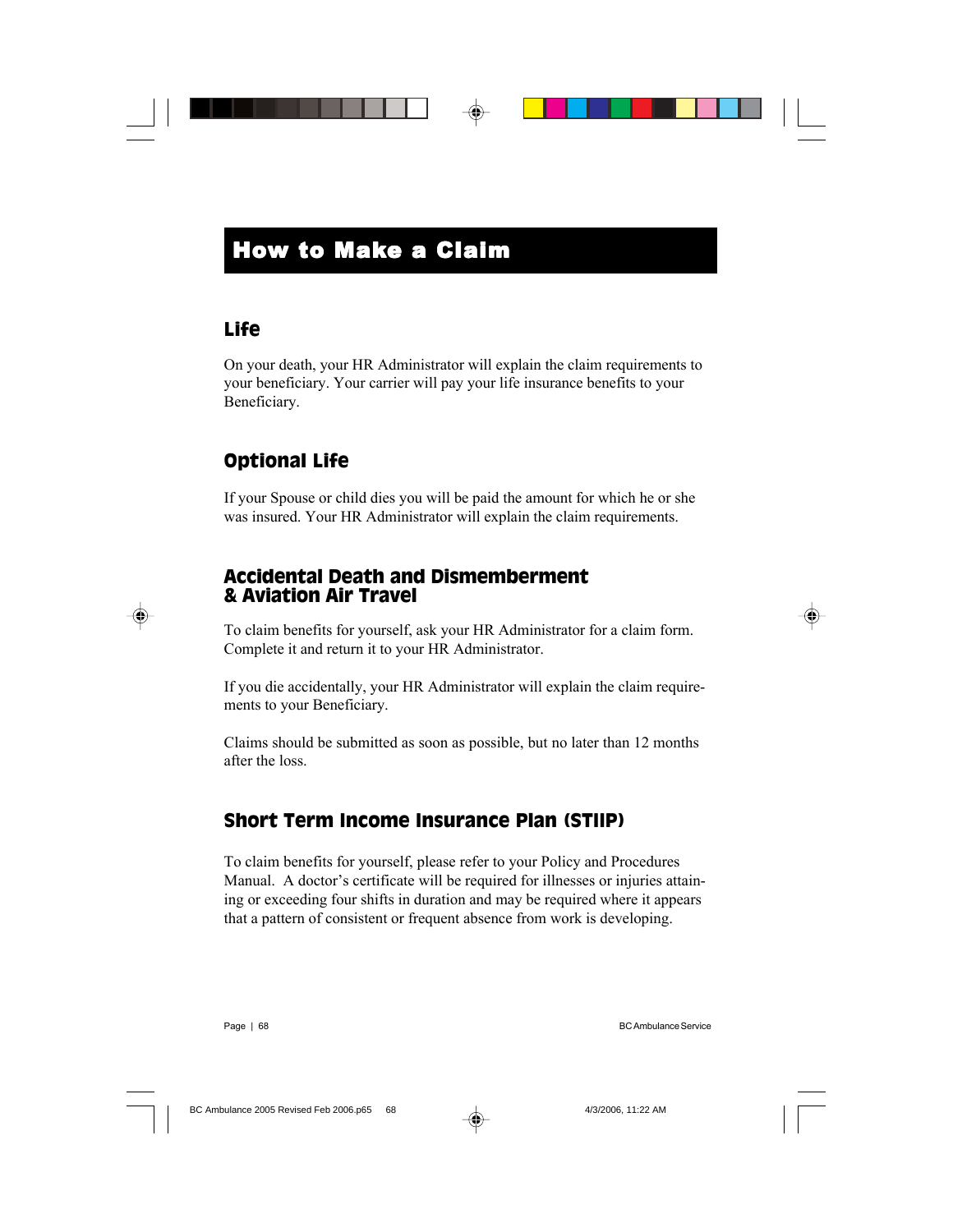# How to Make a Claim

## Life

On your death, your HR Administrator will explain the claim requirements to your beneficiary. Your carrier will pay your life insurance benefits to your Beneficiary.

## Optional Life

If your Spouse or child dies you will be paid the amount for which he or she was insured. Your HR Administrator will explain the claim requirements.

## Accidental Death and Dismemberment & Aviation Air Travel

To claim benefits for yourself, ask your HR Administrator for a claim form. Complete it and return it to your HR Administrator.

If you die accidentally, your HR Administrator will explain the claim requirements to your Beneficiary.

Claims should be submitted as soon as possible, but no later than 12 months after the loss.

## Short Term Income Insurance Plan (STIIP)

To claim benefits for yourself, please refer to your Policy and Procedures Manual. A doctor's certificate will be required for illnesses or injuries attaining or exceeding four shifts in duration and may be required where it appears that a pattern of consistent or frequent absence from work is developing.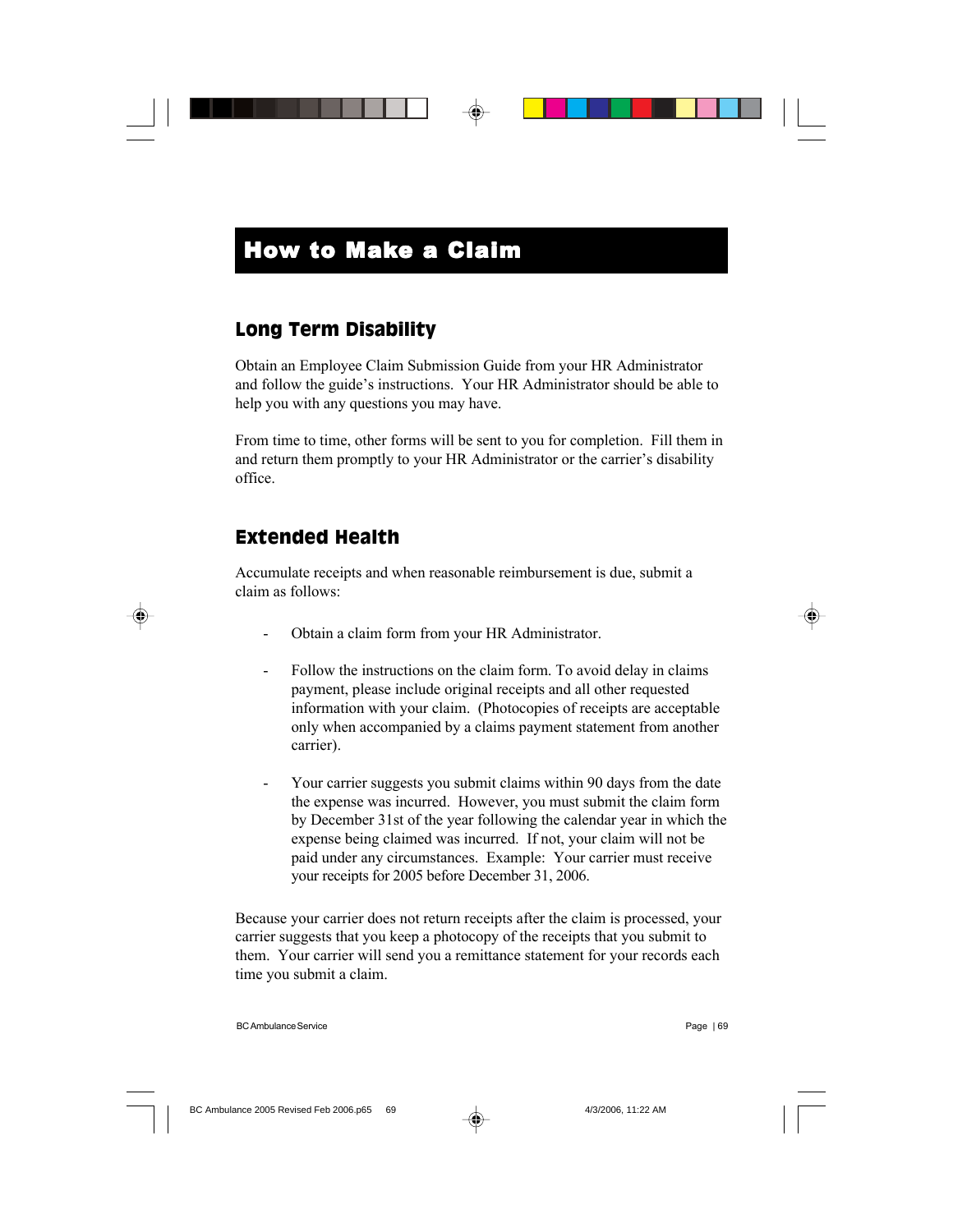# How to Make a Claim

## Long Term Disability

Obtain an Employee Claim Submission Guide from your HR Administrator and follow the guide's instructions. Your HR Administrator should be able to help you with any questions you may have.

From time to time, other forms will be sent to you for completion. Fill them in and return them promptly to your HR Administrator or the carrier's disability office.

## Extended Health

Accumulate receipts and when reasonable reimbursement is due, submit a claim as follows:

- Obtain a claim form from your HR Administrator.

- Follow the instructions on the claim form. To avoid delay in claims payment, please include original receipts and all other requested information with your claim. (Photocopies of receipts are acceptable only when accompanied by a claims payment statement from another carrier).

- Your carrier suggests you submit claims within 90 days from the date the expense was incurred. However, you must submit the claim form by December 31st of the year following the calendar year in which the expense being claimed was incurred. If not, your claim will not be paid under any circumstances. Example: Your carrier must receive your receipts for 2005 before December 31, 2006.

Because your carrier does not return receipts after the claim is processed, your carrier suggests that you keep a photocopy of the receipts that you submit to them. Your carrier will send you a remittance statement for your records each time you submit a claim.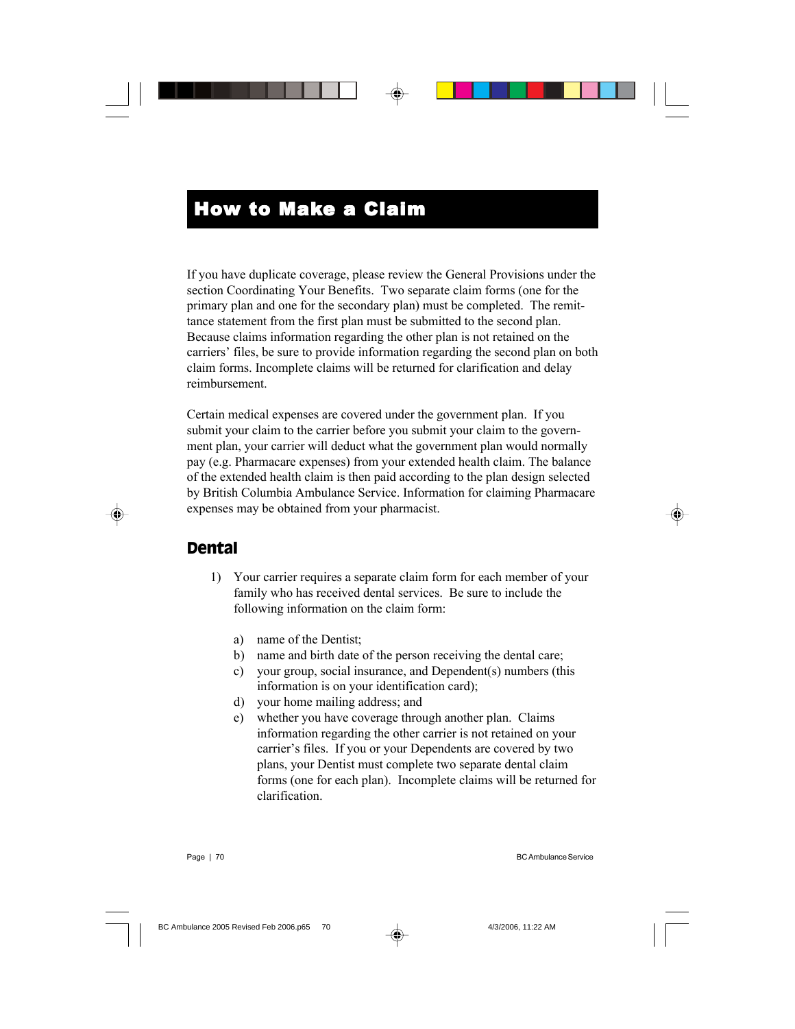# How to Make a Claim

If you have duplicate coverage, please review the General Provisions under the section Coordinating Your Benefits. Two separate claim forms (one for the primary plan and one for the secondary plan) must be completed. The remittance statement from the first plan must be submitted to the second plan. Because claims information regarding the other plan is not retained on the carriers' files, be sure to provide information regarding the second plan on both claim forms. Incomplete claims will be returned for clarification and delay reimbursement.

Certain medical expenses are covered under the government plan. If you submit your claim to the carrier before you submit your claim to the government plan, your carrier will deduct what the government plan would normally pay (e.g. Pharmacare expenses) from your extended health claim. The balance of the extended health claim is then paid according to the plan design selected by British Columbia Ambulance Service. Information for claiming Pharmacare expenses may be obtained from your pharmacist.

## Dental

1) Your carrier requires a separate claim form for each member of your family who has received dental services. Be sure to include the following information on the claim form:

   a) name of the Dentist;
   b) name and birth date of the person receiving the dental care;
   c) your group, social insurance, and Dependent(s) numbers (this information is on your identification card);
   d) your home mailing address; and
   e) whether you have coverage through another plan. Claims information regarding the other carrier is not retained on your carrier's files. If you or your Dependents are covered by two plans, your Dentist must complete two separate dental claim forms (one for each plan). Incomplete claims will be returned for clarification.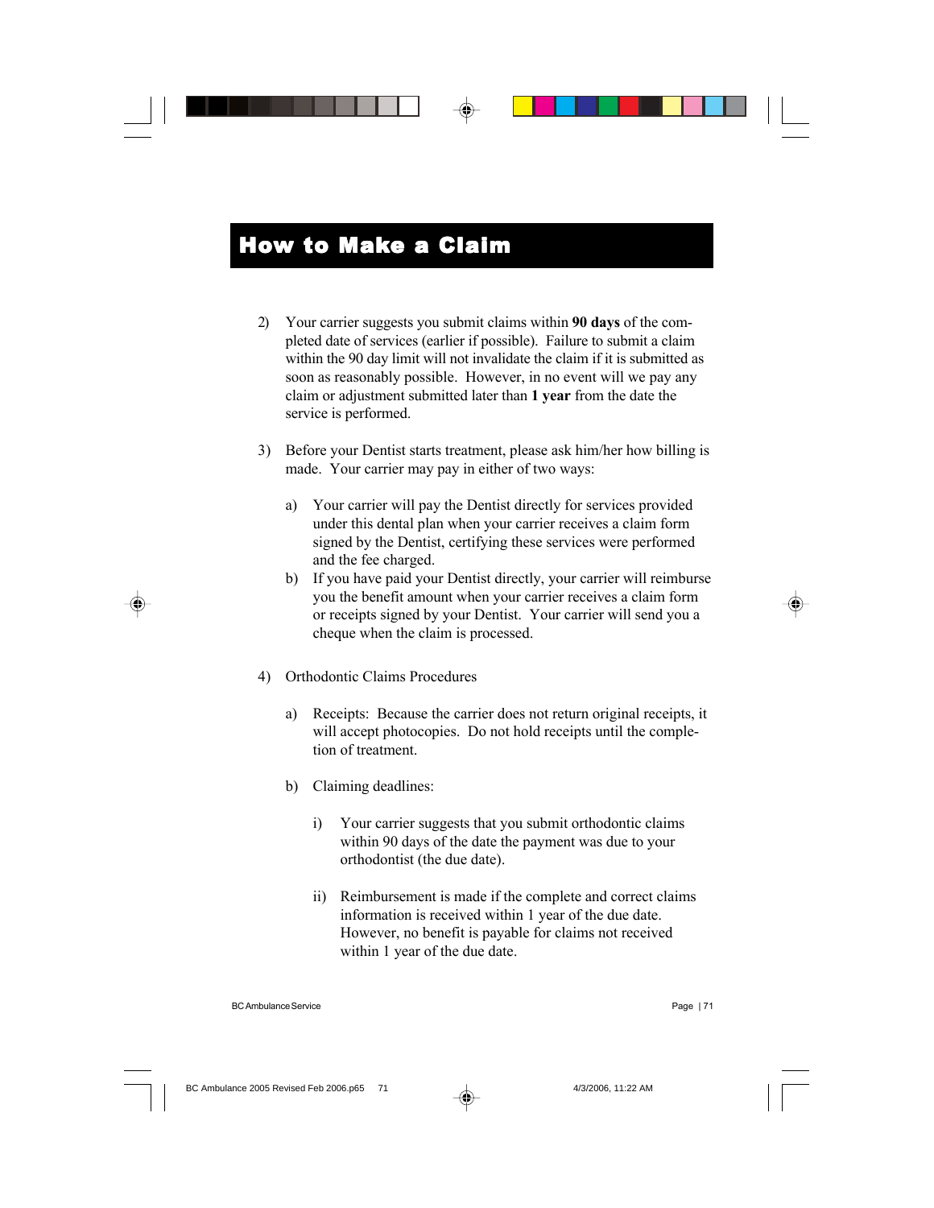# How to Make a Claim

2) Your carrier suggests you submit claims within **90 days** of the completed date of services (earlier if possible). Failure to submit a claim within the 90 day limit will not invalidate the claim if it is submitted as soon as reasonably possible. However, in no event will we pay any claim or adjustment submitted later than **1 year** from the date the service is performed.

3) Before your Dentist starts treatment, please ask him/her how billing is made. Your carrier may pay in either of two ways:

   a) Your carrier will pay the Dentist directly for services provided under this dental plan when your carrier receives a claim form signed by the Dentist, certifying these services were performed and the fee charged.

   b) If you have paid your Dentist directly, your carrier will reimburse you the benefit amount when your carrier receives a claim form or receipts signed by your Dentist. Your carrier will send you a cheque when the claim is processed.

4) Orthodontic Claims Procedures

   a) Receipts: Because the carrier does not return original receipts, it will accept photocopies. Do not hold receipts until the completion of treatment.

   b) Claiming deadlines:

      i) Your carrier suggests that you submit orthodontic claims within 90 days of the date the payment was due to your orthodontist (the due date).

      ii) Reimbursement is made if the complete and correct claims information is received within 1 year of the due date. However, no benefit is payable for claims not received within 1 year of the due date.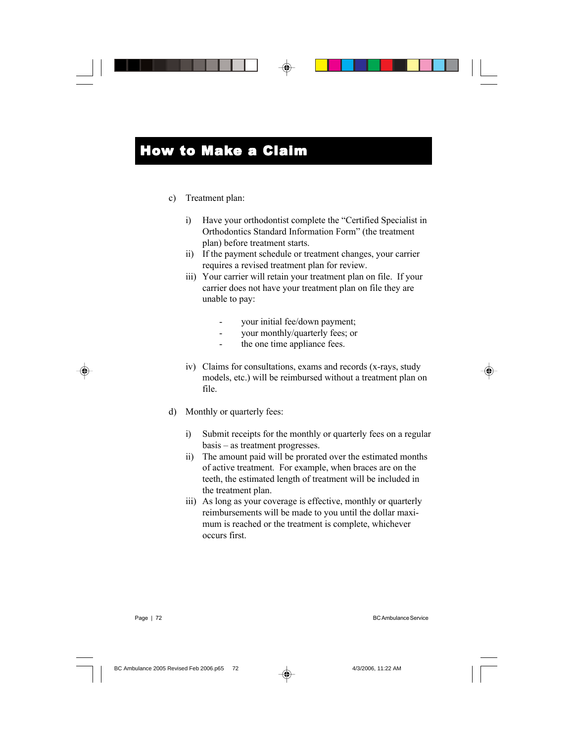# How to Make a Claim

c) Treatment plan:

   i) Have your orthodontist complete the “Certified Specialist in Orthodontics Standard Information Form” (the treatment plan) before treatment starts.

   ii) If the payment schedule or treatment changes, your carrier requires a revised treatment plan for review.

   iii) Your carrier will retain your treatment plan on file. If your carrier does not have your treatment plan on file they are unable to pay:

   - your initial fee/down payment;
   - your monthly/quarterly fees; or
   - the one time appliance fees.

   iv) Claims for consultations, exams and records (x-rays, study models, etc.) will be reimbursed without a treatment plan on file.

d) Monthly or quarterly fees:

   i) Submit receipts for the monthly or quarterly fees on a regular basis – as treatment progresses.

   ii) The amount paid will be prorated over the estimated months of active treatment. For example, when braces are on the teeth, the estimated length of treatment will be included in the treatment plan.

   iii) As long as your coverage is effective, monthly or quarterly reimbursements will be made to you until the dollar maximum is reached or the treatment is complete, whichever occurs first.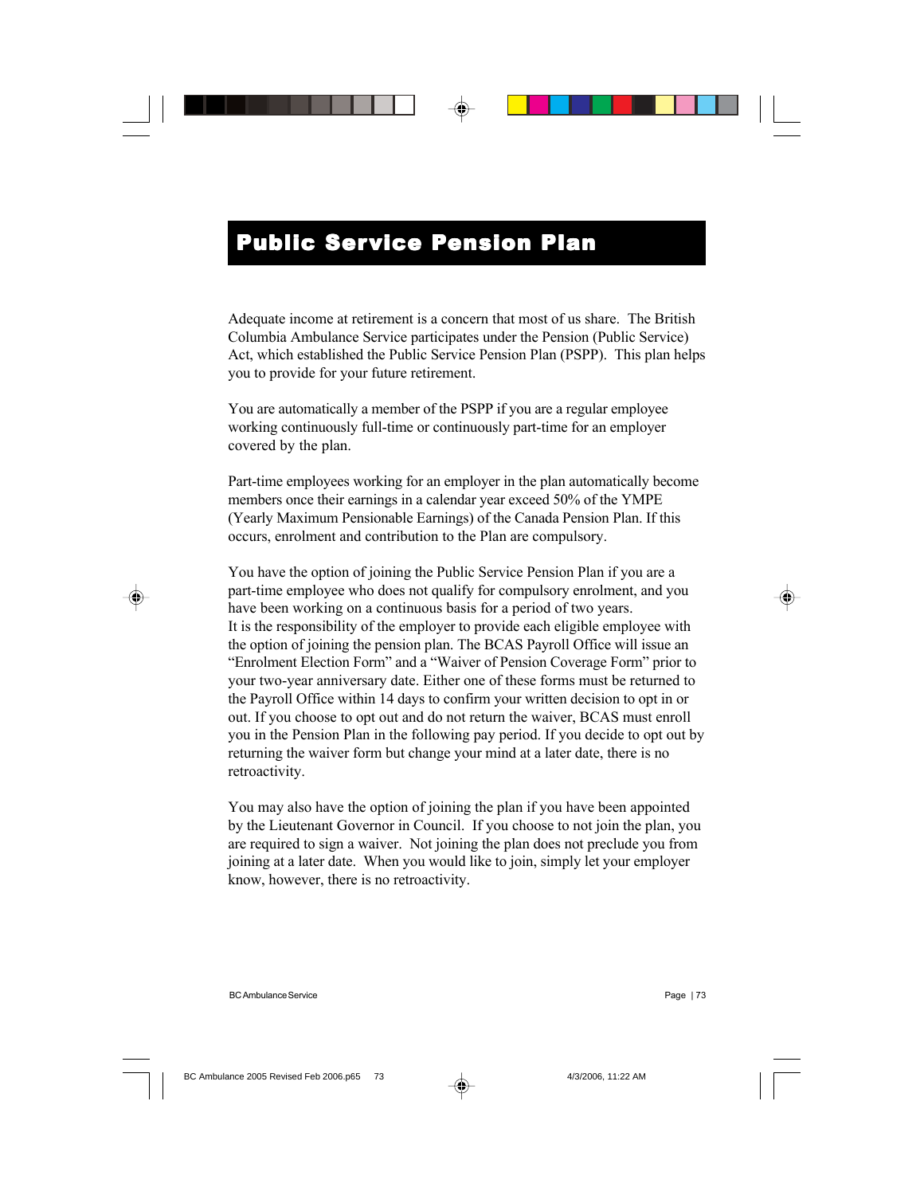# Public Service Pension Plan

Adequate income at retirement is a concern that most of us share. The British Columbia Ambulance Service participates under the Pension (Public Service) Act, which established the Public Service Pension Plan (PSPP). This plan helps you to provide for your future retirement.

You are automatically a member of the PSPP if you are a regular employee working continuously full-time or continuously part-time for an employer covered by the plan.

Part-time employees working for an employer in the plan automatically become members once their earnings in a calendar year exceed 50% of the YMPE (Yearly Maximum Pensionable Earnings) of the Canada Pension Plan. If this occurs, enrolment and contribution to the Plan are compulsory.

You have the option of joining the Public Service Pension Plan if you are a part-time employee who does not qualify for compulsory enrolment, and you have been working on a continuous basis for a period of two years.
It is the responsibility of the employer to provide each eligible employee with the option of joining the pension plan. The BCAS Payroll Office will issue an "Enrolment Election Form" and a "Waiver of Pension Coverage Form" prior to your two-year anniversary date. Either one of these forms must be returned to the Payroll Office within 14 days to confirm your written decision to opt in or out. If you choose to opt out and do not return the waiver, BCAS must enroll you in the Pension Plan in the following pay period. If you decide to opt out by returning the waiver form but change your mind at a later date, there is no retroactivity.

You may also have the option of joining the plan if you have been appointed by the Lieutenant Governor in Council. If you choose to not join the plan, you are required to sign a waiver. Not joining the plan does not preclude you from joining at a later date. When you would like to join, simply let your employer know, however, there is no retroactivity.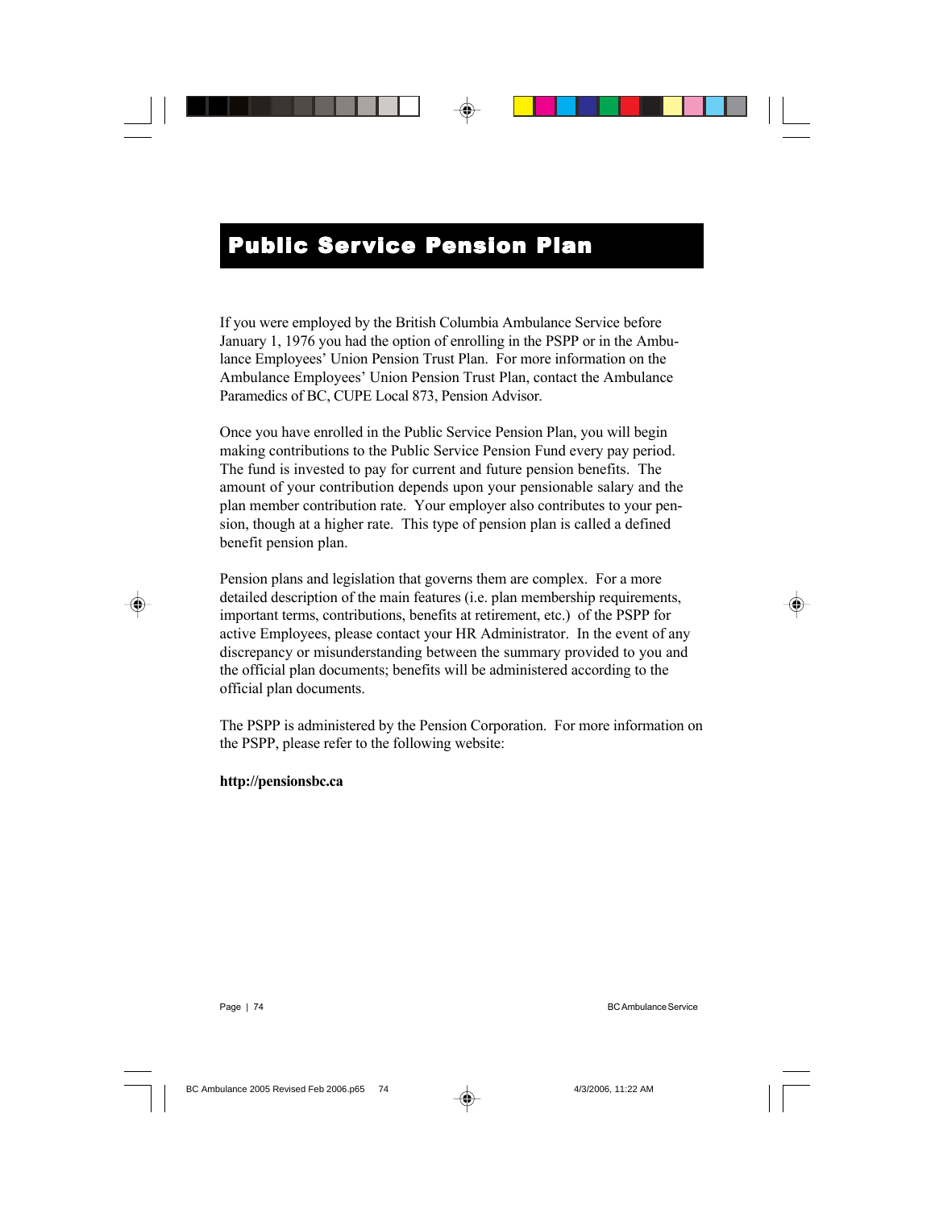# Public Service Pension Plan

If you were employed by the British Columbia Ambulance Service before January 1, 1976 you had the option of enrolling in the PSPP or in the Ambulance Employees' Union Pension Trust Plan. For more information on the Ambulance Employees' Union Pension Trust Plan, contact the Ambulance Paramedics of BC, CUPE Local 873, Pension Advisor.

Once you have enrolled in the Public Service Pension Plan, you will begin making contributions to the Public Service Pension Fund every pay period. The fund is invested to pay for current and future pension benefits. The amount of your contribution depends upon your pensionable salary and the plan member contribution rate. Your employer also contributes to your pension, though at a higher rate. This type of pension plan is called a defined benefit pension plan.

Pension plans and legislation that governs them are complex. For a more detailed description of the main features (i.e. plan membership requirements, important terms, contributions, benefits at retirement, etc.) of the PSPP for active Employees, please contact your HR Administrator. In the event of any discrepancy or misunderstanding between the summary provided to you and the official plan documents; benefits will be administered according to the official plan documents.

The PSPP is administered by the Pension Corporation. For more information on the PSPP, please refer to the following website:

**http://pensionsbc.ca**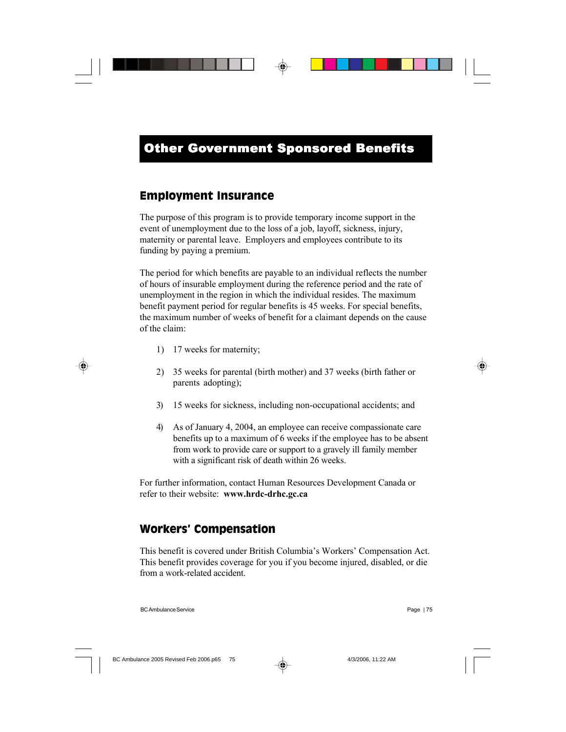# Other Government Sponsored Benefits

## Employment Insurance

The purpose of this program is to provide temporary income support in the event of unemployment due to the loss of a job, layoff, sickness, injury, maternity or parental leave. Employers and employees contribute to its funding by paying a premium.

The period for which benefits are payable to an individual reflects the number of hours of insurable employment during the reference period and the rate of unemployment in the region in which the individual resides. The maximum benefit payment period for regular benefits is 45 weeks. For special benefits, the maximum number of weeks of benefit for a claimant depends on the cause of the claim:

1) 17 weeks for maternity;

2) 35 weeks for parental (birth mother) and 37 weeks (birth father or parents adopting);

3) 15 weeks for sickness, including non-occupational accidents; and

4) As of January 4, 2004, an employee can receive compassionate care benefits up to a maximum of 6 weeks if the employee has to be absent from work to provide care or support to a gravely ill family member with a significant risk of death within 26 weeks.

For further information, contact Human Resources Development Canada or refer to their website: **www.hrdc-drhc.gc.ca**

## Workers' Compensation

This benefit is covered under British Columbia's Workers' Compensation Act. This benefit provides coverage for you if you become injured, disabled, or die from a work-related accident.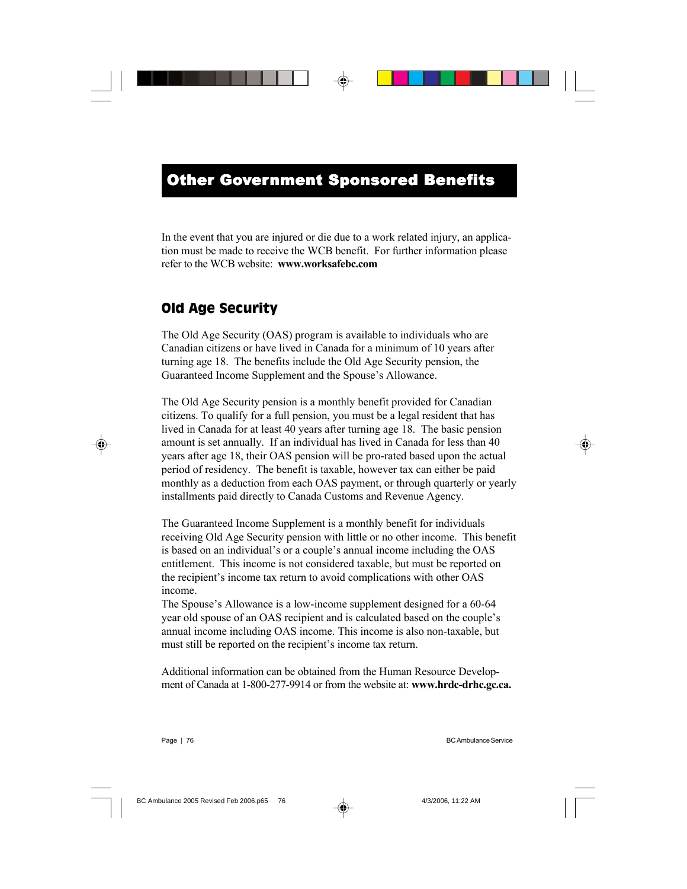# Other Government Sponsored Benefits

In the event that you are injured or die due to a work related injury, an application must be made to receive the WCB benefit. For further information please refer to the WCB website: **www.worksafebc.com**

## Old Age Security

The Old Age Security (OAS) program is available to individuals who are Canadian citizens or have lived in Canada for a minimum of 10 years after turning age 18. The benefits include the Old Age Security pension, the Guaranteed Income Supplement and the Spouse's Allowance.

The Old Age Security pension is a monthly benefit provided for Canadian citizens. To qualify for a full pension, you must be a legal resident that has lived in Canada for at least 40 years after turning age 18. The basic pension amount is set annually. If an individual has lived in Canada for less than 40 years after age 18, their OAS pension will be pro-rated based upon the actual period of residency. The benefit is taxable, however tax can either be paid monthly as a deduction from each OAS payment, or through quarterly or yearly installments paid directly to Canada Customs and Revenue Agency.

The Guaranteed Income Supplement is a monthly benefit for individuals receiving Old Age Security pension with little or no other income. This benefit is based on an individual's or a couple's annual income including the OAS entitlement. This income is not considered taxable, but must be reported on the recipient's income tax return to avoid complications with other OAS income.

The Spouse's Allowance is a low-income supplement designed for a 60-64 year old spouse of an OAS recipient and is calculated based on the couple's annual income including OAS income. This income is also non-taxable, but must still be reported on the recipient's income tax return.

Additional information can be obtained from the Human Resource Development of Canada at 1-800-277-9914 or from the website at: **www.hrdc-drhc.gc.ca.**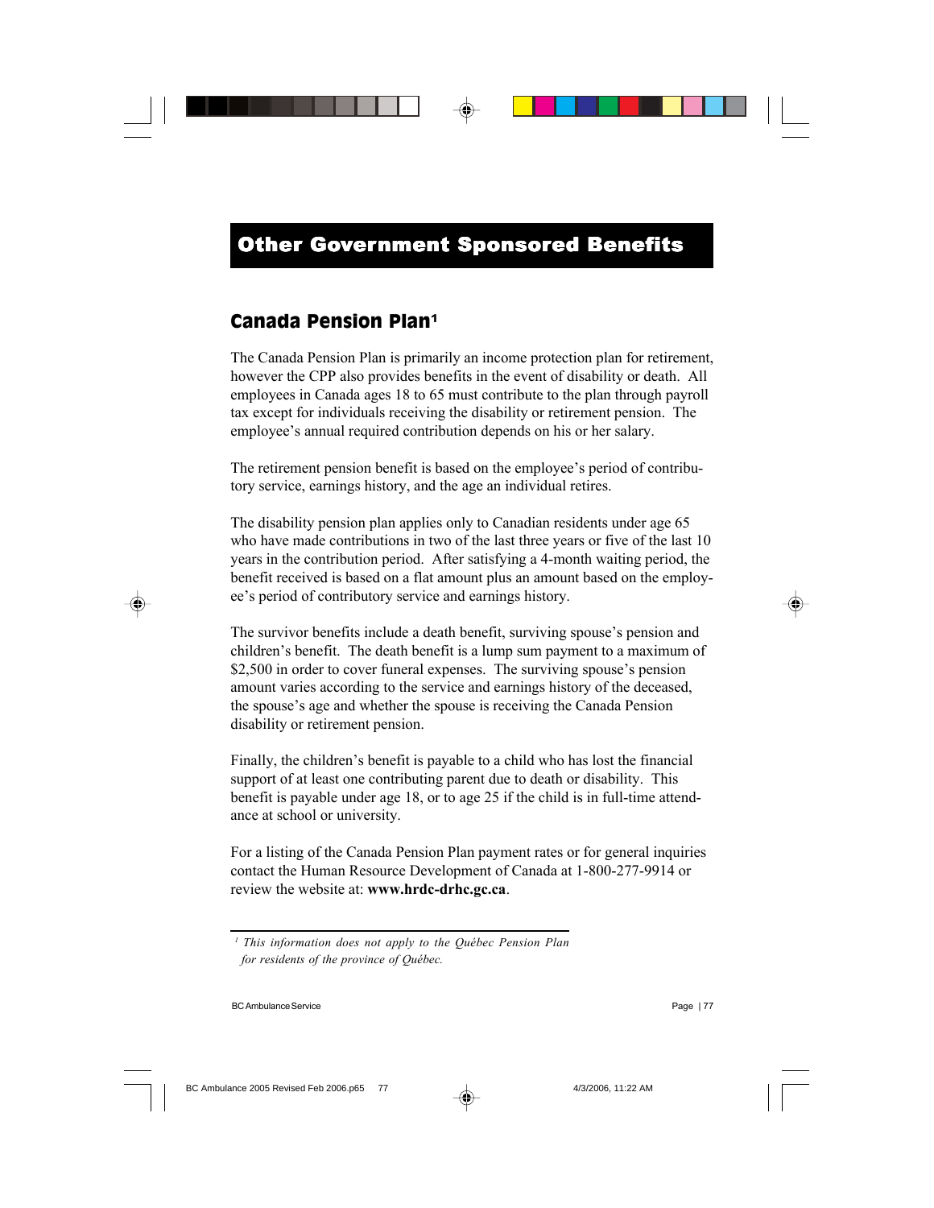# Other Government Sponsored Benefits

## Canada Pension Plan[1]

The Canada Pension Plan is primarily an income protection plan for retirement, however the CPP also provides benefits in the event of disability or death. All employees in Canada ages 18 to 65 must contribute to the plan through payroll tax except for individuals receiving the disability or retirement pension. The employee's annual required contribution depends on his or her salary.

The retirement pension benefit is based on the employee's period of contributory service, earnings history, and the age an individual retires.

The disability pension plan applies only to Canadian residents under age 65 who have made contributions in two of the last three years or five of the last 10 years in the contribution period. After satisfying a 4-month waiting period, the benefit received is based on a flat amount plus an amount based on the employee's period of contributory service and earnings history.

The survivor benefits include a death benefit, surviving spouse's pension and children's benefit. The death benefit is a lump sum payment to a maximum of $2,500 in order to cover funeral expenses. The surviving spouse's pension amount varies according to the service and earnings history of the deceased, the spouse's age and whether the spouse is receiving the Canada Pension disability or retirement pension.

Finally, the children's benefit is payable to a child who has lost the financial support of at least one contributing parent due to death or disability. This benefit is payable under age 18, or to age 25 if the child is in full-time attendance at school or university.

For a listing of the Canada Pension Plan payment rates or for general inquiries contact the Human Resource Development of Canada at 1-800-277-9914 or review the website at: **www.hrdc-drhc.gc.ca**.

---

[1] *This information does not apply to the Québec Pension Plan for residents of the province of Québec.*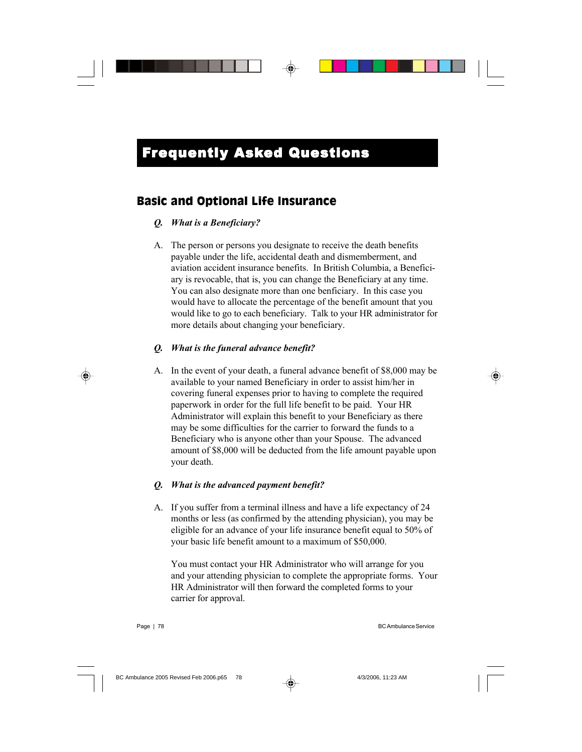# Frequently Asked Questions

## Basic and Optional Life Insurance

***Q. What is a Beneficiary?***

A. The person or persons you designate to receive the death benefits payable under the life, accidental death and dismemberment, and aviation accident insurance benefits. In British Columbia, a Beneficiary is revocable, that is, you can change the Beneficiary at any time. You can also designate more than one benficiary. In this case you would have to allocate the percentage of the benefit amount that you would like to go to each beneficiary. Talk to your HR administrator for more details about changing your beneficiary.

***Q. What is the funeral advance benefit?***

A. In the event of your death, a funeral advance benefit of $8,000 may be available to your named Beneficiary in order to assist him/her in covering funeral expenses prior to having to complete the required paperwork in order for the full life benefit to be paid. Your HR Administrator will explain this benefit to your Beneficiary as there may be some difficulties for the carrier to forward the funds to a Beneficiary who is anyone other than your Spouse. The advanced amount of $8,000 will be deducted from the life amount payable upon your death.

***Q. What is the advanced payment benefit?***

A. If you suffer from a terminal illness and have a life expectancy of 24 months or less (as confirmed by the attending physician), you may be eligible for an advance of your life insurance benefit equal to 50% of your basic life benefit amount to a maximum of $50,000.

You must contact your HR Administrator who will arrange for you and your attending physician to complete the appropriate forms. Your HR Administrator will then forward the completed forms to your carrier for approval.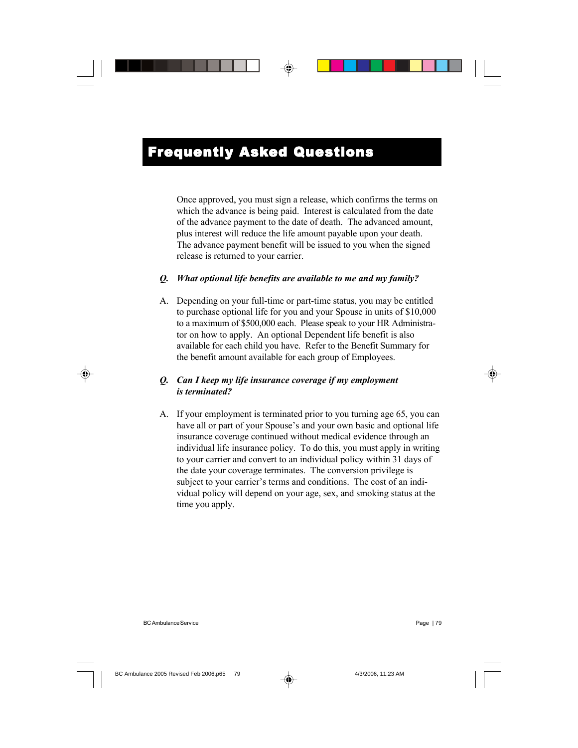# Frequently Asked Questions

Once approved, you must sign a release, which confirms the terms on which the advance is being paid. Interest is calculated from the date of the advance payment to the date of death. The advanced amount, plus interest will reduce the life amount payable upon your death. The advance payment benefit will be issued to you when the signed release is returned to your carrier.

***Q. What optional life benefits are available to me and my family?***

A. Depending on your full-time or part-time status, you may be entitled to purchase optional life for you and your Spouse in units of $10,000 to a maximum of $500,000 each. Please speak to your HR Administrator on how to apply. An optional Dependent life benefit is also available for each child you have. Refer to the Benefit Summary for the benefit amount available for each group of Employees.

***Q. Can I keep my life insurance coverage if my employment is terminated?***

A. If your employment is terminated prior to you turning age 65, you can have all or part of your Spouse's and your own basic and optional life insurance coverage continued without medical evidence through an individual life insurance policy. To do this, you must apply in writing to your carrier and convert to an individual policy within 31 days of the date your coverage terminates. The conversion privilege is subject to your carrier's terms and conditions. The cost of an individual policy will depend on your age, sex, and smoking status at the time you apply.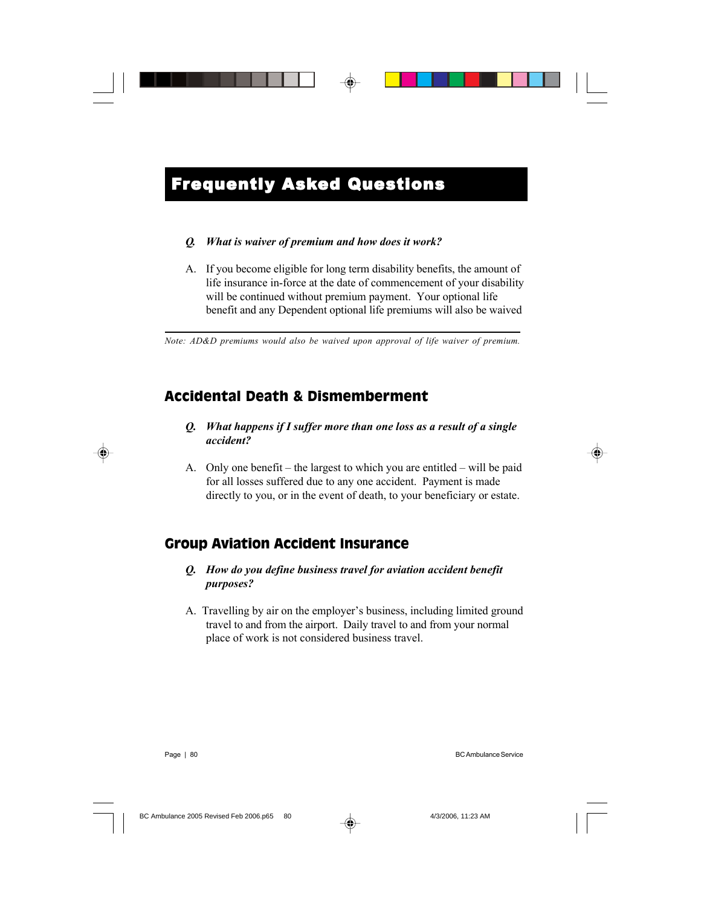# Frequently Asked Questions

***Q. What is waiver of premium and how does it work?***

A. If you become eligible for long term disability benefits, the amount of life insurance in-force at the date of commencement of your disability will be continued without premium payment. Your optional life benefit and any Dependent optional life premiums will also be waived

---

*Note: AD&D premiums would also be waived upon approval of life waiver of premium.*

## Accidental Death & Dismemberment

***Q. What happens if I suffer more than one loss as a result of a single accident?***

A. Only one benefit – the largest to which you are entitled – will be paid for all losses suffered due to any one accident. Payment is made directly to you, or in the event of death, to your beneficiary or estate.

## Group Aviation Accident Insurance

***Q. How do you define business travel for aviation accident benefit purposes?***

A. Travelling by air on the employer's business, including limited ground travel to and from the airport. Daily travel to and from your normal place of work is not considered business travel.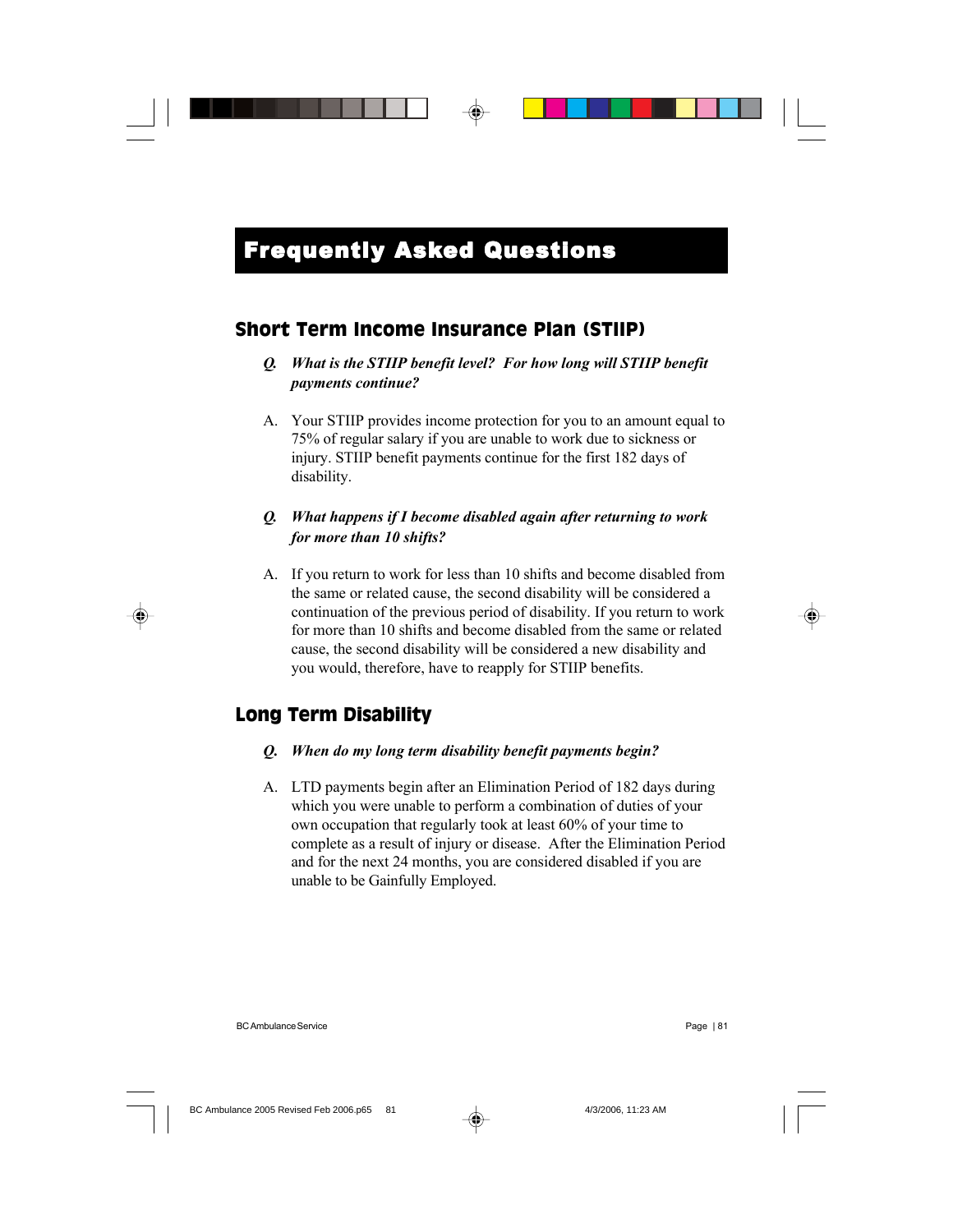# Frequently Asked Questions

## Short Term Income Insurance Plan (STIIP)

***Q. What is the STIIP benefit level? For how long will STIIP benefit payments continue?***

A. Your STIIP provides income protection for you to an amount equal to 75% of regular salary if you are unable to work due to sickness or injury. STIIP benefit payments continue for the first 182 days of disability.

***Q. What happens if I become disabled again after returning to work for more than 10 shifts?***

A. If you return to work for less than 10 shifts and become disabled from the same or related cause, the second disability will be considered a continuation of the previous period of disability. If you return to work for more than 10 shifts and become disabled from the same or related cause, the second disability will be considered a new disability and you would, therefore, have to reapply for STIIP benefits.

## Long Term Disability

***Q. When do my long term disability benefit payments begin?***

A. LTD payments begin after an Elimination Period of 182 days during which you were unable to perform a combination of duties of your own occupation that regularly took at least 60% of your time to complete as a result of injury or disease. After the Elimination Period and for the next 24 months, you are considered disabled if you are unable to be Gainfully Employed.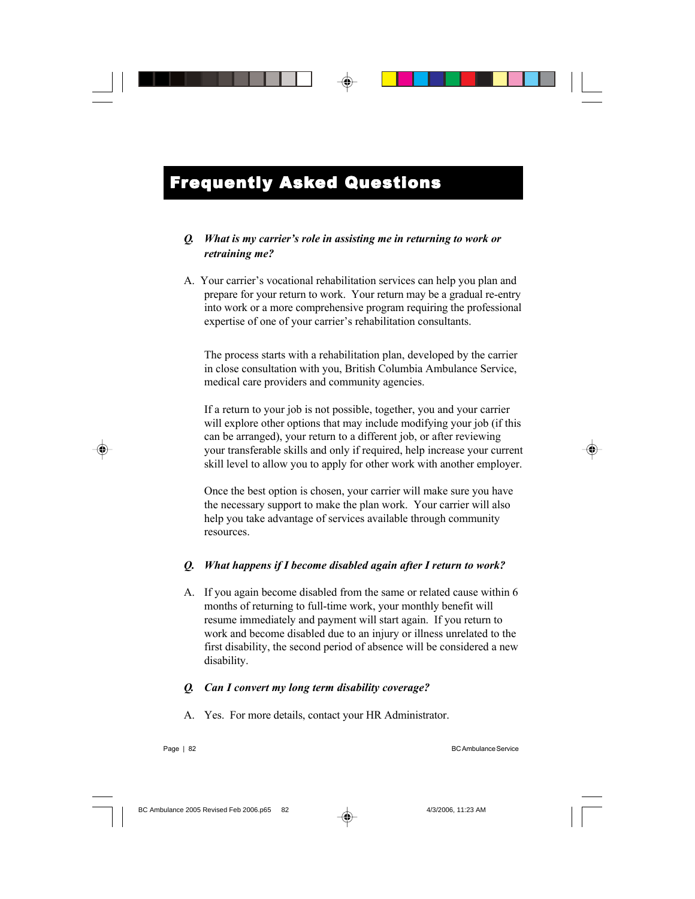# Frequently Asked Questions

***Q. What is my carrier's role in assisting me in returning to work or retraining me?***

A. Your carrier's vocational rehabilitation services can help you plan and prepare for your return to work. Your return may be a gradual re-entry into work or a more comprehensive program requiring the professional expertise of one of your carrier's rehabilitation consultants.

The process starts with a rehabilitation plan, developed by the carrier in close consultation with you, British Columbia Ambulance Service, medical care providers and community agencies.

If a return to your job is not possible, together, you and your carrier will explore other options that may include modifying your job (if this can be arranged), your return to a different job, or after reviewing your transferable skills and only if required, help increase your current skill level to allow you to apply for other work with another employer.

Once the best option is chosen, your carrier will make sure you have the necessary support to make the plan work. Your carrier will also help you take advantage of services available through community resources.

***Q. What happens if I become disabled again after I return to work?***

A. If you again become disabled from the same or related cause within 6 months of returning to full-time work, your monthly benefit will resume immediately and payment will start again. If you return to work and become disabled due to an injury or illness unrelated to the first disability, the second period of absence will be considered a new disability.

***Q. Can I convert my long term disability coverage?***

A. Yes. For more details, contact your HR Administrator.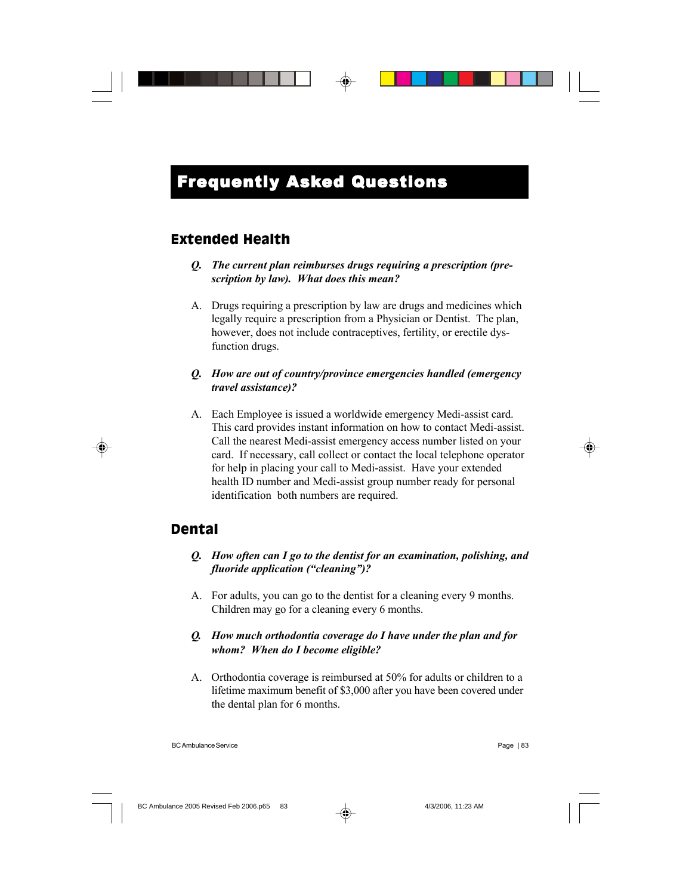# Frequently Asked Questions

## Extended Health

***Q. The current plan reimburses drugs requiring a prescription (prescription by law). What does this mean?***

A. Drugs requiring a prescription by law are drugs and medicines which legally require a prescription from a Physician or Dentist. The plan, however, does not include contraceptives, fertility, or erectile dysfunction drugs.

***Q. How are out of country/province emergencies handled (emergency travel assistance)?***

A. Each Employee is issued a worldwide emergency Medi-assist card. This card provides instant information on how to contact Medi-assist. Call the nearest Medi-assist emergency access number listed on your card. If necessary, call collect or contact the local telephone operator for help in placing your call to Medi-assist. Have your extended health ID number and Medi-assist group number ready for personal identification both numbers are required.

## Dental

***Q. How often can I go to the dentist for an examination, polishing, and fluoride application ("cleaning")?***

A. For adults, you can go to the dentist for a cleaning every 9 months. Children may go for a cleaning every 6 months.

***Q. How much orthodontia coverage do I have under the plan and for whom? When do I become eligible?***

A. Orthodontia coverage is reimbursed at 50% for adults or children to a lifetime maximum benefit of $3,000 after you have been covered under the dental plan for 6 months.